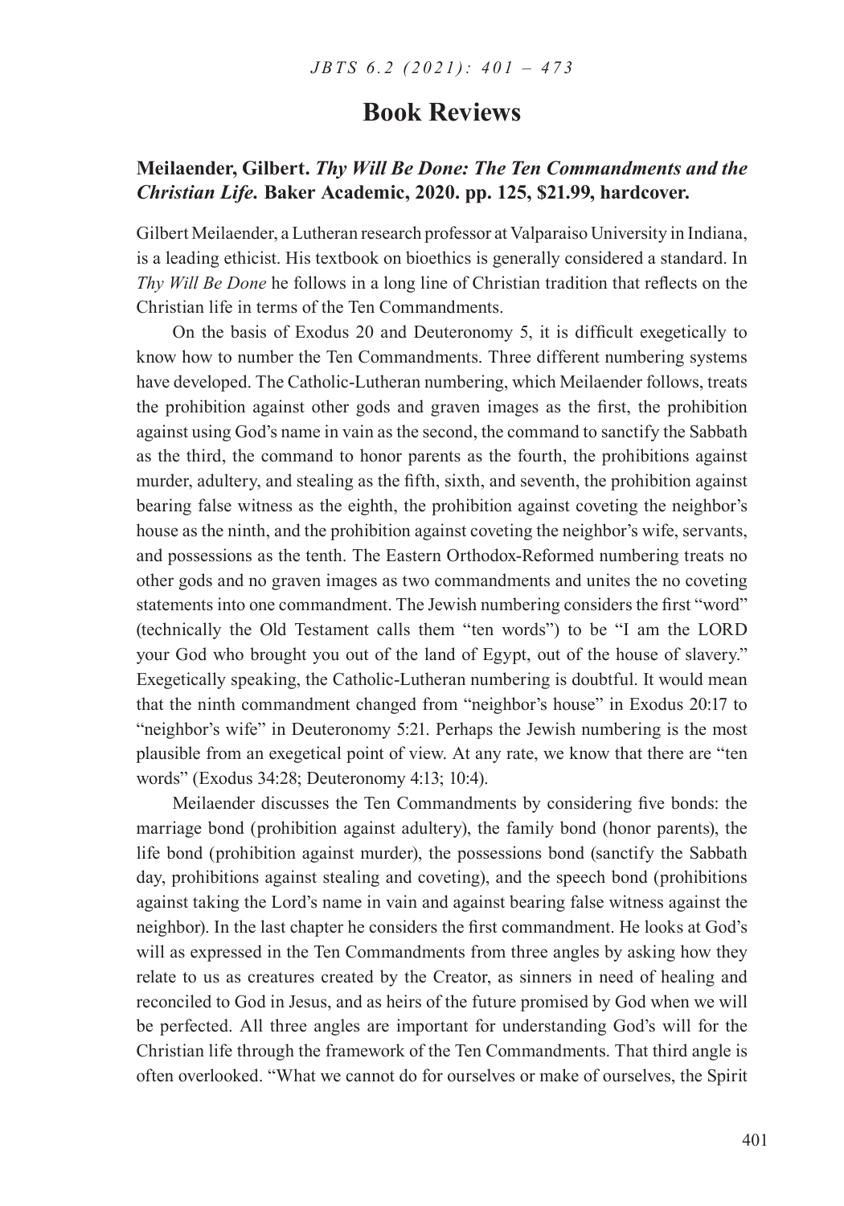# Book Reviews

## Meilaender, Gilbert. *Thy Will Be Done: The Ten Commandments and the Christian Life.* Baker Academic, 2020. pp. 125, $21.99, hardcover.

Gilbert Meilaender, a Lutheran research professor at Valparaiso University in Indiana, is a leading ethicist. His textbook on bioethics is generally considered a standard. In *Thy Will Be Done* he follows in a long line of Christian tradition that reflects on the Christian life in terms of the Ten Commandments.

On the basis of Exodus 20 and Deuteronomy 5, it is difficult exegetically to know how to number the Ten Commandments. Three different numbering systems have developed. The Catholic-Lutheran numbering, which Meilaender follows, treats the prohibition against other gods and graven images as the first, the prohibition against using God's name in vain as the second, the command to sanctify the Sabbath as the third, the command to honor parents as the fourth, the prohibitions against murder, adultery, and stealing as the fifth, sixth, and seventh, the prohibition against bearing false witness as the eighth, the prohibition against coveting the neighbor's house as the ninth, and the prohibition against coveting the neighbor's wife, servants, and possessions as the tenth. The Eastern Orthodox-Reformed numbering treats no other gods and no graven images as two commandments and unites the no coveting statements into one commandment. The Jewish numbering considers the first "word" (technically the Old Testament calls them "ten words") to be "I am the LORD your God who brought you out of the land of Egypt, out of the house of slavery." Exegetically speaking, the Catholic-Lutheran numbering is doubtful. It would mean that the ninth commandment changed from "neighbor's house" in Exodus 20:17 to "neighbor's wife" in Deuteronomy 5:21. Perhaps the Jewish numbering is the most plausible from an exegetical point of view. At any rate, we know that there are "ten words" (Exodus 34:28; Deuteronomy 4:13; 10:4).

Meilaender discusses the Ten Commandments by considering five bonds: the marriage bond (prohibition against adultery), the family bond (honor parents), the life bond (prohibition against murder), the possessions bond (sanctify the Sabbath day, prohibitions against stealing and coveting), and the speech bond (prohibitions against taking the Lord's name in vain and against bearing false witness against the neighbor). In the last chapter he considers the first commandment. He looks at God's will as expressed in the Ten Commandments from three angles by asking how they relate to us as creatures created by the Creator, as sinners in need of healing and reconciled to God in Jesus, and as heirs of the future promised by God when we will be perfected. All three angles are important for understanding God's will for the Christian life through the framework of the Ten Commandments. That third angle is often overlooked. "What we cannot do for ourselves or make of ourselves, the Spirit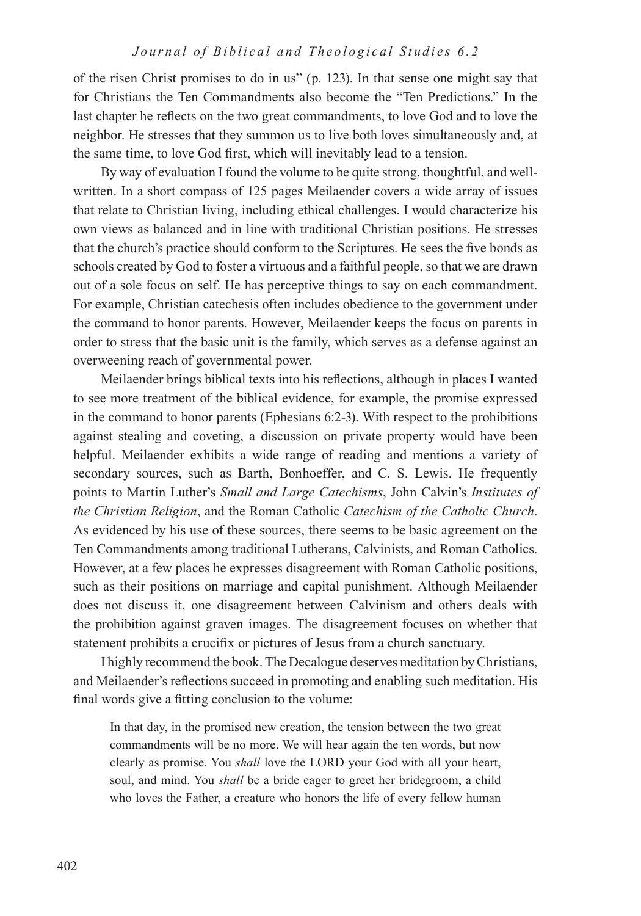of the risen Christ promises to do in us" (p. 123). In that sense one might say that for Christians the Ten Commandments also become the "Ten Predictions." In the last chapter he reflects on the two great commandments, to love God and to love the neighbor. He stresses that they summon us to live both loves simultaneously and, at the same time, to love God first, which will inevitably lead to a tension.

By way of evaluation I found the volume to be quite strong, thoughtful, and well-written. In a short compass of 125 pages Meilaender covers a wide array of issues that relate to Christian living, including ethical challenges. I would characterize his own views as balanced and in line with traditional Christian positions. He stresses that the church's practice should conform to the Scriptures. He sees the five bonds as schools created by God to foster a virtuous and a faithful people, so that we are drawn out of a sole focus on self. He has perceptive things to say on each commandment. For example, Christian catechesis often includes obedience to the government under the command to honor parents. However, Meilaender keeps the focus on parents in order to stress that the basic unit is the family, which serves as a defense against an overweening reach of governmental power.

Meilaender brings biblical texts into his reflections, although in places I wanted to see more treatment of the biblical evidence, for example, the promise expressed in the command to honor parents (Ephesians 6:2-3). With respect to the prohibitions against stealing and coveting, a discussion on private property would have been helpful. Meilaender exhibits a wide range of reading and mentions a variety of secondary sources, such as Barth, Bonhoeffer, and C. S. Lewis. He frequently points to Martin Luther's *Small and Large Catechisms*, John Calvin's *Institutes of the Christian Religion*, and the Roman Catholic *Catechism of the Catholic Church*. As evidenced by his use of these sources, there seems to be basic agreement on the Ten Commandments among traditional Lutherans, Calvinists, and Roman Catholics. However, at a few places he expresses disagreement with Roman Catholic positions, such as their positions on marriage and capital punishment. Although Meilaender does not discuss it, one disagreement between Calvinism and others deals with the prohibition against graven images. The disagreement focuses on whether that statement prohibits a crucifix or pictures of Jesus from a church sanctuary.

I highly recommend the book. The Decalogue deserves meditation by Christians, and Meilaender's reflections succeed in promoting and enabling such meditation. His final words give a fitting conclusion to the volume:

> In that day, in the promised new creation, the tension between the two great commandments will be no more. We will hear again the ten words, but now clearly as promise. You *shall* love the LORD your God with all your heart, soul, and mind. You *shall* be a bride eager to greet her bridegroom, a child who loves the Father, a creature who honors the life of every fellow human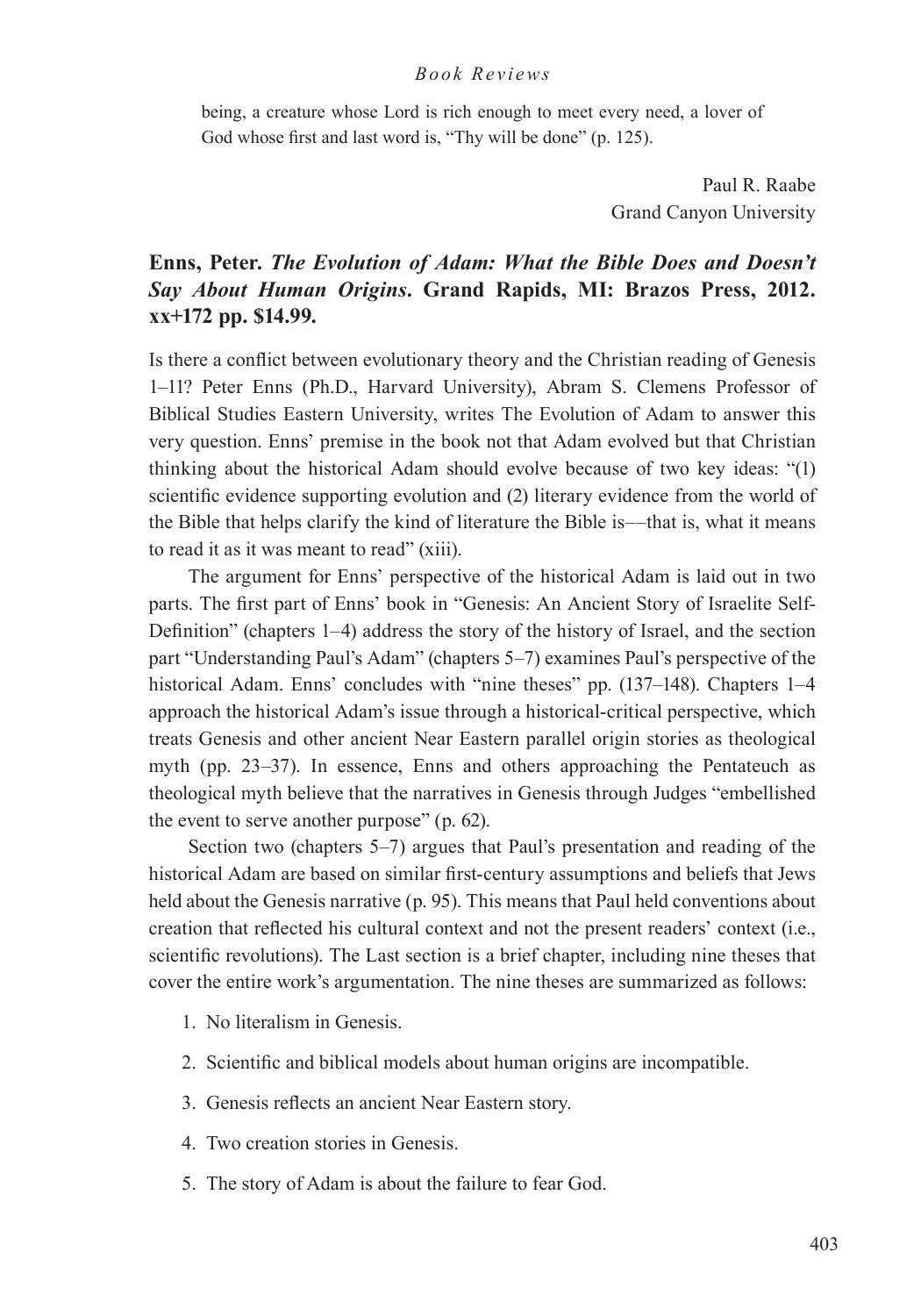being, a creature whose Lord is rich enough to meet every need, a lover of God whose first and last word is, "Thy will be done" (p. 125).

Paul R. Raabe
Grand Canyon University

## Enns, Peter. *The Evolution of Adam: What the Bible Does and Doesn't Say About Human Origins*. Grand Rapids, MI: Brazos Press, 2012. xx+172 pp. $14.99.

Is there a conflict between evolutionary theory and the Christian reading of Genesis 1–11? Peter Enns (Ph.D., Harvard University), Abram S. Clemens Professor of Biblical Studies Eastern University, writes The Evolution of Adam to answer this very question. Enns' premise in the book not that Adam evolved but that Christian thinking about the historical Adam should evolve because of two key ideas: "(1) scientific evidence supporting evolution and (2) literary evidence from the world of the Bible that helps clarify the kind of literature the Bible is––that is, what it means to read it as it was meant to read" (xiii).

The argument for Enns' perspective of the historical Adam is laid out in two parts. The first part of Enns' book in "Genesis: An Ancient Story of Israelite Self-Definition" (chapters 1–4) address the story of the history of Israel, and the section part "Understanding Paul's Adam" (chapters 5–7) examines Paul's perspective of the historical Adam. Enns' concludes with "nine theses" pp. (137–148). Chapters 1–4 approach the historical Adam's issue through a historical-critical perspective, which treats Genesis and other ancient Near Eastern parallel origin stories as theological myth (pp. 23–37). In essence, Enns and others approaching the Pentateuch as theological myth believe that the narratives in Genesis through Judges "embellished the event to serve another purpose" (p. 62).

Section two (chapters 5–7) argues that Paul's presentation and reading of the historical Adam are based on similar first-century assumptions and beliefs that Jews held about the Genesis narrative (p. 95). This means that Paul held conventions about creation that reflected his cultural context and not the present readers' context (i.e., scientific revolutions). The Last section is a brief chapter, including nine theses that cover the entire work's argumentation. The nine theses are summarized as follows:

1. No literalism in Genesis.
2. Scientific and biblical models about human origins are incompatible.
3. Genesis reflects an ancient Near Eastern story.
4. Two creation stories in Genesis.
5. The story of Adam is about the failure to fear God.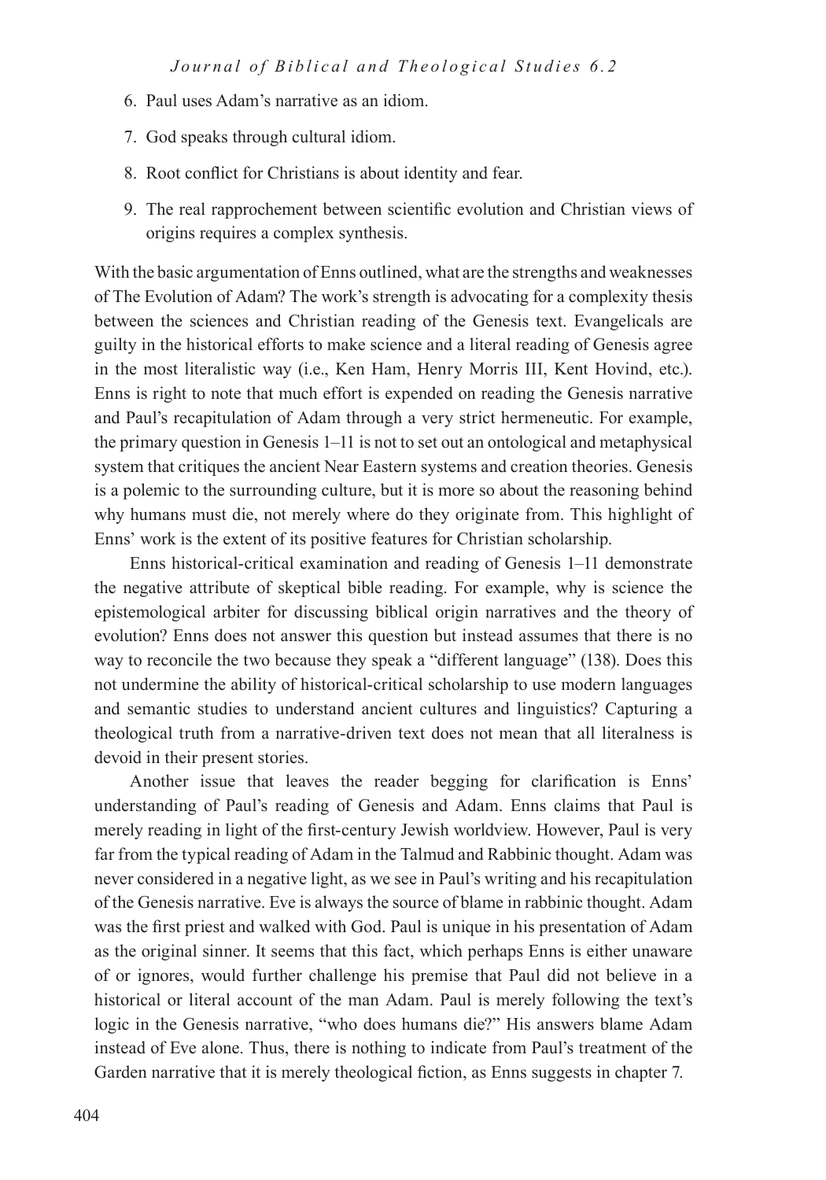6. Paul uses Adam's narrative as an idiom.
7. God speaks through cultural idiom.
8. Root conflict for Christians is about identity and fear.
9. The real rapprochement between scientific evolution and Christian views of origins requires a complex synthesis.

With the basic argumentation of Enns outlined, what are the strengths and weaknesses of The Evolution of Adam? The work's strength is advocating for a complexity thesis between the sciences and Christian reading of the Genesis text. Evangelicals are guilty in the historical efforts to make science and a literal reading of Genesis agree in the most literalistic way (i.e., Ken Ham, Henry Morris III, Kent Hovind, etc.). Enns is right to note that much effort is expended on reading the Genesis narrative and Paul's recapitulation of Adam through a very strict hermeneutic. For example, the primary question in Genesis 1–11 is not to set out an ontological and metaphysical system that critiques the ancient Near Eastern systems and creation theories. Genesis is a polemic to the surrounding culture, but it is more so about the reasoning behind why humans must die, not merely where do they originate from. This highlight of Enns' work is the extent of its positive features for Christian scholarship.

Enns historical-critical examination and reading of Genesis 1–11 demonstrate the negative attribute of skeptical bible reading. For example, why is science the epistemological arbiter for discussing biblical origin narratives and the theory of evolution? Enns does not answer this question but instead assumes that there is no way to reconcile the two because they speak a "different language" (138). Does this not undermine the ability of historical-critical scholarship to use modern languages and semantic studies to understand ancient cultures and linguistics? Capturing a theological truth from a narrative-driven text does not mean that all literalness is devoid in their present stories.

Another issue that leaves the reader begging for clarification is Enns' understanding of Paul's reading of Genesis and Adam. Enns claims that Paul is merely reading in light of the first-century Jewish worldview. However, Paul is very far from the typical reading of Adam in the Talmud and Rabbinic thought. Adam was never considered in a negative light, as we see in Paul's writing and his recapitulation of the Genesis narrative. Eve is always the source of blame in rabbinic thought. Adam was the first priest and walked with God. Paul is unique in his presentation of Adam as the original sinner. It seems that this fact, which perhaps Enns is either unaware of or ignores, would further challenge his premise that Paul did not believe in a historical or literal account of the man Adam. Paul is merely following the text's logic in the Genesis narrative, "who does humans die?" His answers blame Adam instead of Eve alone. Thus, there is nothing to indicate from Paul's treatment of the Garden narrative that it is merely theological fiction, as Enns suggests in chapter 7.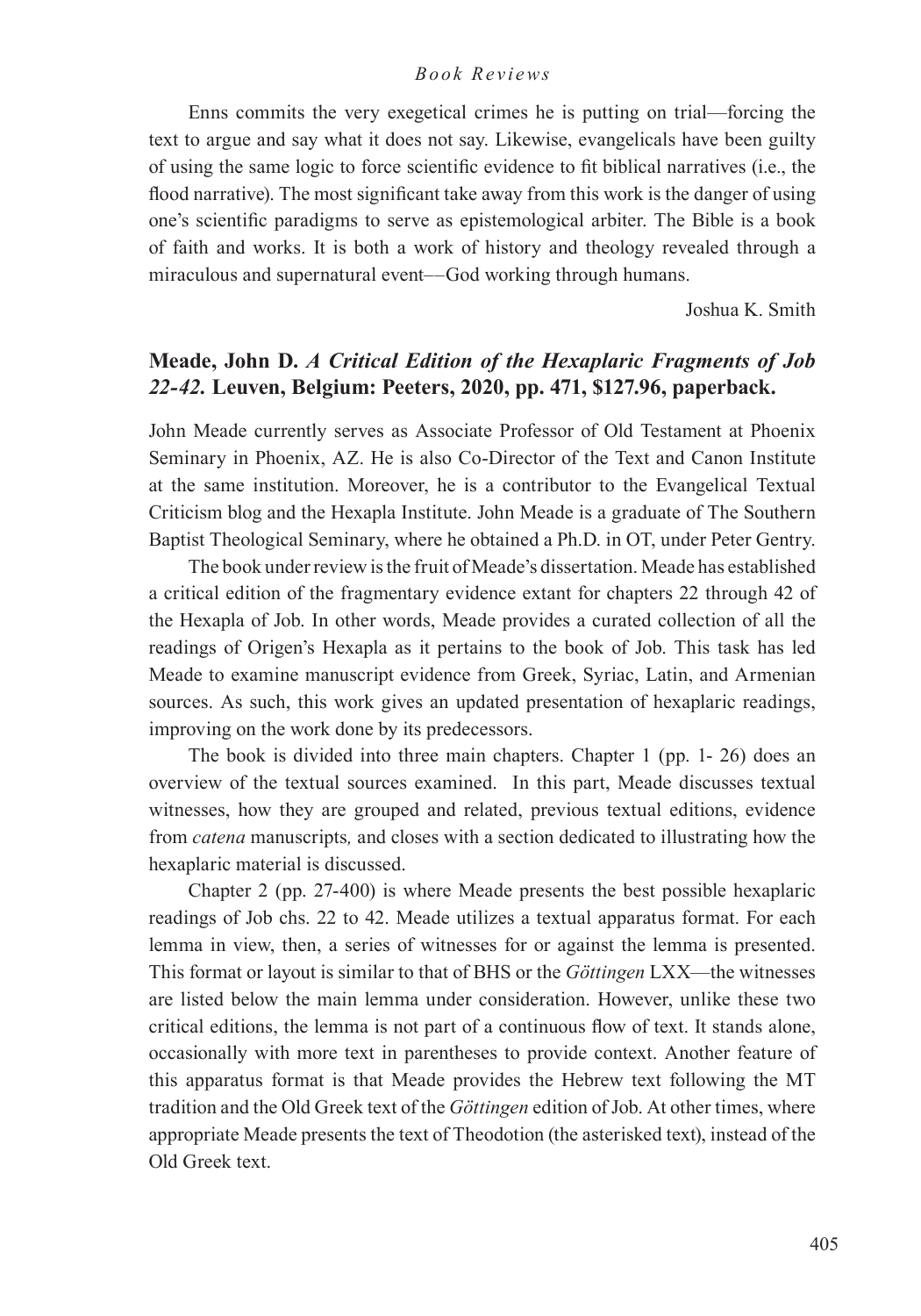Enns commits the very exegetical crimes he is putting on trial—forcing the text to argue and say what it does not say. Likewise, evangelicals have been guilty of using the same logic to force scientific evidence to fit biblical narratives (i.e., the flood narrative). The most significant take away from this work is the danger of using one's scientific paradigms to serve as epistemological arbiter. The Bible is a book of faith and works. It is both a work of history and theology revealed through a miraculous and supernatural event––God working through humans.

Joshua K. Smith

## Meade, John D. *A Critical Edition of the Hexaplaric Fragments of Job 22-42.* Leuven, Belgium: Peeters, 2020, pp. 471, $127.96, paperback.

John Meade currently serves as Associate Professor of Old Testament at Phoenix Seminary in Phoenix, AZ. He is also Co-Director of the Text and Canon Institute at the same institution. Moreover, he is a contributor to the Evangelical Textual Criticism blog and the Hexapla Institute. John Meade is a graduate of The Southern Baptist Theological Seminary, where he obtained a Ph.D. in OT, under Peter Gentry.

The book under review is the fruit of Meade's dissertation. Meade has established a critical edition of the fragmentary evidence extant for chapters 22 through 42 of the Hexapla of Job. In other words, Meade provides a curated collection of all the readings of Origen's Hexapla as it pertains to the book of Job. This task has led Meade to examine manuscript evidence from Greek, Syriac, Latin, and Armenian sources. As such, this work gives an updated presentation of hexaplaric readings, improving on the work done by its predecessors.

The book is divided into three main chapters. Chapter 1 (pp. 1- 26) does an overview of the textual sources examined. In this part, Meade discusses textual witnesses, how they are grouped and related, previous textual editions, evidence from *catena* manuscripts*,* and closes with a section dedicated to illustrating how the hexaplaric material is discussed.

Chapter 2 (pp. 27-400) is where Meade presents the best possible hexaplaric readings of Job chs. 22 to 42. Meade utilizes a textual apparatus format. For each lemma in view, then, a series of witnesses for or against the lemma is presented. This format or layout is similar to that of BHS or the *Göttingen* LXX—the witnesses are listed below the main lemma under consideration. However, unlike these two critical editions, the lemma is not part of a continuous flow of text. It stands alone, occasionally with more text in parentheses to provide context. Another feature of this apparatus format is that Meade provides the Hebrew text following the MT tradition and the Old Greek text of the *Göttingen* edition of Job. At other times, where appropriate Meade presents the text of Theodotion (the asterisked text), instead of the Old Greek text.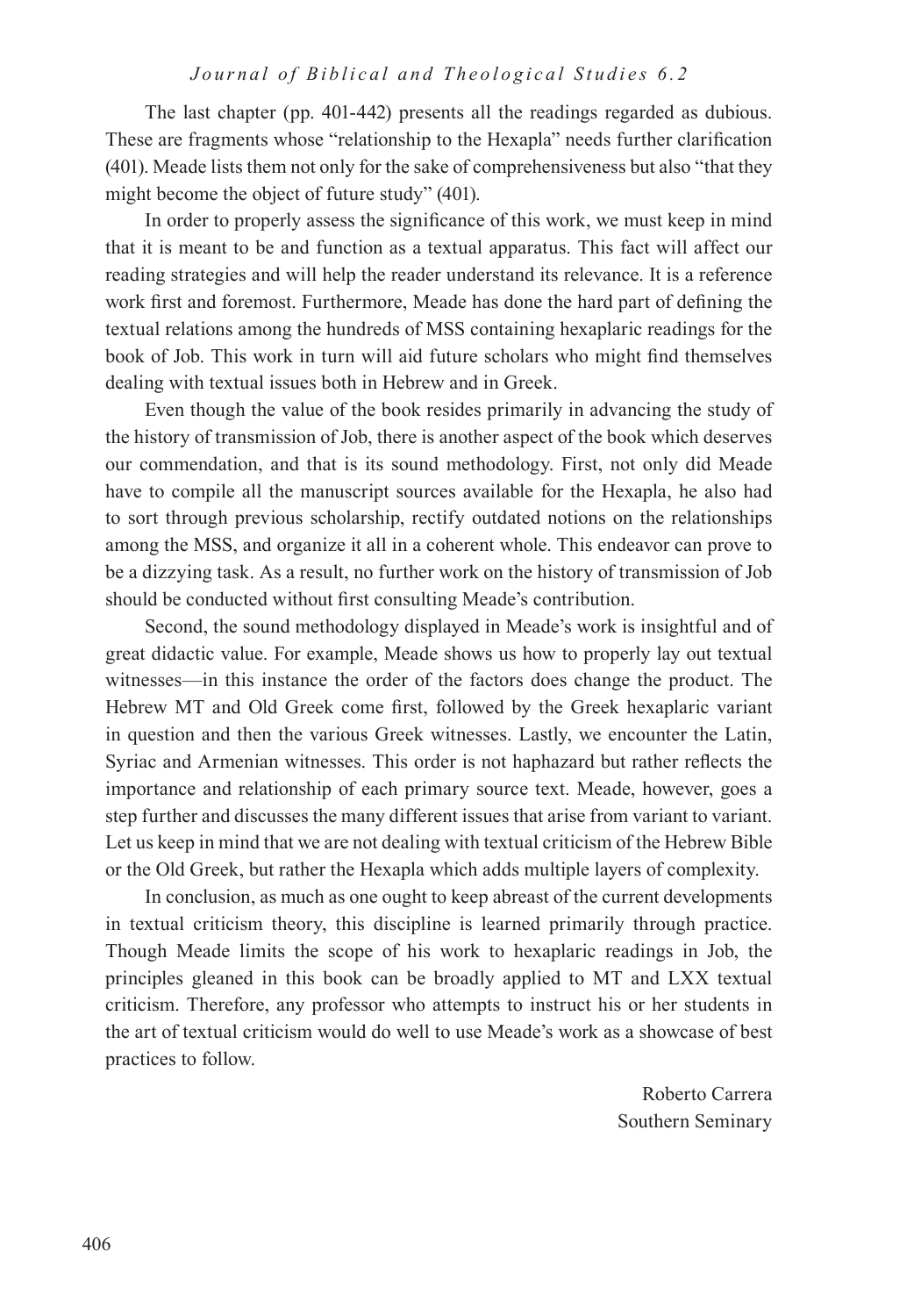The last chapter (pp. 401-442) presents all the readings regarded as dubious. These are fragments whose "relationship to the Hexapla" needs further clarification (401). Meade lists them not only for the sake of comprehensiveness but also "that they might become the object of future study" (401).

In order to properly assess the significance of this work, we must keep in mind that it is meant to be and function as a textual apparatus. This fact will affect our reading strategies and will help the reader understand its relevance. It is a reference work first and foremost. Furthermore, Meade has done the hard part of defining the textual relations among the hundreds of MSS containing hexaplaric readings for the book of Job. This work in turn will aid future scholars who might find themselves dealing with textual issues both in Hebrew and in Greek.

Even though the value of the book resides primarily in advancing the study of the history of transmission of Job, there is another aspect of the book which deserves our commendation, and that is its sound methodology. First, not only did Meade have to compile all the manuscript sources available for the Hexapla, he also had to sort through previous scholarship, rectify outdated notions on the relationships among the MSS, and organize it all in a coherent whole. This endeavor can prove to be a dizzying task. As a result, no further work on the history of transmission of Job should be conducted without first consulting Meade's contribution.

Second, the sound methodology displayed in Meade's work is insightful and of great didactic value. For example, Meade shows us how to properly lay out textual witnesses—in this instance the order of the factors does change the product. The Hebrew MT and Old Greek come first, followed by the Greek hexaplaric variant in question and then the various Greek witnesses. Lastly, we encounter the Latin, Syriac and Armenian witnesses. This order is not haphazard but rather reflects the importance and relationship of each primary source text. Meade, however, goes a step further and discusses the many different issues that arise from variant to variant. Let us keep in mind that we are not dealing with textual criticism of the Hebrew Bible or the Old Greek, but rather the Hexapla which adds multiple layers of complexity.

In conclusion, as much as one ought to keep abreast of the current developments in textual criticism theory, this discipline is learned primarily through practice. Though Meade limits the scope of his work to hexaplaric readings in Job, the principles gleaned in this book can be broadly applied to MT and LXX textual criticism. Therefore, any professor who attempts to instruct his or her students in the art of textual criticism would do well to use Meade's work as a showcase of best practices to follow.

Roberto Carrera
Southern Seminary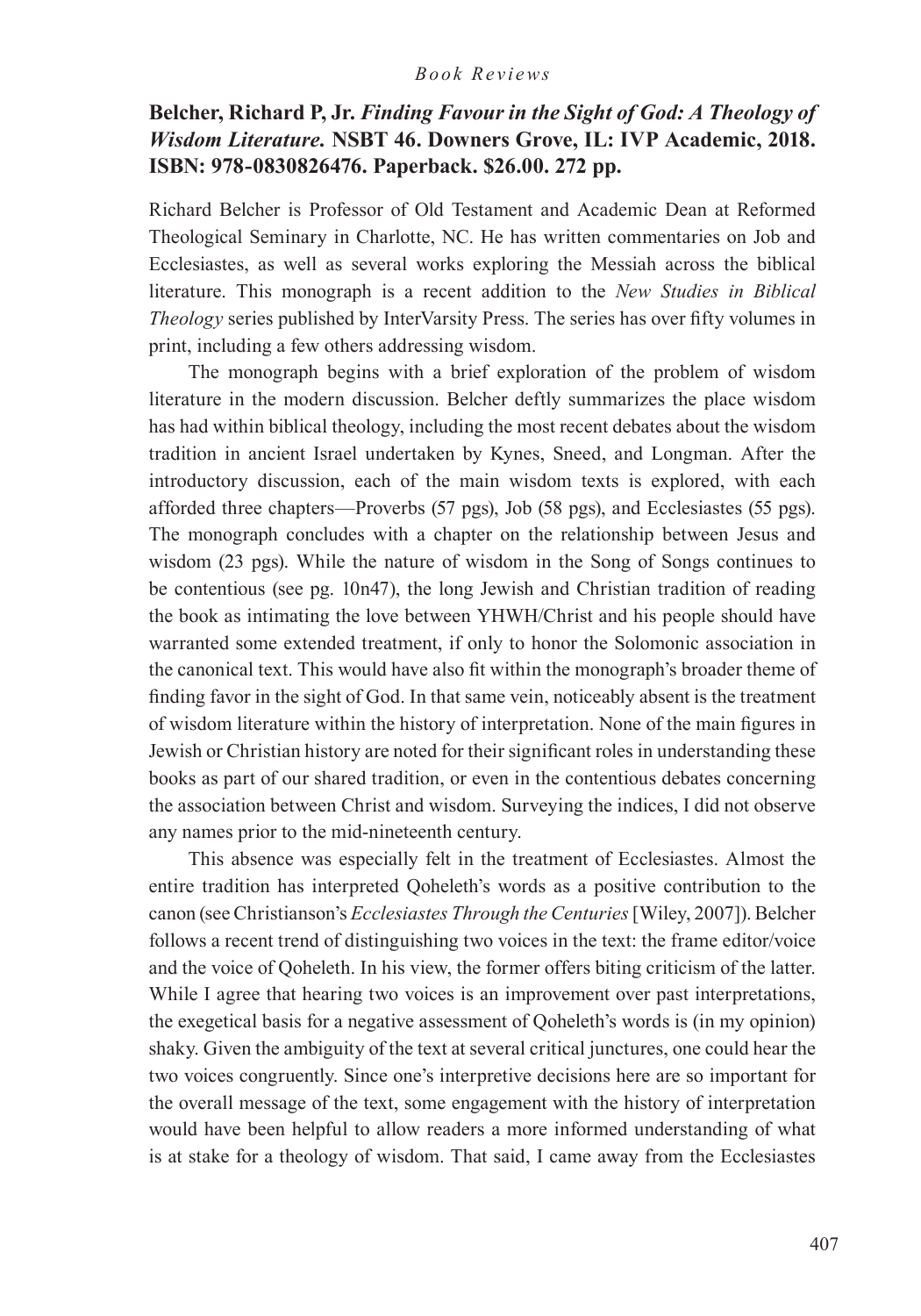**Belcher, Richard P, Jr. *Finding Favour in the Sight of God: A Theology of Wisdom Literature.* NSBT 46. Downers Grove, IL: IVP Academic, 2018. ISBN: 978-0830826476. Paperback. $26.00. 272 pp.**

Richard Belcher is Professor of Old Testament and Academic Dean at Reformed Theological Seminary in Charlotte, NC. He has written commentaries on Job and Ecclesiastes, as well as several works exploring the Messiah across the biblical literature. This monograph is a recent addition to the *New Studies in Biblical Theology* series published by InterVarsity Press. The series has over fifty volumes in print, including a few others addressing wisdom.

The monograph begins with a brief exploration of the problem of wisdom literature in the modern discussion. Belcher deftly summarizes the place wisdom has had within biblical theology, including the most recent debates about the wisdom tradition in ancient Israel undertaken by Kynes, Sneed, and Longman. After the introductory discussion, each of the main wisdom texts is explored, with each afforded three chapters—Proverbs (57 pgs), Job (58 pgs), and Ecclesiastes (55 pgs). The monograph concludes with a chapter on the relationship between Jesus and wisdom (23 pgs). While the nature of wisdom in the Song of Songs continues to be contentious (see pg. 10n47), the long Jewish and Christian tradition of reading the book as intimating the love between YHWH/Christ and his people should have warranted some extended treatment, if only to honor the Solomonic association in the canonical text. This would have also fit within the monograph's broader theme of finding favor in the sight of God. In that same vein, noticeably absent is the treatment of wisdom literature within the history of interpretation. None of the main figures in Jewish or Christian history are noted for their significant roles in understanding these books as part of our shared tradition, or even in the contentious debates concerning the association between Christ and wisdom. Surveying the indices, I did not observe any names prior to the mid-nineteenth century.

This absence was especially felt in the treatment of Ecclesiastes. Almost the entire tradition has interpreted Qoheleth's words as a positive contribution to the canon (see Christianson's *Ecclesiastes Through the Centuries* [Wiley, 2007]). Belcher follows a recent trend of distinguishing two voices in the text: the frame editor/voice and the voice of Qoheleth. In his view, the former offers biting criticism of the latter. While I agree that hearing two voices is an improvement over past interpretations, the exegetical basis for a negative assessment of Qoheleth's words is (in my opinion) shaky. Given the ambiguity of the text at several critical junctures, one could hear the two voices congruently. Since one's interpretive decisions here are so important for the overall message of the text, some engagement with the history of interpretation would have been helpful to allow readers a more informed understanding of what is at stake for a theology of wisdom. That said, I came away from the Ecclesiastes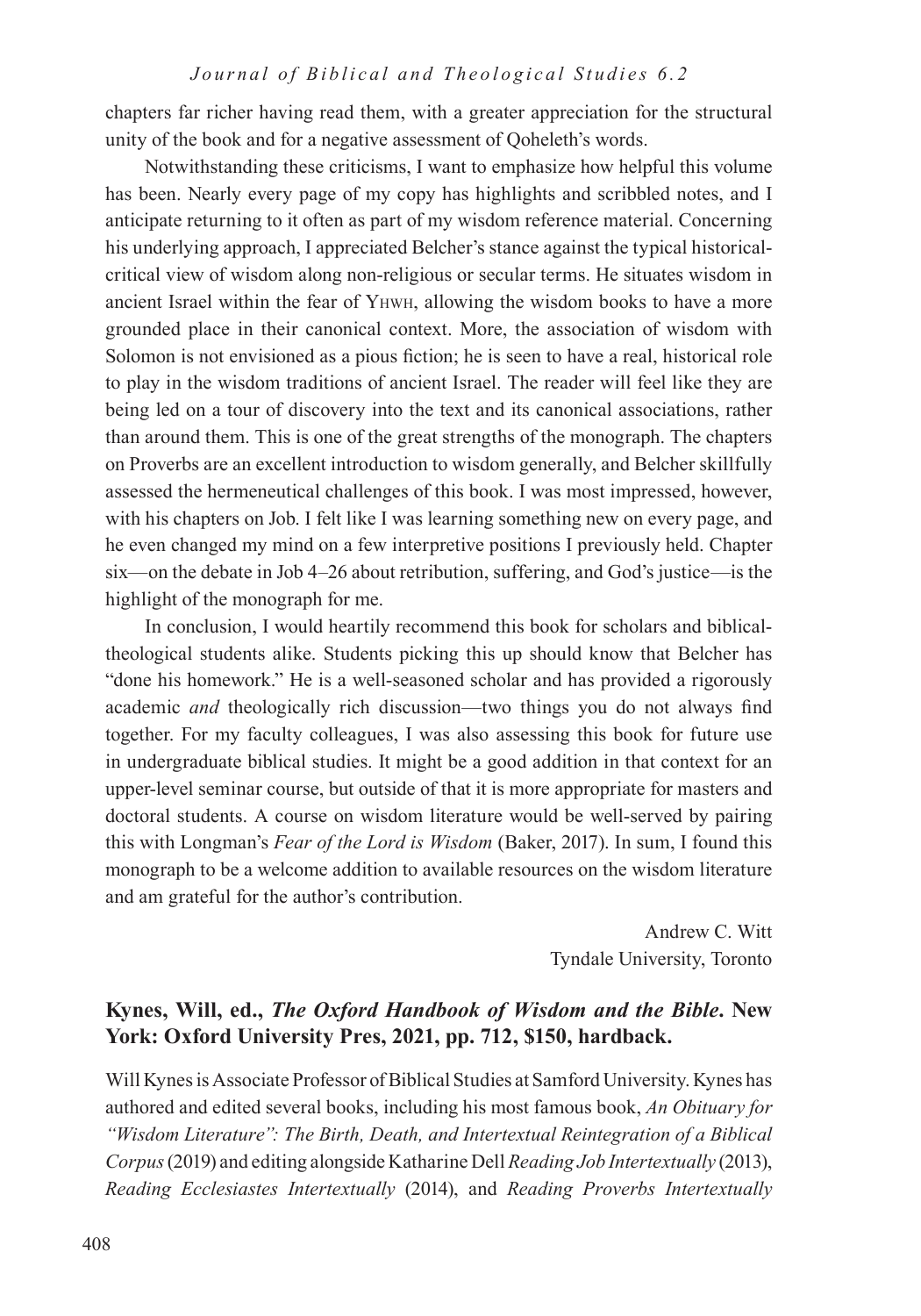chapters far richer having read them, with a greater appreciation for the structural unity of the book and for a negative assessment of Qoheleth's words.

Notwithstanding these criticisms, I want to emphasize how helpful this volume has been. Nearly every page of my copy has highlights and scribbled notes, and I anticipate returning to it often as part of my wisdom reference material. Concerning his underlying approach, I appreciated Belcher's stance against the typical historical-critical view of wisdom along non-religious or secular terms. He situates wisdom in ancient Israel within the fear of YHWH, allowing the wisdom books to have a more grounded place in their canonical context. More, the association of wisdom with Solomon is not envisioned as a pious fiction; he is seen to have a real, historical role to play in the wisdom traditions of ancient Israel. The reader will feel like they are being led on a tour of discovery into the text and its canonical associations, rather than around them. This is one of the great strengths of the monograph. The chapters on Proverbs are an excellent introduction to wisdom generally, and Belcher skillfully assessed the hermeneutical challenges of this book. I was most impressed, however, with his chapters on Job. I felt like I was learning something new on every page, and he even changed my mind on a few interpretive positions I previously held. Chapter six—on the debate in Job 4–26 about retribution, suffering, and God's justice—is the highlight of the monograph for me.

In conclusion, I would heartily recommend this book for scholars and biblical-theological students alike. Students picking this up should know that Belcher has "done his homework." He is a well-seasoned scholar and has provided a rigorously academic *and* theologically rich discussion—two things you do not always find together. For my faculty colleagues, I was also assessing this book for future use in undergraduate biblical studies. It might be a good addition in that context for an upper-level seminar course, but outside of that it is more appropriate for masters and doctoral students. A course on wisdom literature would be well-served by pairing this with Longman's *Fear of the Lord is Wisdom* (Baker, 2017). In sum, I found this monograph to be a welcome addition to available resources on the wisdom literature and am grateful for the author's contribution.

Andrew C. Witt
Tyndale University, Toronto

## Kynes, Will, ed., *The Oxford Handbook of Wisdom and the Bible*. New York: Oxford University Pres, 2021, pp. 712, $150, hardback.

Will Kynes is Associate Professor of Biblical Studies at Samford University. Kynes has authored and edited several books, including his most famous book, *An Obituary for "Wisdom Literature": The Birth, Death, and Intertextual Reintegration of a Biblical Corpus* (2019) and editing alongside Katharine Dell *Reading Job Intertextually* (2013), *Reading Ecclesiastes Intertextually* (2014), and *Reading Proverbs Intertextually*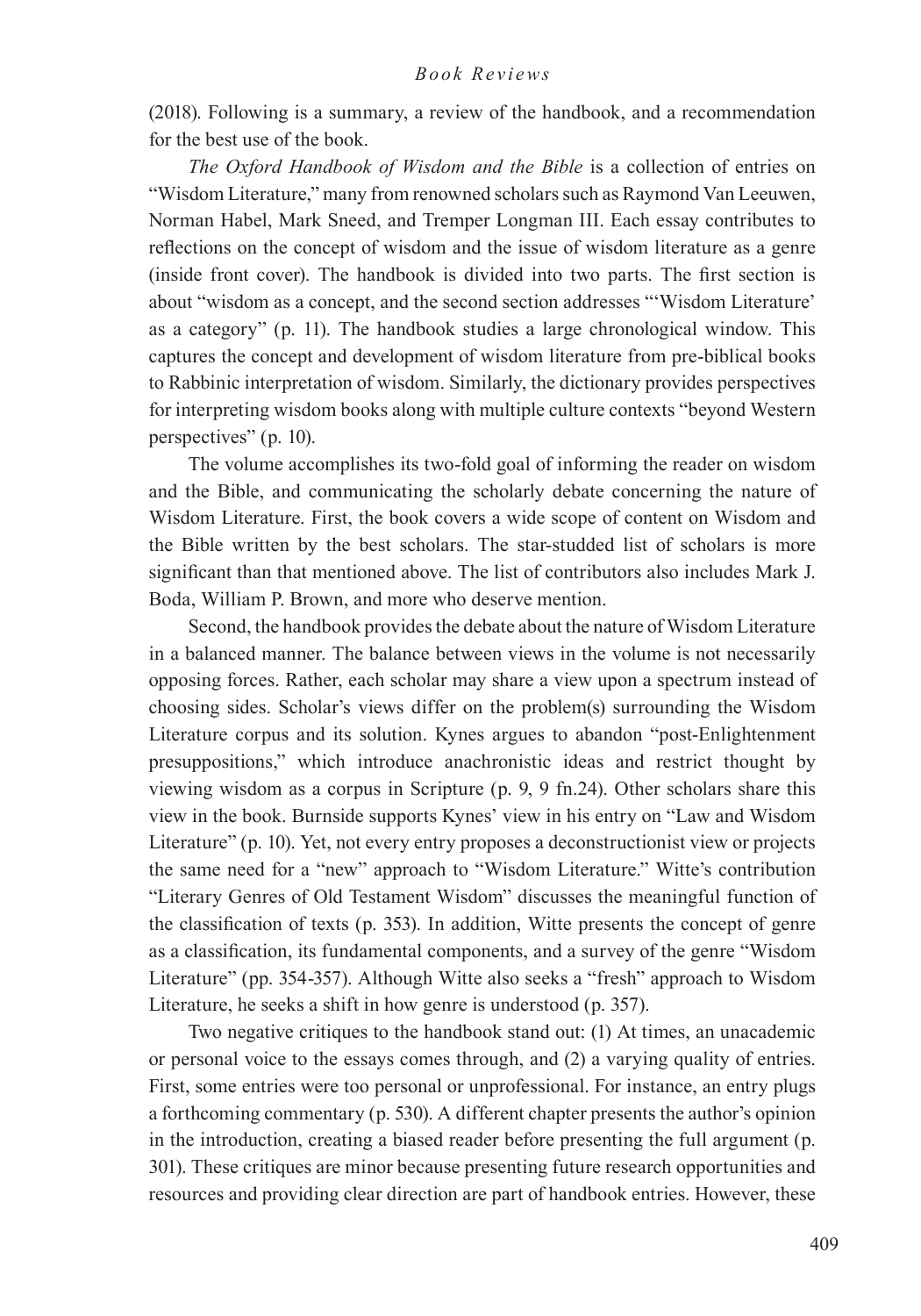(2018). Following is a summary, a review of the handbook, and a recommendation for the best use of the book.

*The Oxford Handbook of Wisdom and the Bible* is a collection of entries on "Wisdom Literature," many from renowned scholars such as Raymond Van Leeuwen, Norman Habel, Mark Sneed, and Tremper Longman III. Each essay contributes to reflections on the concept of wisdom and the issue of wisdom literature as a genre (inside front cover). The handbook is divided into two parts. The first section is about "wisdom as a concept, and the second section addresses "'Wisdom Literature' as a category" (p. 11). The handbook studies a large chronological window. This captures the concept and development of wisdom literature from pre-biblical books to Rabbinic interpretation of wisdom. Similarly, the dictionary provides perspectives for interpreting wisdom books along with multiple culture contexts "beyond Western perspectives" (p. 10).

The volume accomplishes its two-fold goal of informing the reader on wisdom and the Bible, and communicating the scholarly debate concerning the nature of Wisdom Literature. First, the book covers a wide scope of content on Wisdom and the Bible written by the best scholars. The star-studded list of scholars is more significant than that mentioned above. The list of contributors also includes Mark J. Boda, William P. Brown, and more who deserve mention.

Second, the handbook provides the debate about the nature of Wisdom Literature in a balanced manner. The balance between views in the volume is not necessarily opposing forces. Rather, each scholar may share a view upon a spectrum instead of choosing sides. Scholar's views differ on the problem(s) surrounding the Wisdom Literature corpus and its solution. Kynes argues to abandon "post-Enlightenment presuppositions," which introduce anachronistic ideas and restrict thought by viewing wisdom as a corpus in Scripture (p. 9, 9 fn.24). Other scholars share this view in the book. Burnside supports Kynes' view in his entry on "Law and Wisdom Literature" (p. 10). Yet, not every entry proposes a deconstructionist view or projects the same need for a "new" approach to "Wisdom Literature." Witte's contribution "Literary Genres of Old Testament Wisdom" discusses the meaningful function of the classification of texts (p. 353). In addition, Witte presents the concept of genre as a classification, its fundamental components, and a survey of the genre "Wisdom Literature" (pp. 354-357). Although Witte also seeks a "fresh" approach to Wisdom Literature, he seeks a shift in how genre is understood (p. 357).

Two negative critiques to the handbook stand out: (1) At times, an unacademic or personal voice to the essays comes through, and (2) a varying quality of entries. First, some entries were too personal or unprofessional. For instance, an entry plugs a forthcoming commentary (p. 530). A different chapter presents the author's opinion in the introduction, creating a biased reader before presenting the full argument (p. 301). These critiques are minor because presenting future research opportunities and resources and providing clear direction are part of handbook entries. However, these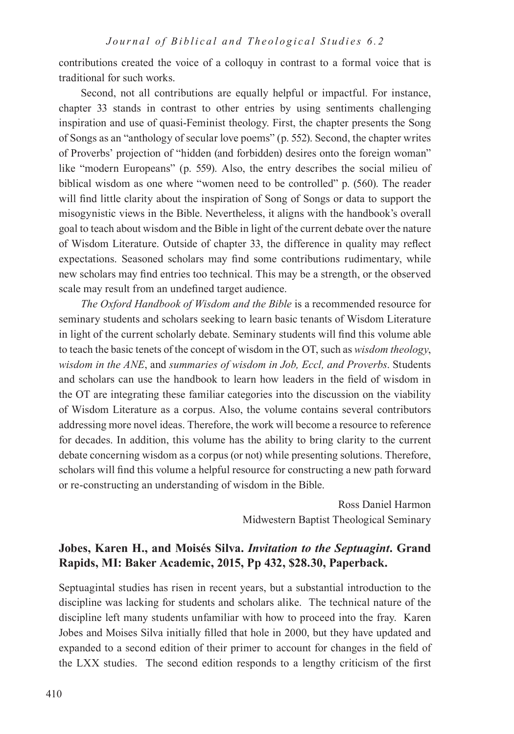contributions created the voice of a colloquy in contrast to a formal voice that is traditional for such works.

Second, not all contributions are equally helpful or impactful. For instance, chapter 33 stands in contrast to other entries by using sentiments challenging inspiration and use of quasi-Feminist theology. First, the chapter presents the Song of Songs as an "anthology of secular love poems" (p. 552). Second, the chapter writes of Proverbs' projection of "hidden (and forbidden) desires onto the foreign woman" like "modern Europeans" (p. 559). Also, the entry describes the social milieu of biblical wisdom as one where "women need to be controlled" p. (560). The reader will find little clarity about the inspiration of Song of Songs or data to support the misogynistic views in the Bible. Nevertheless, it aligns with the handbook's overall goal to teach about wisdom and the Bible in light of the current debate over the nature of Wisdom Literature. Outside of chapter 33, the difference in quality may reflect expectations. Seasoned scholars may find some contributions rudimentary, while new scholars may find entries too technical. This may be a strength, or the observed scale may result from an undefined target audience.

*The Oxford Handbook of Wisdom and the Bible* is a recommended resource for seminary students and scholars seeking to learn basic tenants of Wisdom Literature in light of the current scholarly debate. Seminary students will find this volume able to teach the basic tenets of the concept of wisdom in the OT, such as *wisdom theology*, *wisdom in the ANE*, and *summaries of wisdom in Job, Eccl, and Proverbs*. Students and scholars can use the handbook to learn how leaders in the field of wisdom in the OT are integrating these familiar categories into the discussion on the viability of Wisdom Literature as a corpus. Also, the volume contains several contributors addressing more novel ideas. Therefore, the work will become a resource to reference for decades. In addition, this volume has the ability to bring clarity to the current debate concerning wisdom as a corpus (or not) while presenting solutions. Therefore, scholars will find this volume a helpful resource for constructing a new path forward or re-constructing an understanding of wisdom in the Bible.

Ross Daniel Harmon
Midwestern Baptist Theological Seminary

## Jobes, Karen H., and Moisés Silva. *Invitation to the Septuagint*. Grand Rapids, MI: Baker Academic, 2015, Pp 432, $28.30, Paperback.

Septuagintal studies has risen in recent years, but a substantial introduction to the discipline was lacking for students and scholars alike. The technical nature of the discipline left many students unfamiliar with how to proceed into the fray. Karen Jobes and Moises Silva initially filled that hole in 2000, but they have updated and expanded to a second edition of their primer to account for changes in the field of the LXX studies. The second edition responds to a lengthy criticism of the first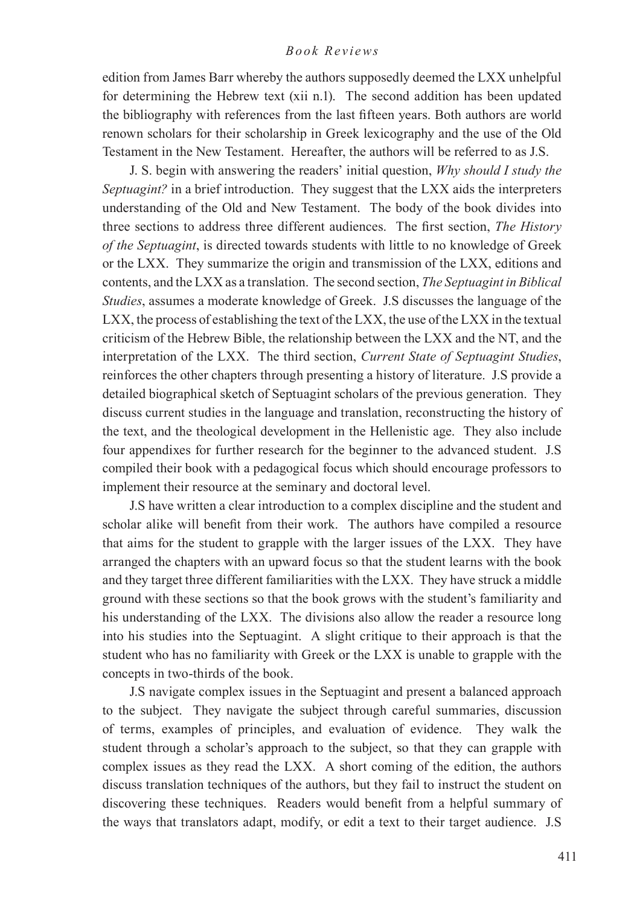edition from James Barr whereby the authors supposedly deemed the LXX unhelpful for determining the Hebrew text (xii n.1). The second addition has been updated the bibliography with references from the last fifteen years. Both authors are world renown scholars for their scholarship in Greek lexicography and the use of the Old Testament in the New Testament. Hereafter, the authors will be referred to as J.S.

J. S. begin with answering the readers' initial question, *Why should I study the Septuagint?* in a brief introduction. They suggest that the LXX aids the interpreters understanding of the Old and New Testament. The body of the book divides into three sections to address three different audiences. The first section, *The History of the Septuagint*, is directed towards students with little to no knowledge of Greek or the LXX. They summarize the origin and transmission of the LXX, editions and contents, and the LXX as a translation. The second section, *The Septuagint in Biblical Studies*, assumes a moderate knowledge of Greek. J.S discusses the language of the LXX, the process of establishing the text of the LXX, the use of the LXX in the textual criticism of the Hebrew Bible, the relationship between the LXX and the NT, and the interpretation of the LXX. The third section, *Current State of Septuagint Studies*, reinforces the other chapters through presenting a history of literature. J.S provide a detailed biographical sketch of Septuagint scholars of the previous generation. They discuss current studies in the language and translation, reconstructing the history of the text, and the theological development in the Hellenistic age. They also include four appendixes for further research for the beginner to the advanced student. J.S compiled their book with a pedagogical focus which should encourage professors to implement their resource at the seminary and doctoral level.

J.S have written a clear introduction to a complex discipline and the student and scholar alike will benefit from their work. The authors have compiled a resource that aims for the student to grapple with the larger issues of the LXX. They have arranged the chapters with an upward focus so that the student learns with the book and they target three different familiarities with the LXX. They have struck a middle ground with these sections so that the book grows with the student's familiarity and his understanding of the LXX. The divisions also allow the reader a resource long into his studies into the Septuagint. A slight critique to their approach is that the student who has no familiarity with Greek or the LXX is unable to grapple with the concepts in two-thirds of the book.

J.S navigate complex issues in the Septuagint and present a balanced approach to the subject. They navigate the subject through careful summaries, discussion of terms, examples of principles, and evaluation of evidence. They walk the student through a scholar's approach to the subject, so that they can grapple with complex issues as they read the LXX. A short coming of the edition, the authors discuss translation techniques of the authors, but they fail to instruct the student on discovering these techniques. Readers would benefit from a helpful summary of the ways that translators adapt, modify, or edit a text to their target audience. J.S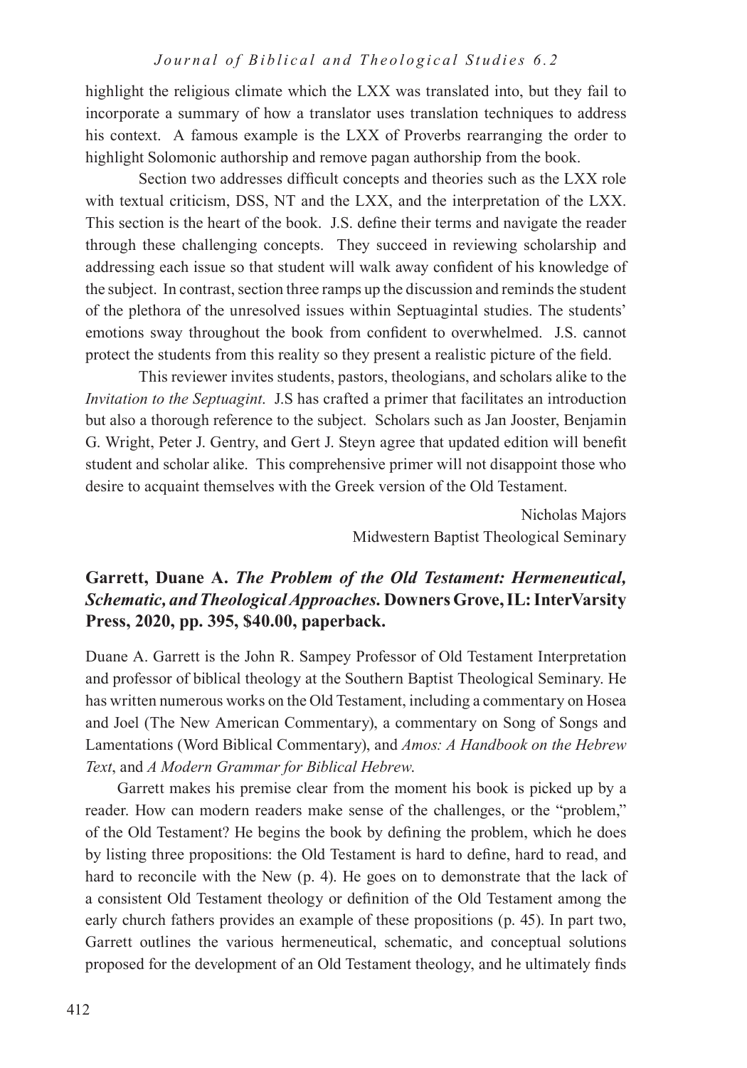highlight the religious climate which the LXX was translated into, but they fail to incorporate a summary of how a translator uses translation techniques to address his context. A famous example is the LXX of Proverbs rearranging the order to highlight Solomonic authorship and remove pagan authorship from the book.

Section two addresses difficult concepts and theories such as the LXX role with textual criticism, DSS, NT and the LXX, and the interpretation of the LXX. This section is the heart of the book. J.S. define their terms and navigate the reader through these challenging concepts. They succeed in reviewing scholarship and addressing each issue so that student will walk away confident of his knowledge of the subject. In contrast, section three ramps up the discussion and reminds the student of the plethora of the unresolved issues within Septuagintal studies. The students' emotions sway throughout the book from confident to overwhelmed. J.S. cannot protect the students from this reality so they present a realistic picture of the field.

This reviewer invites students, pastors, theologians, and scholars alike to the *Invitation to the Septuagint*. J.S has crafted a primer that facilitates an introduction but also a thorough reference to the subject. Scholars such as Jan Jooster, Benjamin G. Wright, Peter J. Gentry, and Gert J. Steyn agree that updated edition will benefit student and scholar alike. This comprehensive primer will not disappoint those who desire to acquaint themselves with the Greek version of the Old Testament.

Nicholas Majors
Midwestern Baptist Theological Seminary

**Garrett, Duane A. *The Problem of the Old Testament: Hermeneutical, Schematic, and Theological Approaches.* Downers Grove, IL: InterVarsity Press, 2020, pp. 395, $40.00, paperback.**

Duane A. Garrett is the John R. Sampey Professor of Old Testament Interpretation and professor of biblical theology at the Southern Baptist Theological Seminary. He has written numerous works on the Old Testament, including a commentary on Hosea and Joel (The New American Commentary), a commentary on Song of Songs and Lamentations (Word Biblical Commentary), and *Amos: A Handbook on the Hebrew Text*, and *A Modern Grammar for Biblical Hebrew*.

Garrett makes his premise clear from the moment his book is picked up by a reader. How can modern readers make sense of the challenges, or the "problem," of the Old Testament? He begins the book by defining the problem, which he does by listing three propositions: the Old Testament is hard to define, hard to read, and hard to reconcile with the New (p. 4). He goes on to demonstrate that the lack of a consistent Old Testament theology or definition of the Old Testament among the early church fathers provides an example of these propositions (p. 45). In part two, Garrett outlines the various hermeneutical, schematic, and conceptual solutions proposed for the development of an Old Testament theology, and he ultimately finds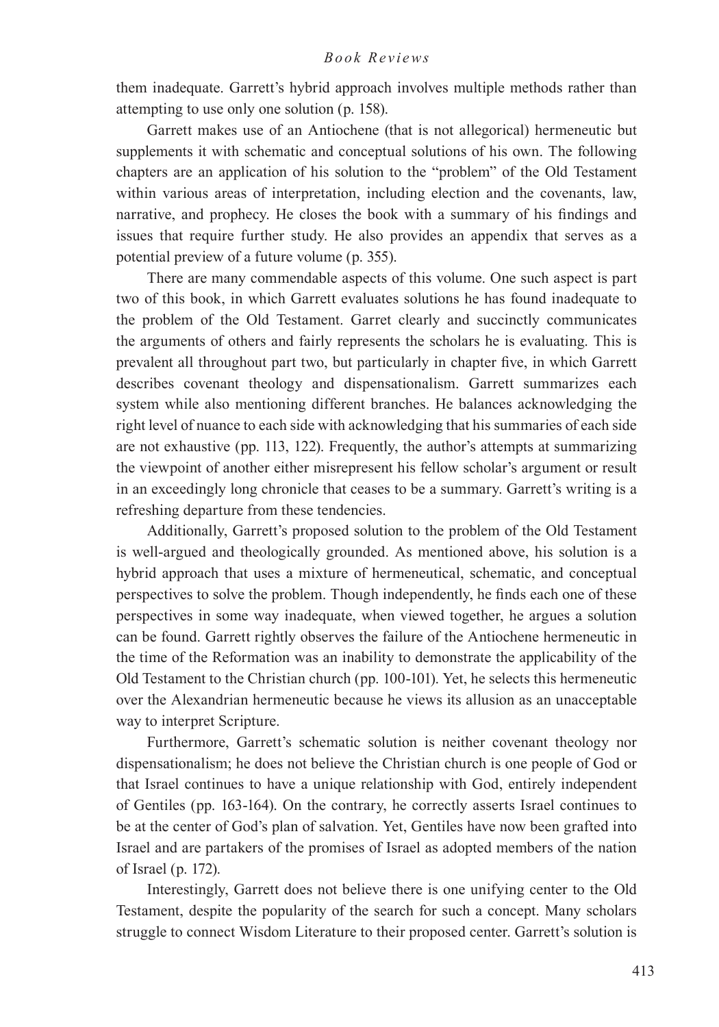them inadequate. Garrett's hybrid approach involves multiple methods rather than attempting to use only one solution (p. 158).

Garrett makes use of an Antiochene (that is not allegorical) hermeneutic but supplements it with schematic and conceptual solutions of his own. The following chapters are an application of his solution to the "problem" of the Old Testament within various areas of interpretation, including election and the covenants, law, narrative, and prophecy. He closes the book with a summary of his findings and issues that require further study. He also provides an appendix that serves as a potential preview of a future volume (p. 355).

There are many commendable aspects of this volume. One such aspect is part two of this book, in which Garrett evaluates solutions he has found inadequate to the problem of the Old Testament. Garret clearly and succinctly communicates the arguments of others and fairly represents the scholars he is evaluating. This is prevalent all throughout part two, but particularly in chapter five, in which Garrett describes covenant theology and dispensationalism. Garrett summarizes each system while also mentioning different branches. He balances acknowledging the right level of nuance to each side with acknowledging that his summaries of each side are not exhaustive (pp. 113, 122). Frequently, the author's attempts at summarizing the viewpoint of another either misrepresent his fellow scholar's argument or result in an exceedingly long chronicle that ceases to be a summary. Garrett's writing is a refreshing departure from these tendencies.

Additionally, Garrett's proposed solution to the problem of the Old Testament is well-argued and theologically grounded. As mentioned above, his solution is a hybrid approach that uses a mixture of hermeneutical, schematic, and conceptual perspectives to solve the problem. Though independently, he finds each one of these perspectives in some way inadequate, when viewed together, he argues a solution can be found. Garrett rightly observes the failure of the Antiochene hermeneutic in the time of the Reformation was an inability to demonstrate the applicability of the Old Testament to the Christian church (pp. 100-101). Yet, he selects this hermeneutic over the Alexandrian hermeneutic because he views its allusion as an unacceptable way to interpret Scripture.

Furthermore, Garrett's schematic solution is neither covenant theology nor dispensationalism; he does not believe the Christian church is one people of God or that Israel continues to have a unique relationship with God, entirely independent of Gentiles (pp. 163-164). On the contrary, he correctly asserts Israel continues to be at the center of God's plan of salvation. Yet, Gentiles have now been grafted into Israel and are partakers of the promises of Israel as adopted members of the nation of Israel (p. 172).

Interestingly, Garrett does not believe there is one unifying center to the Old Testament, despite the popularity of the search for such a concept. Many scholars struggle to connect Wisdom Literature to their proposed center. Garrett's solution is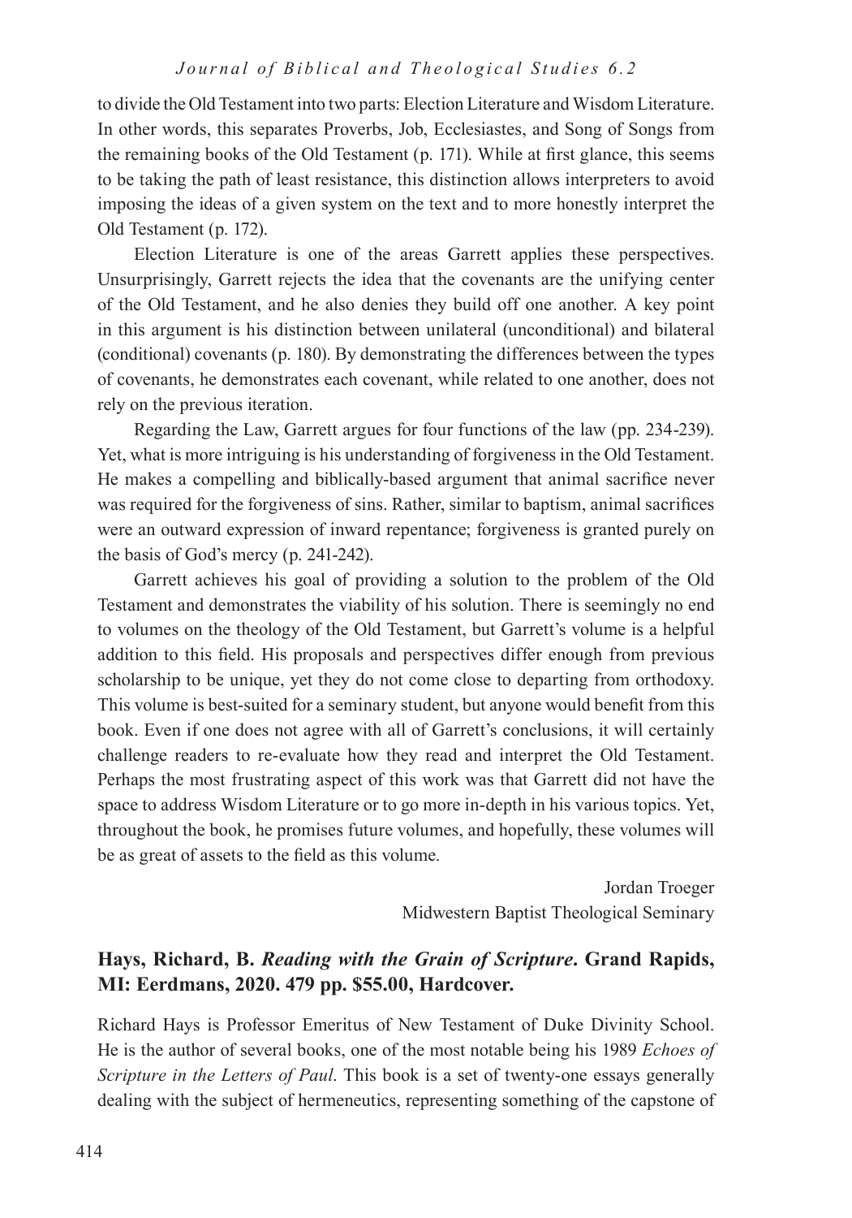to divide the Old Testament into two parts: Election Literature and Wisdom Literature. In other words, this separates Proverbs, Job, Ecclesiastes, and Song of Songs from the remaining books of the Old Testament (p. 171). While at first glance, this seems to be taking the path of least resistance, this distinction allows interpreters to avoid imposing the ideas of a given system on the text and to more honestly interpret the Old Testament (p. 172).

Election Literature is one of the areas Garrett applies these perspectives. Unsurprisingly, Garrett rejects the idea that the covenants are the unifying center of the Old Testament, and he also denies they build off one another. A key point in this argument is his distinction between unilateral (unconditional) and bilateral (conditional) covenants (p. 180). By demonstrating the differences between the types of covenants, he demonstrates each covenant, while related to one another, does not rely on the previous iteration.

Regarding the Law, Garrett argues for four functions of the law (pp. 234-239). Yet, what is more intriguing is his understanding of forgiveness in the Old Testament. He makes a compelling and biblically-based argument that animal sacrifice never was required for the forgiveness of sins. Rather, similar to baptism, animal sacrifices were an outward expression of inward repentance; forgiveness is granted purely on the basis of God's mercy (p. 241-242).

Garrett achieves his goal of providing a solution to the problem of the Old Testament and demonstrates the viability of his solution. There is seemingly no end to volumes on the theology of the Old Testament, but Garrett's volume is a helpful addition to this field. His proposals and perspectives differ enough from previous scholarship to be unique, yet they do not come close to departing from orthodoxy. This volume is best-suited for a seminary student, but anyone would benefit from this book. Even if one does not agree with all of Garrett's conclusions, it will certainly challenge readers to re-evaluate how they read and interpret the Old Testament. Perhaps the most frustrating aspect of this work was that Garrett did not have the space to address Wisdom Literature or to go more in-depth in his various topics. Yet, throughout the book, he promises future volumes, and hopefully, these volumes will be as great of assets to the field as this volume.

Jordan Troeger
Midwestern Baptist Theological Seminary

**Hays, Richard, B. *Reading with the Grain of Scripture*. Grand Rapids, MI: Eerdmans, 2020. 479 pp. $55.00, Hardcover.**

Richard Hays is Professor Emeritus of New Testament of Duke Divinity School. He is the author of several books, one of the most notable being his 1989 *Echoes of Scripture in the Letters of Paul*. This book is a set of twenty-one essays generally dealing with the subject of hermeneutics, representing something of the capstone of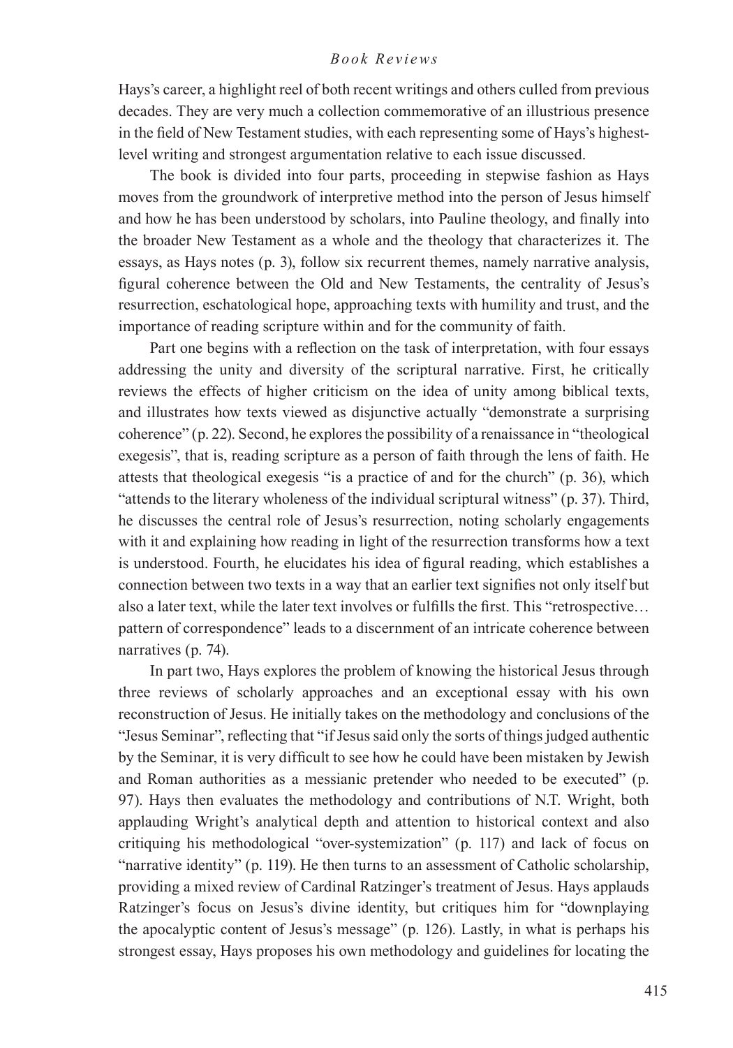Hays's career, a highlight reel of both recent writings and others culled from previous decades. They are very much a collection commemorative of an illustrious presence in the field of New Testament studies, with each representing some of Hays's highest-level writing and strongest argumentation relative to each issue discussed.

The book is divided into four parts, proceeding in stepwise fashion as Hays moves from the groundwork of interpretive method into the person of Jesus himself and how he has been understood by scholars, into Pauline theology, and finally into the broader New Testament as a whole and the theology that characterizes it. The essays, as Hays notes (p. 3), follow six recurrent themes, namely narrative analysis, figural coherence between the Old and New Testaments, the centrality of Jesus's resurrection, eschatological hope, approaching texts with humility and trust, and the importance of reading scripture within and for the community of faith.

Part one begins with a reflection on the task of interpretation, with four essays addressing the unity and diversity of the scriptural narrative. First, he critically reviews the effects of higher criticism on the idea of unity among biblical texts, and illustrates how texts viewed as disjunctive actually "demonstrate a surprising coherence" (p. 22). Second, he explores the possibility of a renaissance in "theological exegesis", that is, reading scripture as a person of faith through the lens of faith. He attests that theological exegesis "is a practice of and for the church" (p. 36), which "attends to the literary wholeness of the individual scriptural witness" (p. 37). Third, he discusses the central role of Jesus's resurrection, noting scholarly engagements with it and explaining how reading in light of the resurrection transforms how a text is understood. Fourth, he elucidates his idea of figural reading, which establishes a connection between two texts in a way that an earlier text signifies not only itself but also a later text, while the later text involves or fulfills the first. This "retrospective… pattern of correspondence" leads to a discernment of an intricate coherence between narratives (p. 74).

In part two, Hays explores the problem of knowing the historical Jesus through three reviews of scholarly approaches and an exceptional essay with his own reconstruction of Jesus. He initially takes on the methodology and conclusions of the "Jesus Seminar", reflecting that "if Jesus said only the sorts of things judged authentic by the Seminar, it is very difficult to see how he could have been mistaken by Jewish and Roman authorities as a messianic pretender who needed to be executed" (p. 97). Hays then evaluates the methodology and contributions of N.T. Wright, both applauding Wright's analytical depth and attention to historical context and also critiquing his methodological "over-systemization" (p. 117) and lack of focus on "narrative identity" (p. 119). He then turns to an assessment of Catholic scholarship, providing a mixed review of Cardinal Ratzinger's treatment of Jesus. Hays applauds Ratzinger's focus on Jesus's divine identity, but critiques him for "downplaying the apocalyptic content of Jesus's message" (p. 126). Lastly, in what is perhaps his strongest essay, Hays proposes his own methodology and guidelines for locating the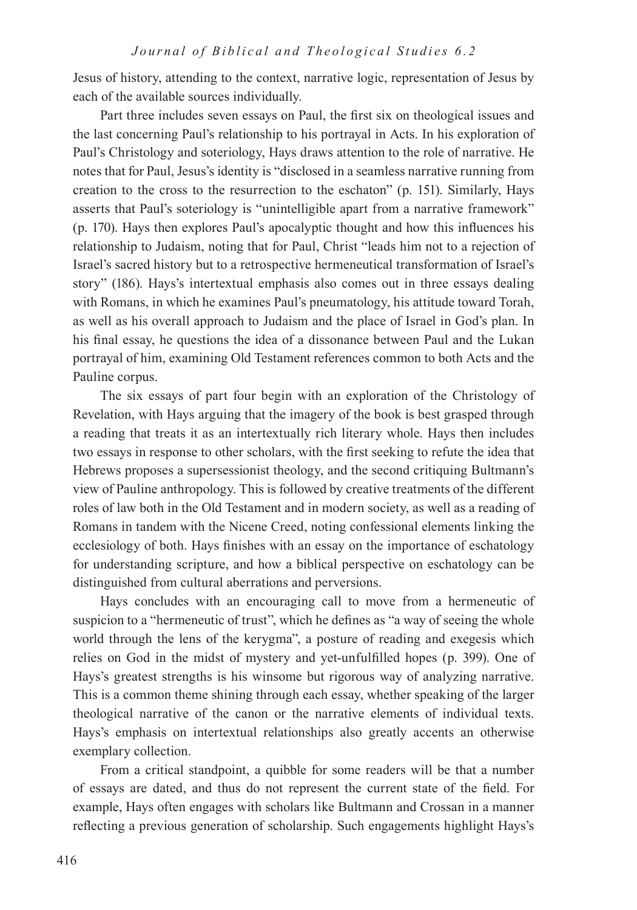Jesus of history, attending to the context, narrative logic, representation of Jesus by each of the available sources individually.

Part three includes seven essays on Paul, the first six on theological issues and the last concerning Paul's relationship to his portrayal in Acts. In his exploration of Paul's Christology and soteriology, Hays draws attention to the role of narrative. He notes that for Paul, Jesus's identity is "disclosed in a seamless narrative running from creation to the cross to the resurrection to the eschaton" (p. 151). Similarly, Hays asserts that Paul's soteriology is "unintelligible apart from a narrative framework" (p. 170). Hays then explores Paul's apocalyptic thought and how this influences his relationship to Judaism, noting that for Paul, Christ "leads him not to a rejection of Israel's sacred history but to a retrospective hermeneutical transformation of Israel's story" (186). Hays's intertextual emphasis also comes out in three essays dealing with Romans, in which he examines Paul's pneumatology, his attitude toward Torah, as well as his overall approach to Judaism and the place of Israel in God's plan. In his final essay, he questions the idea of a dissonance between Paul and the Lukan portrayal of him, examining Old Testament references common to both Acts and the Pauline corpus.

The six essays of part four begin with an exploration of the Christology of Revelation, with Hays arguing that the imagery of the book is best grasped through a reading that treats it as an intertextually rich literary whole. Hays then includes two essays in response to other scholars, with the first seeking to refute the idea that Hebrews proposes a supersessionist theology, and the second critiquing Bultmann's view of Pauline anthropology. This is followed by creative treatments of the different roles of law both in the Old Testament and in modern society, as well as a reading of Romans in tandem with the Nicene Creed, noting confessional elements linking the ecclesiology of both. Hays finishes with an essay on the importance of eschatology for understanding scripture, and how a biblical perspective on eschatology can be distinguished from cultural aberrations and perversions.

Hays concludes with an encouraging call to move from a hermeneutic of suspicion to a "hermeneutic of trust", which he defines as "a way of seeing the whole world through the lens of the kerygma", a posture of reading and exegesis which relies on God in the midst of mystery and yet-unfulfilled hopes (p. 399). One of Hays's greatest strengths is his winsome but rigorous way of analyzing narrative. This is a common theme shining through each essay, whether speaking of the larger theological narrative of the canon or the narrative elements of individual texts. Hays's emphasis on intertextual relationships also greatly accents an otherwise exemplary collection.

From a critical standpoint, a quibble for some readers will be that a number of essays are dated, and thus do not represent the current state of the field. For example, Hays often engages with scholars like Bultmann and Crossan in a manner reflecting a previous generation of scholarship. Such engagements highlight Hays's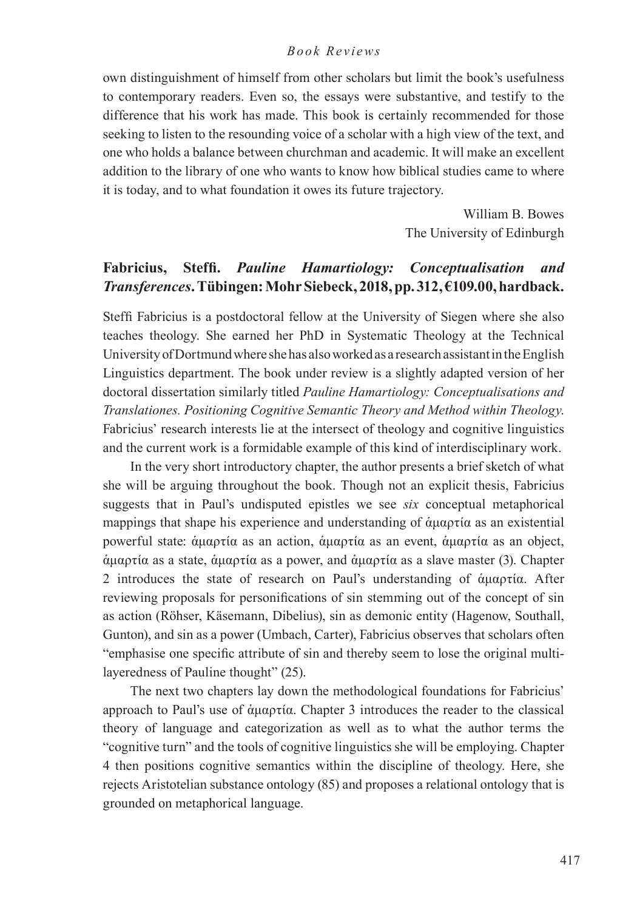own distinguishment of himself from other scholars but limit the book's usefulness to contemporary readers. Even so, the essays were substantive, and testify to the difference that his work has made. This book is certainly recommended for those seeking to listen to the resounding voice of a scholar with a high view of the text, and one who holds a balance between churchman and academic. It will make an excellent addition to the library of one who wants to know how biblical studies came to where it is today, and to what foundation it owes its future trajectory.

William B. Bowes
The University of Edinburgh

**Fabricius, Steffi.** ***Pauline Hamartiology: Conceptualisation and Transferences*****. Tübingen: Mohr Siebeck, 2018, pp. 312, €109.00, hardback.**

Steffi Fabricius is a postdoctoral fellow at the University of Siegen where she also teaches theology. She earned her PhD in Systematic Theology at the Technical University of Dortmund where she has also worked as a research assistant in the English Linguistics department. The book under review is a slightly adapted version of her doctoral dissertation similarly titled *Pauline Hamartiology: Conceptualisations and Translationes. Positioning Cognitive Semantic Theory and Method within Theology*. Fabricius' research interests lie at the intersect of theology and cognitive linguistics and the current work is a formidable example of this kind of interdisciplinary work.

In the very short introductory chapter, the author presents a brief sketch of what she will be arguing throughout the book. Though not an explicit thesis, Fabricius suggests that in Paul's undisputed epistles we see *six* conceptual metaphorical mappings that shape his experience and understanding of ἁμαρτία as an existential powerful state: ἁμαρτία as an action, ἁμαρτία as an event, ἁμαρτία as an object, ἁμαρτία as a state, ἁμαρτία as a power, and ἁμαρτία as a slave master (3). Chapter 2 introduces the state of research on Paul's understanding of ἁμαρτία. After reviewing proposals for personifications of sin stemming out of the concept of sin as action (Röhser, Käsemann, Dibelius), sin as demonic entity (Hagenow, Southall, Gunton), and sin as a power (Umbach, Carter), Fabricius observes that scholars often "emphasise one specific attribute of sin and thereby seem to lose the original multi-layeredness of Pauline thought" (25).

The next two chapters lay down the methodological foundations for Fabricius' approach to Paul's use of ἁμαρτία. Chapter 3 introduces the reader to the classical theory of language and categorization as well as to what the author terms the "cognitive turn" and the tools of cognitive linguistics she will be employing. Chapter 4 then positions cognitive semantics within the discipline of theology. Here, she rejects Aristotelian substance ontology (85) and proposes a relational ontology that is grounded on metaphorical language.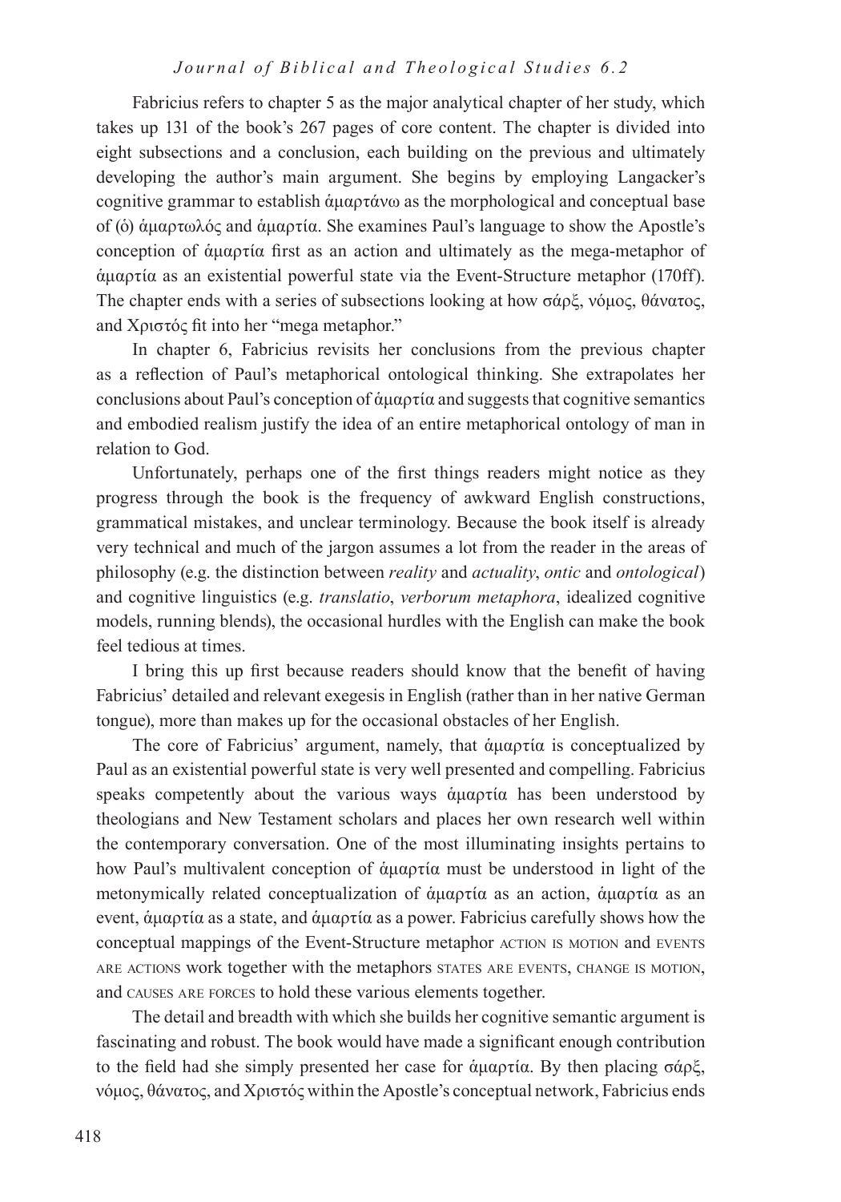Fabricius refers to chapter 5 as the major analytical chapter of her study, which takes up 131 of the book's 267 pages of core content. The chapter is divided into eight subsections and a conclusion, each building on the previous and ultimately developing the author's main argument. She begins by employing Langacker's cognitive grammar to establish ἁμαρτάνω as the morphological and conceptual base of (ὁ) ἁμαρτωλός and ἁμαρτία. She examines Paul's language to show the Apostle's conception of ἁμαρτία first as an action and ultimately as the mega-metaphor of ἁμαρτία as an existential powerful state via the Event-Structure metaphor (170ff). The chapter ends with a series of subsections looking at how σάρξ, νόμος, θάνατος, and Χριστός fit into her "mega metaphor."

In chapter 6, Fabricius revisits her conclusions from the previous chapter as a reflection of Paul's metaphorical ontological thinking. She extrapolates her conclusions about Paul's conception of ἁμαρτία and suggests that cognitive semantics and embodied realism justify the idea of an entire metaphorical ontology of man in relation to God.

Unfortunately, perhaps one of the first things readers might notice as they progress through the book is the frequency of awkward English constructions, grammatical mistakes, and unclear terminology. Because the book itself is already very technical and much of the jargon assumes a lot from the reader in the areas of philosophy (e.g. the distinction between *reality* and *actuality*, *ontic* and *ontological*) and cognitive linguistics (e.g. *translatio*, *verborum metaphora*, idealized cognitive models, running blends), the occasional hurdles with the English can make the book feel tedious at times.

I bring this up first because readers should know that the benefit of having Fabricius' detailed and relevant exegesis in English (rather than in her native German tongue), more than makes up for the occasional obstacles of her English.

The core of Fabricius' argument, namely, that ἁμαρτία is conceptualized by Paul as an existential powerful state is very well presented and compelling. Fabricius speaks competently about the various ways ἁμαρτία has been understood by theologians and New Testament scholars and places her own research well within the contemporary conversation. One of the most illuminating insights pertains to how Paul's multivalent conception of ἁμαρτία must be understood in light of the metonymically related conceptualization of ἁμαρτία as an action, ἁμαρτία as an event, ἁμαρτία as a state, and ἁμαρτία as a power. Fabricius carefully shows how the conceptual mappings of the Event-Structure metaphor ACTION IS MOTION and EVENTS ARE ACTIONS work together with the metaphors STATES ARE EVENTS, CHANGE IS MOTION, and CAUSES ARE FORCES to hold these various elements together.

The detail and breadth with which she builds her cognitive semantic argument is fascinating and robust. The book would have made a significant enough contribution to the field had she simply presented her case for ἁμαρτία. By then placing σάρξ, νόμος, θάνατος, and Χριστός within the Apostle's conceptual network, Fabricius ends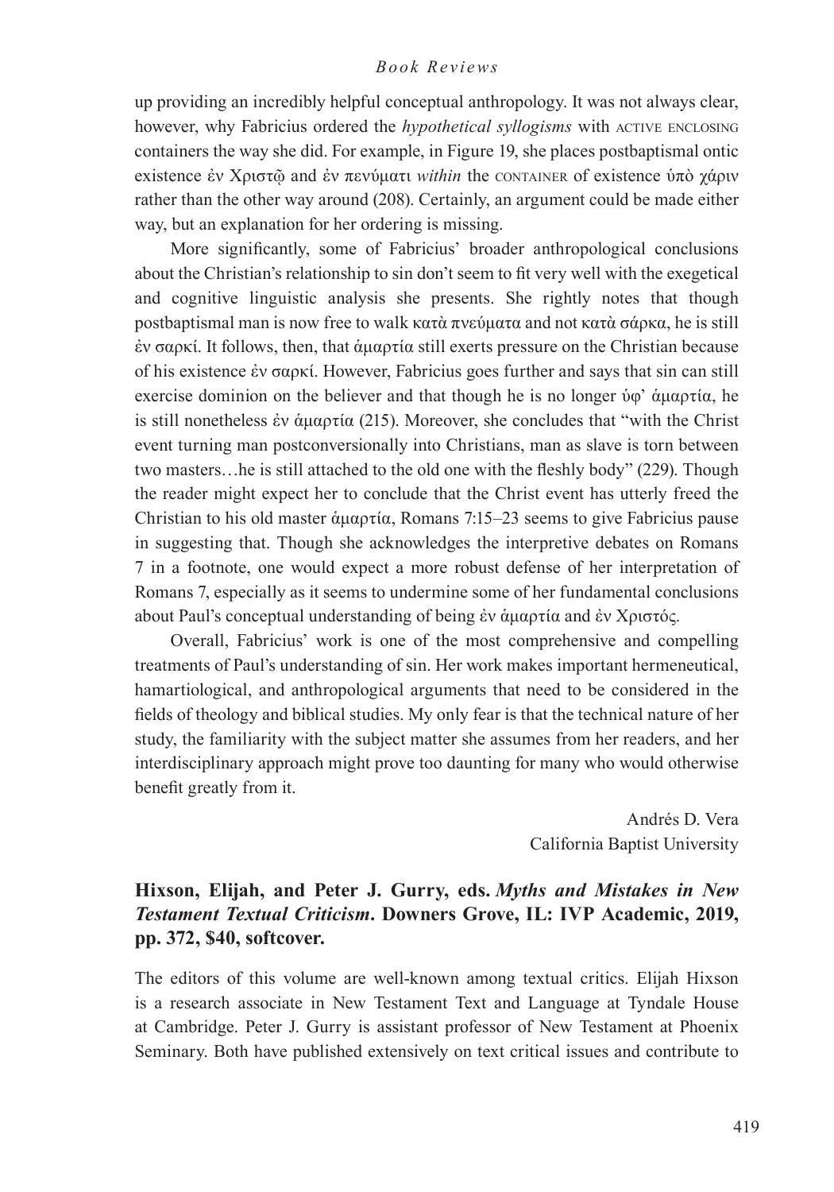up providing an incredibly helpful conceptual anthropology. It was not always clear, however, why Fabricius ordered the *hypothetical syllogisms* with ACTIVE ENCLOSING containers the way she did. For example, in Figure 19, she places postbaptismal ontic existence ἐν Χριστῷ and ἐν πενύματι *within* the CONTAINER of existence ὑπὸ χάριν rather than the other way around (208). Certainly, an argument could be made either way, but an explanation for her ordering is missing.

More significantly, some of Fabricius' broader anthropological conclusions about the Christian's relationship to sin don't seem to fit very well with the exegetical and cognitive linguistic analysis she presents. She rightly notes that though postbaptismal man is now free to walk κατὰ πνεύματα and not κατὰ σάρκα, he is still ἐν σαρκί. It follows, then, that ἁμαρτία still exerts pressure on the Christian because of his existence ἐν σαρκί. However, Fabricius goes further and says that sin can still exercise dominion on the believer and that though he is no longer ὑφ' ἁμαρτία, he is still nonetheless ἐν ἁμαρτία (215). Moreover, she concludes that "with the Christ event turning man postconversionally into Christians, man as slave is torn between two masters…he is still attached to the old one with the fleshly body" (229). Though the reader might expect her to conclude that the Christ event has utterly freed the Christian to his old master ἁμαρτία, Romans 7:15–23 seems to give Fabricius pause in suggesting that. Though she acknowledges the interpretive debates on Romans 7 in a footnote, one would expect a more robust defense of her interpretation of Romans 7, especially as it seems to undermine some of her fundamental conclusions about Paul's conceptual understanding of being ἐν ἁμαρτία and ἐν Χριστός.

Overall, Fabricius' work is one of the most comprehensive and compelling treatments of Paul's understanding of sin. Her work makes important hermeneutical, hamartiological, and anthropological arguments that need to be considered in the fields of theology and biblical studies. My only fear is that the technical nature of her study, the familiarity with the subject matter she assumes from her readers, and her interdisciplinary approach might prove too daunting for many who would otherwise benefit greatly from it.

Andrés D. Vera
California Baptist University

**Hixson, Elijah, and Peter J. Gurry, eds. *Myths and Mistakes in New Testament Textual Criticism*. Downers Grove, IL: IVP Academic, 2019, pp. 372, $40, softcover.**

The editors of this volume are well-known among textual critics. Elijah Hixson is a research associate in New Testament Text and Language at Tyndale House at Cambridge. Peter J. Gurry is assistant professor of New Testament at Phoenix Seminary. Both have published extensively on text critical issues and contribute to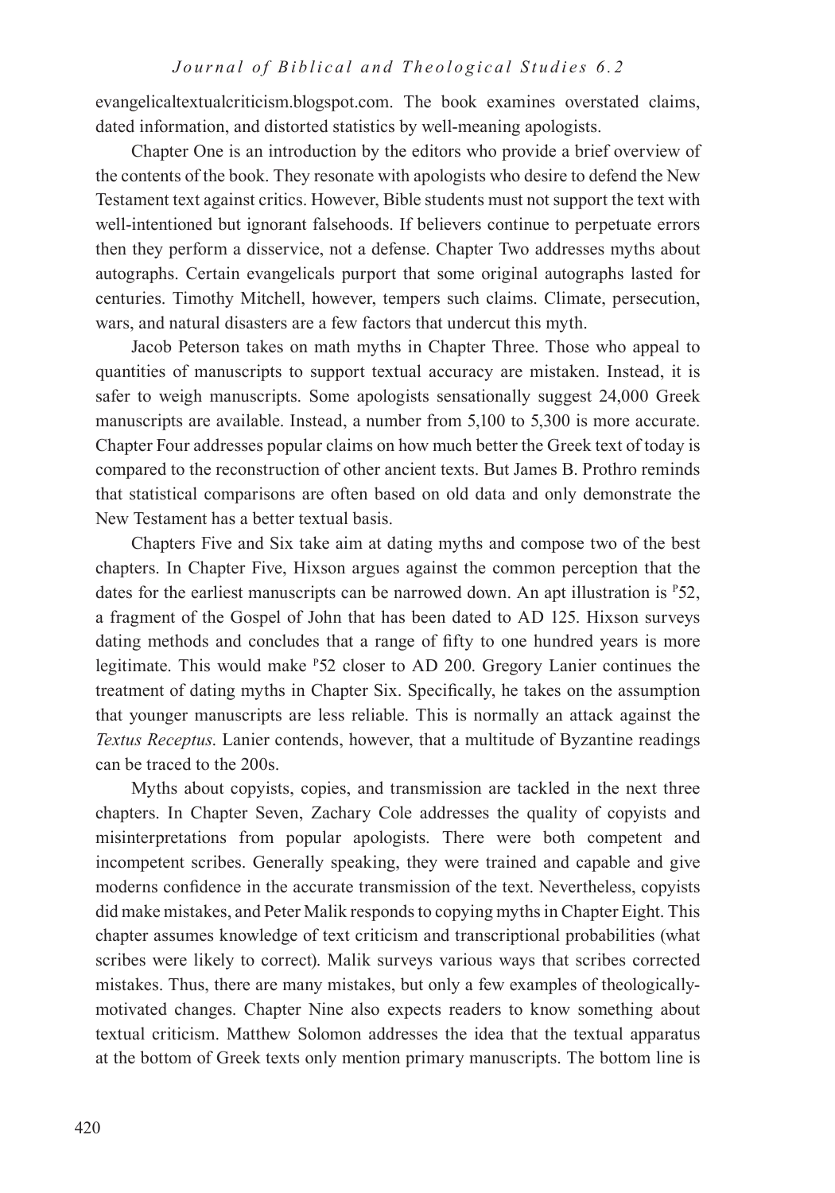evangelicaltextualcriticism.blogspot.com. The book examines overstated claims, dated information, and distorted statistics by well-meaning apologists.

Chapter One is an introduction by the editors who provide a brief overview of the contents of the book. They resonate with apologists who desire to defend the New Testament text against critics. However, Bible students must not support the text with well-intentioned but ignorant falsehoods. If believers continue to perpetuate errors then they perform a disservice, not a defense. Chapter Two addresses myths about autographs. Certain evangelicals purport that some original autographs lasted for centuries. Timothy Mitchell, however, tempers such claims. Climate, persecution, wars, and natural disasters are a few factors that undercut this myth.

Jacob Peterson takes on math myths in Chapter Three. Those who appeal to quantities of manuscripts to support textual accuracy are mistaken. Instead, it is safer to weigh manuscripts. Some apologists sensationally suggest 24,000 Greek manuscripts are available. Instead, a number from 5,100 to 5,300 is more accurate. Chapter Four addresses popular claims on how much better the Greek text of today is compared to the reconstruction of other ancient texts. But James B. Prothro reminds that statistical comparisons are often based on old data and only demonstrate the New Testament has a better textual basis.

Chapters Five and Six take aim at dating myths and compose two of the best chapters. In Chapter Five, Hixson argues against the common perception that the dates for the earliest manuscripts can be narrowed down. An apt illustration is $^{P}52$, a fragment of the Gospel of John that has been dated to AD 125. Hixson surveys dating methods and concludes that a range of fifty to one hundred years is more legitimate. This would make $^{P}52$ closer to AD 200. Gregory Lanier continues the treatment of dating myths in Chapter Six. Specifically, he takes on the assumption that younger manuscripts are less reliable. This is normally an attack against the *Textus Receptus*. Lanier contends, however, that a multitude of Byzantine readings can be traced to the 200s.

Myths about copyists, copies, and transmission are tackled in the next three chapters. In Chapter Seven, Zachary Cole addresses the quality of copyists and misinterpretations from popular apologists. There were both competent and incompetent scribes. Generally speaking, they were trained and capable and give moderns confidence in the accurate transmission of the text. Nevertheless, copyists did make mistakes, and Peter Malik responds to copying myths in Chapter Eight. This chapter assumes knowledge of text criticism and transcriptional probabilities (what scribes were likely to correct). Malik surveys various ways that scribes corrected mistakes. Thus, there are many mistakes, but only a few examples of theologically-motivated changes. Chapter Nine also expects readers to know something about textual criticism. Matthew Solomon addresses the idea that the textual apparatus at the bottom of Greek texts only mention primary manuscripts. The bottom line is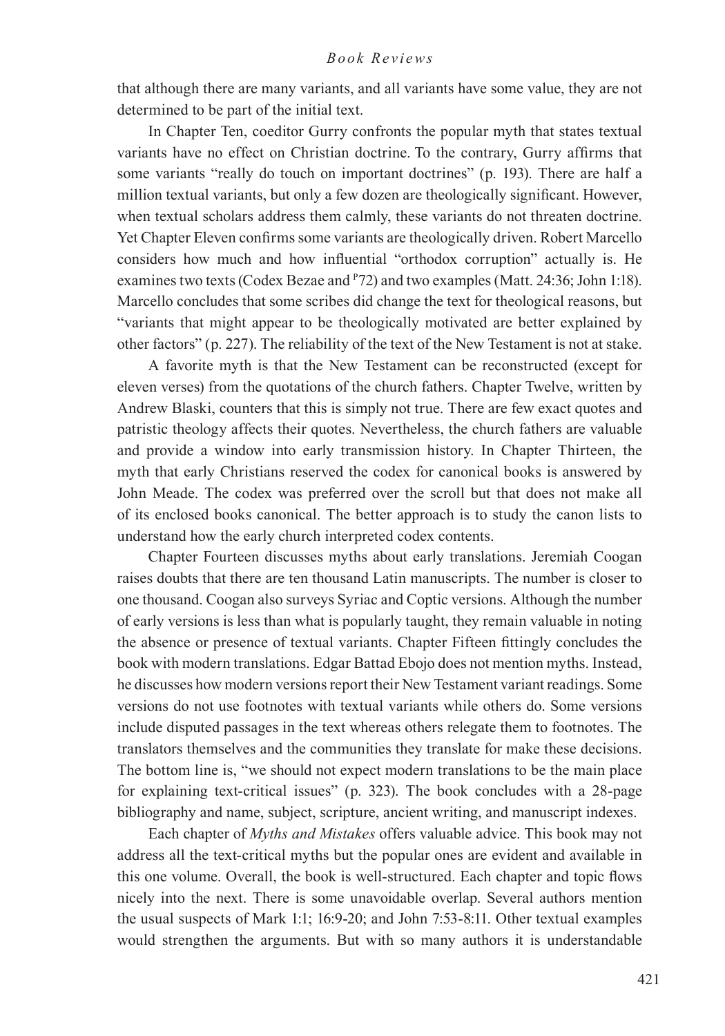that although there are many variants, and all variants have some value, they are not determined to be part of the initial text.

In Chapter Ten, coeditor Gurry confronts the popular myth that states textual variants have no effect on Christian doctrine. To the contrary, Gurry affirms that some variants "really do touch on important doctrines" (p. 193). There are half a million textual variants, but only a few dozen are theologically significant. However, when textual scholars address them calmly, these variants do not threaten doctrine. Yet Chapter Eleven confirms some variants are theologically driven. Robert Marcello considers how much and how influential "orthodox corruption" actually is. He examines two texts (Codex Bezae and P72) and two examples (Matt. 24:36; John 1:18). Marcello concludes that some scribes did change the text for theological reasons, but "variants that might appear to be theologically motivated are better explained by other factors" (p. 227). The reliability of the text of the New Testament is not at stake.

A favorite myth is that the New Testament can be reconstructed (except for eleven verses) from the quotations of the church fathers. Chapter Twelve, written by Andrew Blaski, counters that this is simply not true. There are few exact quotes and patristic theology affects their quotes. Nevertheless, the church fathers are valuable and provide a window into early transmission history. In Chapter Thirteen, the myth that early Christians reserved the codex for canonical books is answered by John Meade. The codex was preferred over the scroll but that does not make all of its enclosed books canonical. The better approach is to study the canon lists to understand how the early church interpreted codex contents.

Chapter Fourteen discusses myths about early translations. Jeremiah Coogan raises doubts that there are ten thousand Latin manuscripts. The number is closer to one thousand. Coogan also surveys Syriac and Coptic versions. Although the number of early versions is less than what is popularly taught, they remain valuable in noting the absence or presence of textual variants. Chapter Fifteen fittingly concludes the book with modern translations. Edgar Battad Ebojo does not mention myths. Instead, he discusses how modern versions report their New Testament variant readings. Some versions do not use footnotes with textual variants while others do. Some versions include disputed passages in the text whereas others relegate them to footnotes. The translators themselves and the communities they translate for make these decisions. The bottom line is, "we should not expect modern translations to be the main place for explaining text-critical issues" (p. 323). The book concludes with a 28-page bibliography and name, subject, scripture, ancient writing, and manuscript indexes.

Each chapter of *Myths and Mistakes* offers valuable advice. This book may not address all the text-critical myths but the popular ones are evident and available in this one volume. Overall, the book is well-structured. Each chapter and topic flows nicely into the next. There is some unavoidable overlap. Several authors mention the usual suspects of Mark 1:1; 16:9-20; and John 7:53-8:11. Other textual examples would strengthen the arguments. But with so many authors it is understandable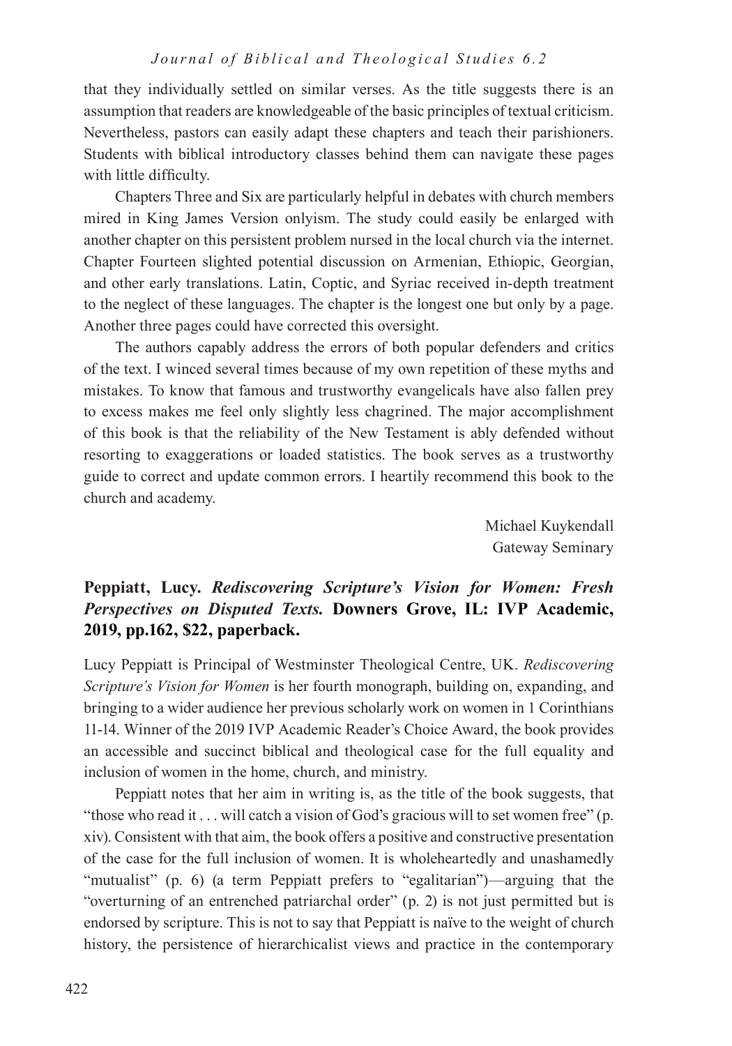that they individually settled on similar verses. As the title suggests there is an assumption that readers are knowledgeable of the basic principles of textual criticism. Nevertheless, pastors can easily adapt these chapters and teach their parishioners. Students with biblical introductory classes behind them can navigate these pages with little difficulty.

Chapters Three and Six are particularly helpful in debates with church members mired in King James Version onlyism. The study could easily be enlarged with another chapter on this persistent problem nursed in the local church via the internet. Chapter Fourteen slighted potential discussion on Armenian, Ethiopic, Georgian, and other early translations. Latin, Coptic, and Syriac received in-depth treatment to the neglect of these languages. The chapter is the longest one but only by a page. Another three pages could have corrected this oversight.

The authors capably address the errors of both popular defenders and critics of the text. I winced several times because of my own repetition of these myths and mistakes. To know that famous and trustworthy evangelicals have also fallen prey to excess makes me feel only slightly less chagrined. The major accomplishment of this book is that the reliability of the New Testament is ably defended without resorting to exaggerations or loaded statistics. The book serves as a trustworthy guide to correct and update common errors. I heartily recommend this book to the church and academy.

Michael Kuykendall
Gateway Seminary

**Peppiatt, Lucy. *Rediscovering Scripture's Vision for Women: Fresh Perspectives on Disputed Texts.* Downers Grove, IL: IVP Academic, 2019, pp.162, $22, paperback.**

Lucy Peppiatt is Principal of Westminster Theological Centre, UK. *Rediscovering Scripture's Vision for Women* is her fourth monograph, building on, expanding, and bringing to a wider audience her previous scholarly work on women in 1 Corinthians 11-14. Winner of the 2019 IVP Academic Reader's Choice Award, the book provides an accessible and succinct biblical and theological case for the full equality and inclusion of women in the home, church, and ministry.

Peppiatt notes that her aim in writing is, as the title of the book suggests, that "those who read it . . . will catch a vision of God's gracious will to set women free" (p. xiv). Consistent with that aim, the book offers a positive and constructive presentation of the case for the full inclusion of women. It is wholeheartedly and unashamedly "mutualist" (p. 6) (a term Peppiatt prefers to "egalitarian")—arguing that the "overturning of an entrenched patriarchal order" (p. 2) is not just permitted but is endorsed by scripture. This is not to say that Peppiatt is naïve to the weight of church history, the persistence of hierarchicalist views and practice in the contemporary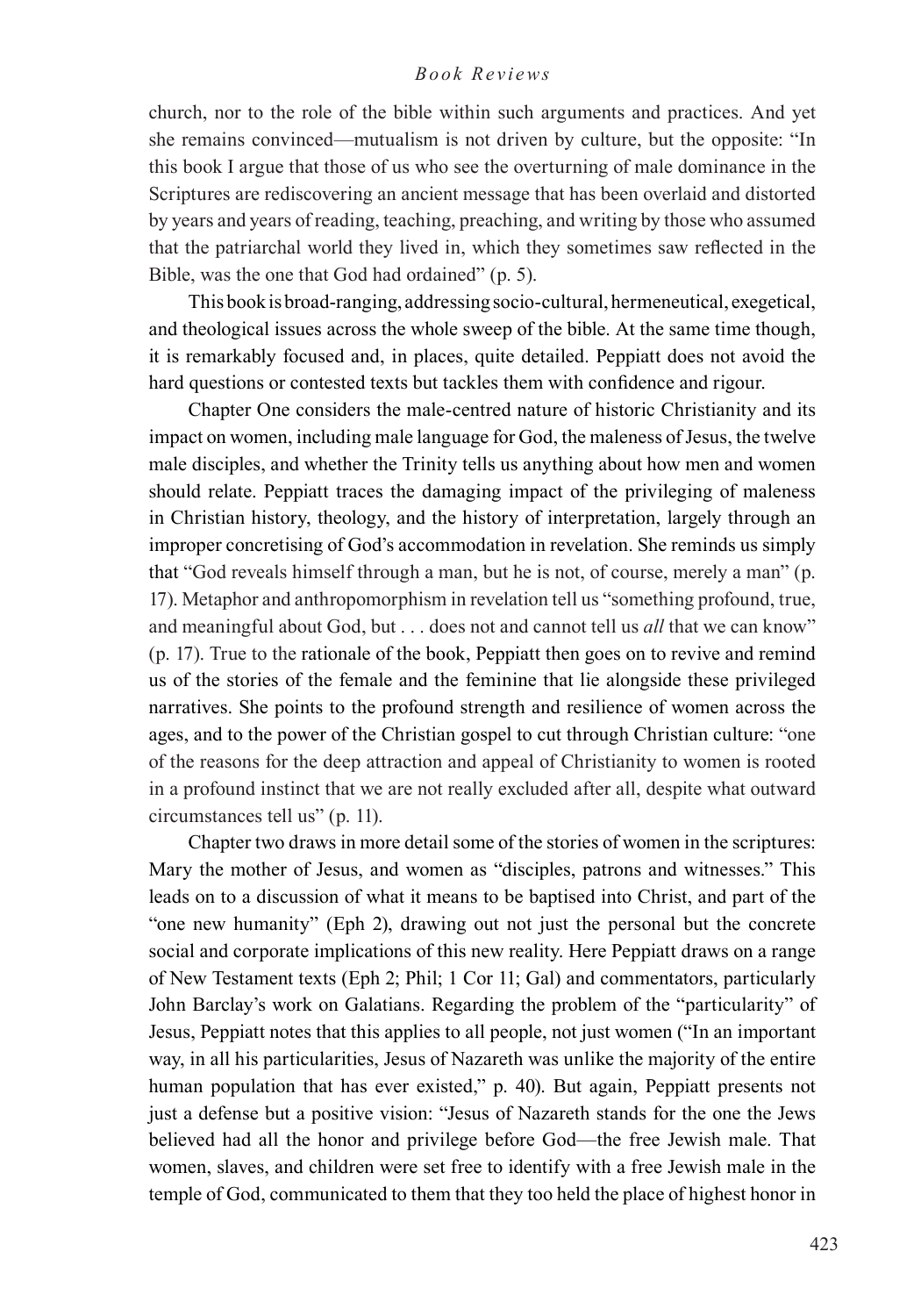church, nor to the role of the bible within such arguments and practices. And yet she remains convinced—mutualism is not driven by culture, but the opposite: "In this book I argue that those of us who see the overturning of male dominance in the Scriptures are rediscovering an ancient message that has been overlaid and distorted by years and years of reading, teaching, preaching, and writing by those who assumed that the patriarchal world they lived in, which they sometimes saw reflected in the Bible, was the one that God had ordained" (p. 5).

This book is broad-ranging, addressing socio-cultural, hermeneutical, exegetical, and theological issues across the whole sweep of the bible. At the same time though, it is remarkably focused and, in places, quite detailed. Peppiatt does not avoid the hard questions or contested texts but tackles them with confidence and rigour.

Chapter One considers the male-centred nature of historic Christianity and its impact on women, including male language for God, the maleness of Jesus, the twelve male disciples, and whether the Trinity tells us anything about how men and women should relate. Peppiatt traces the damaging impact of the privileging of maleness in Christian history, theology, and the history of interpretation, largely through an improper concretising of God's accommodation in revelation. She reminds us simply that "God reveals himself through a man, but he is not, of course, merely a man" (p. 17). Metaphor and anthropomorphism in revelation tell us "something profound, true, and meaningful about God, but . . . does not and cannot tell us *all* that we can know" (p. 17). True to the rationale of the book, Peppiatt then goes on to revive and remind us of the stories of the female and the feminine that lie alongside these privileged narratives. She points to the profound strength and resilience of women across the ages, and to the power of the Christian gospel to cut through Christian culture: "one of the reasons for the deep attraction and appeal of Christianity to women is rooted in a profound instinct that we are not really excluded after all, despite what outward circumstances tell us" (p. 11).

Chapter two draws in more detail some of the stories of women in the scriptures: Mary the mother of Jesus, and women as "disciples, patrons and witnesses." This leads on to a discussion of what it means to be baptised into Christ, and part of the "one new humanity" (Eph 2), drawing out not just the personal but the concrete social and corporate implications of this new reality. Here Peppiatt draws on a range of New Testament texts (Eph 2; Phil; 1 Cor 11; Gal) and commentators, particularly John Barclay's work on Galatians. Regarding the problem of the "particularity" of Jesus, Peppiatt notes that this applies to all people, not just women ("In an important way, in all his particularities, Jesus of Nazareth was unlike the majority of the entire human population that has ever existed," p. 40). But again, Peppiatt presents not just a defense but a positive vision: "Jesus of Nazareth stands for the one the Jews believed had all the honor and privilege before God—the free Jewish male. That women, slaves, and children were set free to identify with a free Jewish male in the temple of God, communicated to them that they too held the place of highest honor in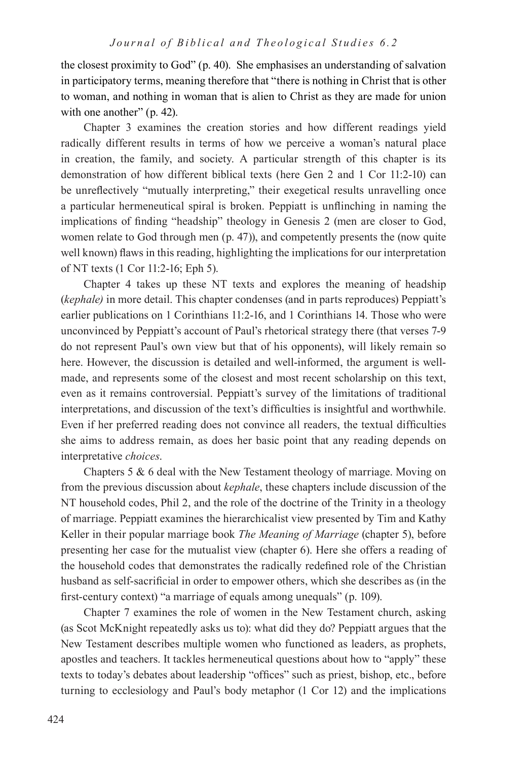the closest proximity to God" (p. 40). She emphasises an understanding of salvation in participatory terms, meaning therefore that "there is nothing in Christ that is other to woman, and nothing in woman that is alien to Christ as they are made for union with one another" (p. 42).

Chapter 3 examines the creation stories and how different readings yield radically different results in terms of how we perceive a woman's natural place in creation, the family, and society. A particular strength of this chapter is its demonstration of how different biblical texts (here Gen 2 and 1 Cor 11:2-10) can be unreflectively "mutually interpreting," their exegetical results unravelling once a particular hermeneutical spiral is broken. Peppiatt is unflinching in naming the implications of finding "headship" theology in Genesis 2 (men are closer to God, women relate to God through men (p. 47)), and competently presents the (now quite well known) flaws in this reading, highlighting the implications for our interpretation of NT texts (1 Cor 11:2-16; Eph 5).

Chapter 4 takes up these NT texts and explores the meaning of headship (*kephale)* in more detail. This chapter condenses (and in parts reproduces) Peppiatt's earlier publications on 1 Corinthians 11:2-16, and 1 Corinthians 14. Those who were unconvinced by Peppiatt's account of Paul's rhetorical strategy there (that verses 7-9 do not represent Paul's own view but that of his opponents), will likely remain so here. However, the discussion is detailed and well-informed, the argument is well-made, and represents some of the closest and most recent scholarship on this text, even as it remains controversial. Peppiatt's survey of the limitations of traditional interpretations, and discussion of the text's difficulties is insightful and worthwhile. Even if her preferred reading does not convince all readers, the textual difficulties she aims to address remain, as does her basic point that any reading depends on interpretative *choices*.

Chapters 5 & 6 deal with the New Testament theology of marriage. Moving on from the previous discussion about *kephale*, these chapters include discussion of the NT household codes, Phil 2, and the role of the doctrine of the Trinity in a theology of marriage. Peppiatt examines the hierarchicalist view presented by Tim and Kathy Keller in their popular marriage book *The Meaning of Marriage* (chapter 5), before presenting her case for the mutualist view (chapter 6). Here she offers a reading of the household codes that demonstrates the radically redefined role of the Christian husband as self-sacrificial in order to empower others, which she describes as (in the first-century context) "a marriage of equals among unequals" (p. 109).

Chapter 7 examines the role of women in the New Testament church, asking (as Scot McKnight repeatedly asks us to): what did they do? Peppiatt argues that the New Testament describes multiple women who functioned as leaders, as prophets, apostles and teachers. It tackles hermeneutical questions about how to "apply" these texts to today's debates about leadership "offices" such as priest, bishop, etc., before turning to ecclesiology and Paul's body metaphor (1 Cor 12) and the implications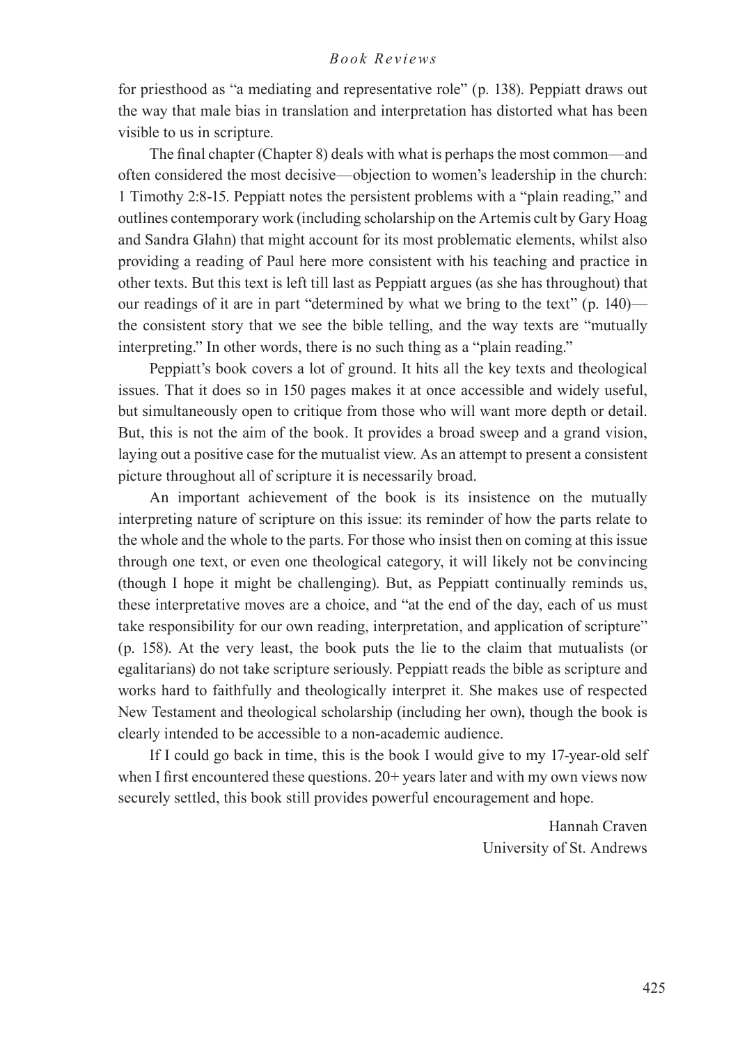for priesthood as "a mediating and representative role" (p. 138). Peppiatt draws out the way that male bias in translation and interpretation has distorted what has been visible to us in scripture.

The final chapter (Chapter 8) deals with what is perhaps the most common—and often considered the most decisive—objection to women's leadership in the church: 1 Timothy 2:8-15. Peppiatt notes the persistent problems with a "plain reading," and outlines contemporary work (including scholarship on the Artemis cult by Gary Hoag and Sandra Glahn) that might account for its most problematic elements, whilst also providing a reading of Paul here more consistent with his teaching and practice in other texts. But this text is left till last as Peppiatt argues (as she has throughout) that our readings of it are in part "determined by what we bring to the text" (p. 140)—the consistent story that we see the bible telling, and the way texts are "mutually interpreting." In other words, there is no such thing as a "plain reading."

Peppiatt's book covers a lot of ground. It hits all the key texts and theological issues. That it does so in 150 pages makes it at once accessible and widely useful, but simultaneously open to critique from those who will want more depth or detail. But, this is not the aim of the book. It provides a broad sweep and a grand vision, laying out a positive case for the mutualist view. As an attempt to present a consistent picture throughout all of scripture it is necessarily broad.

An important achievement of the book is its insistence on the mutually interpreting nature of scripture on this issue: its reminder of how the parts relate to the whole and the whole to the parts. For those who insist then on coming at this issue through one text, or even one theological category, it will likely not be convincing (though I hope it might be challenging). But, as Peppiatt continually reminds us, these interpretative moves are a choice, and "at the end of the day, each of us must take responsibility for our own reading, interpretation, and application of scripture" (p. 158). At the very least, the book puts the lie to the claim that mutualists (or egalitarians) do not take scripture seriously. Peppiatt reads the bible as scripture and works hard to faithfully and theologically interpret it. She makes use of respected New Testament and theological scholarship (including her own), though the book is clearly intended to be accessible to a non-academic audience.

If I could go back in time, this is the book I would give to my 17-year-old self when I first encountered these questions. 20+ years later and with my own views now securely settled, this book still provides powerful encouragement and hope.

Hannah Craven
University of St. Andrews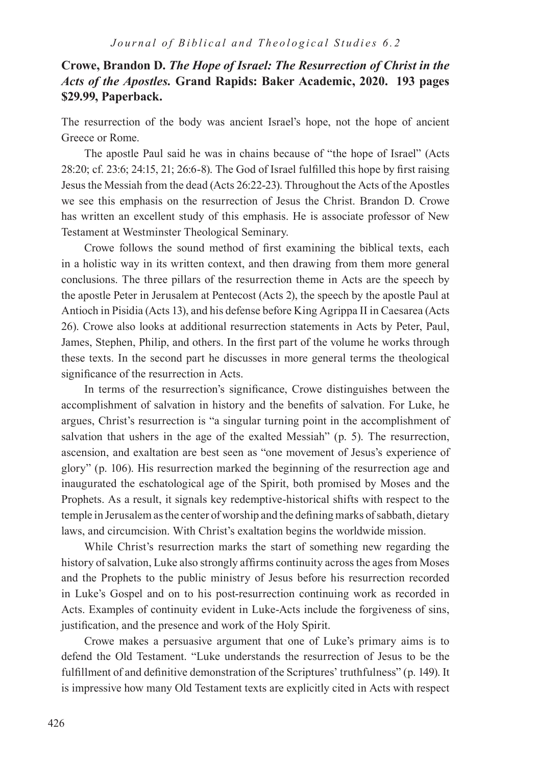**Crowe, Brandon D. *The Hope of Israel: The Resurrection of Christ in the Acts of the Apostles.* Grand Rapids: Baker Academic, 2020. 193 pages $29.99, Paperback.**

The resurrection of the body was ancient Israel's hope, not the hope of ancient Greece or Rome.

The apostle Paul said he was in chains because of "the hope of Israel" (Acts 28:20; cf. 23:6; 24:15, 21; 26:6-8). The God of Israel fulfilled this hope by first raising Jesus the Messiah from the dead (Acts 26:22-23). Throughout the Acts of the Apostles we see this emphasis on the resurrection of Jesus the Christ. Brandon D. Crowe has written an excellent study of this emphasis. He is associate professor of New Testament at Westminster Theological Seminary.

Crowe follows the sound method of first examining the biblical texts, each in a holistic way in its written context, and then drawing from them more general conclusions. The three pillars of the resurrection theme in Acts are the speech by the apostle Peter in Jerusalem at Pentecost (Acts 2), the speech by the apostle Paul at Antioch in Pisidia (Acts 13), and his defense before King Agrippa II in Caesarea (Acts 26). Crowe also looks at additional resurrection statements in Acts by Peter, Paul, James, Stephen, Philip, and others. In the first part of the volume he works through these texts. In the second part he discusses in more general terms the theological significance of the resurrection in Acts.

In terms of the resurrection's significance, Crowe distinguishes between the accomplishment of salvation in history and the benefits of salvation. For Luke, he argues, Christ's resurrection is "a singular turning point in the accomplishment of salvation that ushers in the age of the exalted Messiah" (p. 5). The resurrection, ascension, and exaltation are best seen as "one movement of Jesus's experience of glory" (p. 106). His resurrection marked the beginning of the resurrection age and inaugurated the eschatological age of the Spirit, both promised by Moses and the Prophets. As a result, it signals key redemptive-historical shifts with respect to the temple in Jerusalem as the center of worship and the defining marks of sabbath, dietary laws, and circumcision. With Christ's exaltation begins the worldwide mission.

While Christ's resurrection marks the start of something new regarding the history of salvation, Luke also strongly affirms continuity across the ages from Moses and the Prophets to the public ministry of Jesus before his resurrection recorded in Luke's Gospel and on to his post-resurrection continuing work as recorded in Acts. Examples of continuity evident in Luke-Acts include the forgiveness of sins, justification, and the presence and work of the Holy Spirit.

Crowe makes a persuasive argument that one of Luke's primary aims is to defend the Old Testament. "Luke understands the resurrection of Jesus to be the fulfillment of and definitive demonstration of the Scriptures' truthfulness" (p. 149). It is impressive how many Old Testament texts are explicitly cited in Acts with respect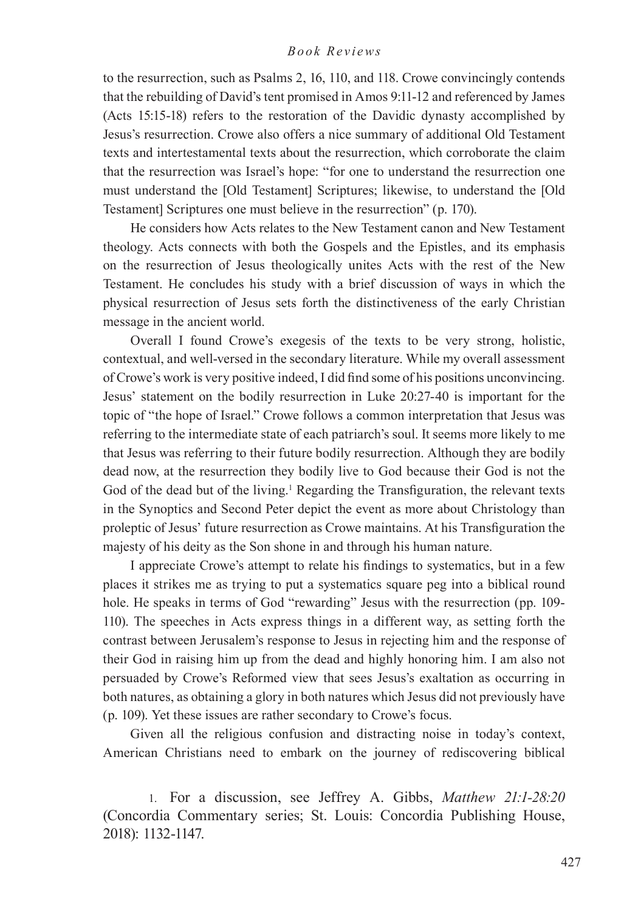to the resurrection, such as Psalms 2, 16, 110, and 118. Crowe convincingly contends that the rebuilding of David's tent promised in Amos 9:11-12 and referenced by James (Acts 15:15-18) refers to the restoration of the Davidic dynasty accomplished by Jesus's resurrection. Crowe also offers a nice summary of additional Old Testament texts and intertestamental texts about the resurrection, which corroborate the claim that the resurrection was Israel's hope: "for one to understand the resurrection one must understand the [Old Testament] Scriptures; likewise, to understand the [Old Testament] Scriptures one must believe in the resurrection" (p. 170).

He considers how Acts relates to the New Testament canon and New Testament theology. Acts connects with both the Gospels and the Epistles, and its emphasis on the resurrection of Jesus theologically unites Acts with the rest of the New Testament. He concludes his study with a brief discussion of ways in which the physical resurrection of Jesus sets forth the distinctiveness of the early Christian message in the ancient world.

Overall I found Crowe's exegesis of the texts to be very strong, holistic, contextual, and well-versed in the secondary literature. While my overall assessment of Crowe's work is very positive indeed, I did find some of his positions unconvincing. Jesus' statement on the bodily resurrection in Luke 20:27-40 is important for the topic of "the hope of Israel." Crowe follows a common interpretation that Jesus was referring to the intermediate state of each patriarch's soul. It seems more likely to me that Jesus was referring to their future bodily resurrection. Although they are bodily dead now, at the resurrection they bodily live to God because their God is not the God of the dead but of the living.[1] Regarding the Transfiguration, the relevant texts in the Synoptics and Second Peter depict the event as more about Christology than proleptic of Jesus' future resurrection as Crowe maintains. At his Transfiguration the majesty of his deity as the Son shone in and through his human nature.

I appreciate Crowe's attempt to relate his findings to systematics, but in a few places it strikes me as trying to put a systematics square peg into a biblical round hole. He speaks in terms of God "rewarding" Jesus with the resurrection (pp. 109-110). The speeches in Acts express things in a different way, as setting forth the contrast between Jerusalem's response to Jesus in rejecting him and the response of their God in raising him up from the dead and highly honoring him. I am also not persuaded by Crowe's Reformed view that sees Jesus's exaltation as occurring in both natures, as obtaining a glory in both natures which Jesus did not previously have (p. 109). Yet these issues are rather secondary to Crowe's focus.

Given all the religious confusion and distracting noise in today's context, American Christians need to embark on the journey of rediscovering biblical

1. For a discussion, see Jeffrey A. Gibbs, *Matthew 21:1-28:20* (Concordia Commentary series; St. Louis: Concordia Publishing House, 2018): 1132-1147.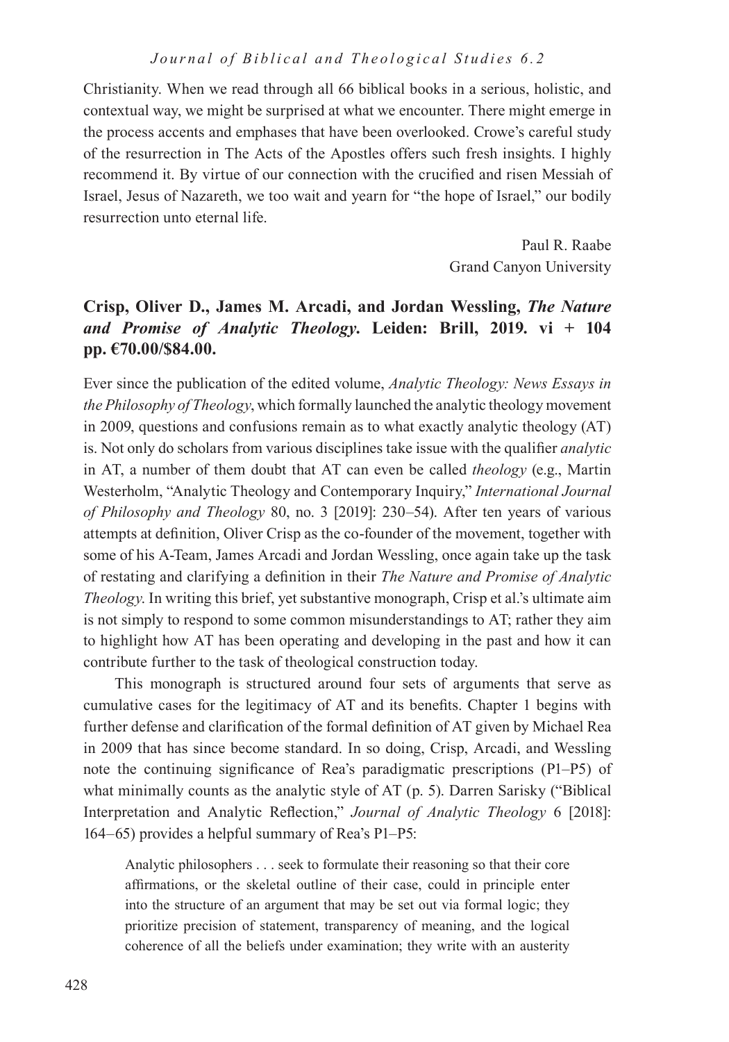Christianity. When we read through all 66 biblical books in a serious, holistic, and contextual way, we might be surprised at what we encounter. There might emerge in the process accents and emphases that have been overlooked. Crowe's careful study of the resurrection in The Acts of the Apostles offers such fresh insights. I highly recommend it. By virtue of our connection with the crucified and risen Messiah of Israel, Jesus of Nazareth, we too wait and yearn for "the hope of Israel," our bodily resurrection unto eternal life.

Paul R. Raabe
Grand Canyon University

### Crisp, Oliver D., James M. Arcadi, and Jordan Wessling, *The Nature and Promise of Analytic Theology*. Leiden: Brill, 2019. vi + 104 pp. €70.00/$84.00.

Ever since the publication of the edited volume, *Analytic Theology: News Essays in the Philosophy of Theology*, which formally launched the analytic theology movement in 2009, questions and confusions remain as to what exactly analytic theology (AT) is. Not only do scholars from various disciplines take issue with the qualifier *analytic* in AT, a number of them doubt that AT can even be called *theology* (e.g., Martin Westerholm, "Analytic Theology and Contemporary Inquiry," *International Journal of Philosophy and Theology* 80, no. 3 [2019]: 230–54). After ten years of various attempts at definition, Oliver Crisp as the co-founder of the movement, together with some of his A-Team, James Arcadi and Jordan Wessling, once again take up the task of restating and clarifying a definition in their *The Nature and Promise of Analytic Theology*. In writing this brief, yet substantive monograph, Crisp et al.'s ultimate aim is not simply to respond to some common misunderstandings to AT; rather they aim to highlight how AT has been operating and developing in the past and how it can contribute further to the task of theological construction today.

This monograph is structured around four sets of arguments that serve as cumulative cases for the legitimacy of AT and its benefits. Chapter 1 begins with further defense and clarification of the formal definition of AT given by Michael Rea in 2009 that has since become standard. In so doing, Crisp, Arcadi, and Wessling note the continuing significance of Rea's paradigmatic prescriptions (P1–P5) of what minimally counts as the analytic style of AT (p. 5). Darren Sarisky ("Biblical Interpretation and Analytic Reflection," *Journal of Analytic Theology* 6 [2018]: 164–65) provides a helpful summary of Rea's P1–P5:

> Analytic philosophers . . . seek to formulate their reasoning so that their core affirmations, or the skeletal outline of their case, could in principle enter into the structure of an argument that may be set out via formal logic; they prioritize precision of statement, transparency of meaning, and the logical coherence of all the beliefs under examination; they write with an austerity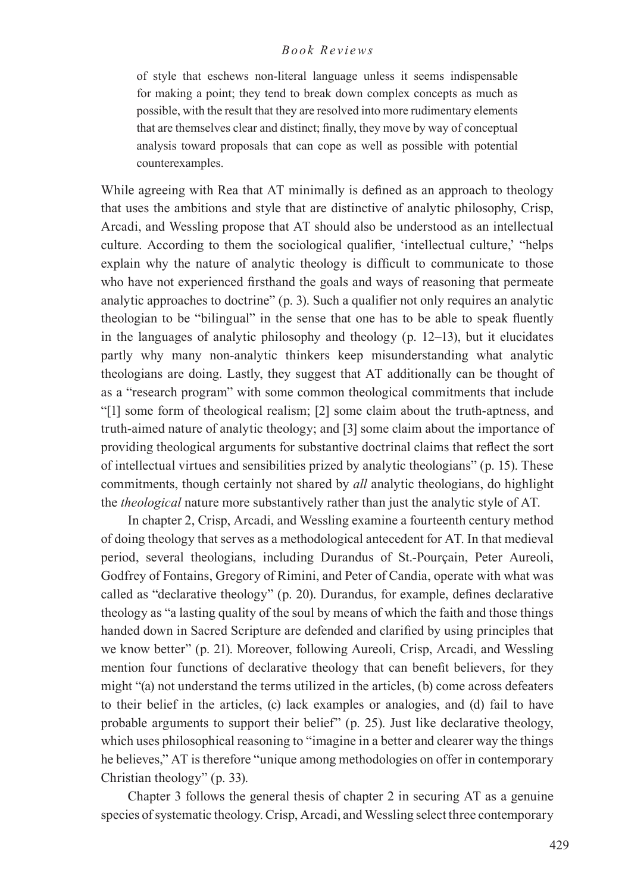> of style that eschews non-literal language unless it seems indispensable for making a point; they tend to break down complex concepts as much as possible, with the result that they are resolved into more rudimentary elements that are themselves clear and distinct; finally, they move by way of conceptual analysis toward proposals that can cope as well as possible with potential counterexamples.

While agreeing with Rea that AT minimally is defined as an approach to theology that uses the ambitions and style that are distinctive of analytic philosophy, Crisp, Arcadi, and Wessling propose that AT should also be understood as an intellectual culture. According to them the sociological qualifier, 'intellectual culture,' "helps explain why the nature of analytic theology is difficult to communicate to those who have not experienced firsthand the goals and ways of reasoning that permeate analytic approaches to doctrine" (p. 3). Such a qualifier not only requires an analytic theologian to be "bilingual" in the sense that one has to be able to speak fluently in the languages of analytic philosophy and theology (p. 12–13), but it elucidates partly why many non-analytic thinkers keep misunderstanding what analytic theologians are doing. Lastly, they suggest that AT additionally can be thought of as a "research program" with some common theological commitments that include "[1] some form of theological realism; [2] some claim about the truth-aptness, and truth-aimed nature of analytic theology; and [3] some claim about the importance of providing theological arguments for substantive doctrinal claims that reflect the sort of intellectual virtues and sensibilities prized by analytic theologians" (p. 15). These commitments, though certainly not shared by *all* analytic theologians, do highlight the *theological* nature more substantively rather than just the analytic style of AT.

In chapter 2, Crisp, Arcadi, and Wessling examine a fourteenth century method of doing theology that serves as a methodological antecedent for AT. In that medieval period, several theologians, including Durandus of St.-Pourçain, Peter Aureoli, Godfrey of Fontains, Gregory of Rimini, and Peter of Candia, operate with what was called as "declarative theology" (p. 20). Durandus, for example, defines declarative theology as "a lasting quality of the soul by means of which the faith and those things handed down in Sacred Scripture are defended and clarified by using principles that we know better" (p. 21). Moreover, following Aureoli, Crisp, Arcadi, and Wessling mention four functions of declarative theology that can benefit believers, for they might "(a) not understand the terms utilized in the articles, (b) come across defeaters to their belief in the articles, (c) lack examples or analogies, and (d) fail to have probable arguments to support their belief" (p. 25). Just like declarative theology, which uses philosophical reasoning to "imagine in a better and clearer way the things he believes," AT is therefore "unique among methodologies on offer in contemporary Christian theology" (p. 33).

Chapter 3 follows the general thesis of chapter 2 in securing AT as a genuine species of systematic theology. Crisp, Arcadi, and Wessling select three contemporary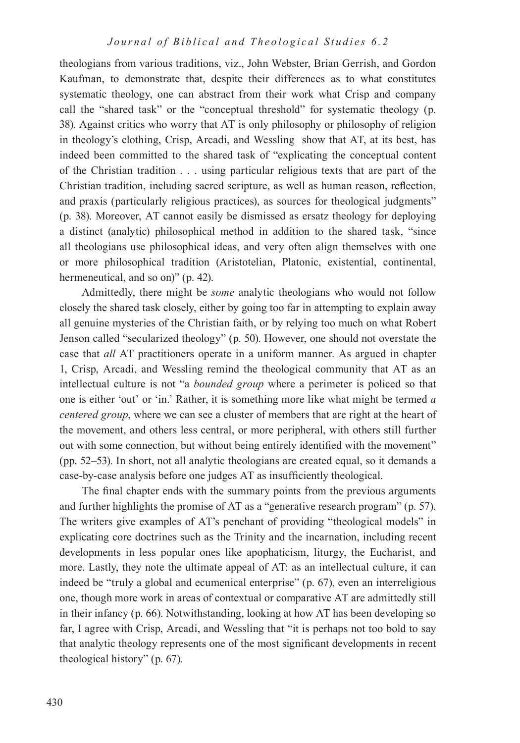theologians from various traditions, viz., John Webster, Brian Gerrish, and Gordon Kaufman, to demonstrate that, despite their differences as to what constitutes systematic theology, one can abstract from their work what Crisp and company call the "shared task" or the "conceptual threshold" for systematic theology (p. 38). Against critics who worry that AT is only philosophy or philosophy of religion in theology's clothing, Crisp, Arcadi, and Wessling show that AT, at its best, has indeed been committed to the shared task of "explicating the conceptual content of the Christian tradition . . . using particular religious texts that are part of the Christian tradition, including sacred scripture, as well as human reason, reflection, and praxis (particularly religious practices), as sources for theological judgments" (p. 38). Moreover, AT cannot easily be dismissed as ersatz theology for deploying a distinct (analytic) philosophical method in addition to the shared task, "since all theologians use philosophical ideas, and very often align themselves with one or more philosophical tradition (Aristotelian, Platonic, existential, continental, hermeneutical, and so on)" (p. 42).

Admittedly, there might be *some* analytic theologians who would not follow closely the shared task closely, either by going too far in attempting to explain away all genuine mysteries of the Christian faith, or by relying too much on what Robert Jenson called "secularized theology" (p. 50). However, one should not overstate the case that *all* AT practitioners operate in a uniform manner. As argued in chapter 1, Crisp, Arcadi, and Wessling remind the theological community that AT as an intellectual culture is not "a *bounded group* where a perimeter is policed so that one is either 'out' or 'in.' Rather, it is something more like what might be termed *a centered group*, where we can see a cluster of members that are right at the heart of the movement, and others less central, or more peripheral, with others still further out with some connection, but without being entirely identified with the movement" (pp. 52–53). In short, not all analytic theologians are created equal, so it demands a case-by-case analysis before one judges AT as insufficiently theological.

The final chapter ends with the summary points from the previous arguments and further highlights the promise of AT as a "generative research program" (p. 57). The writers give examples of AT's penchant of providing "theological models" in explicating core doctrines such as the Trinity and the incarnation, including recent developments in less popular ones like apophaticism, liturgy, the Eucharist, and more. Lastly, they note the ultimate appeal of AT: as an intellectual culture, it can indeed be "truly a global and ecumenical enterprise" (p. 67), even an interreligious one, though more work in areas of contextual or comparative AT are admittedly still in their infancy (p. 66). Notwithstanding, looking at how AT has been developing so far, I agree with Crisp, Arcadi, and Wessling that "it is perhaps not too bold to say that analytic theology represents one of the most significant developments in recent theological history" (p. 67).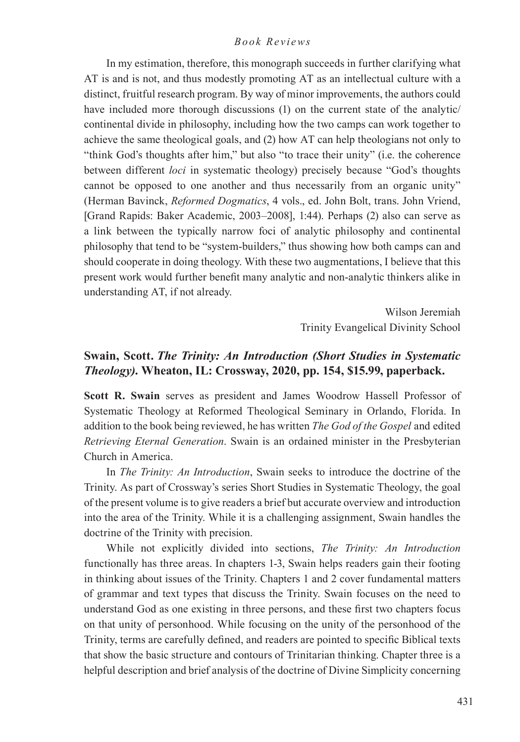In my estimation, therefore, this monograph succeeds in further clarifying what AT is and is not, and thus modestly promoting AT as an intellectual culture with a distinct, fruitful research program. By way of minor improvements, the authors could have included more thorough discussions (1) on the current state of the analytic/continental divide in philosophy, including how the two camps can work together to achieve the same theological goals, and (2) how AT can help theologians not only to "think God's thoughts after him," but also "to trace their unity" (i.e. the coherence between different *loci* in systematic theology) precisely because "God's thoughts cannot be opposed to one another and thus necessarily from an organic unity" (Herman Bavinck, *Reformed Dogmatics*, 4 vols., ed. John Bolt, trans. John Vriend, [Grand Rapids: Baker Academic, 2003–2008], 1:44). Perhaps (2) also can serve as a link between the typically narrow foci of analytic philosophy and continental philosophy that tend to be "system-builders," thus showing how both camps can and should cooperate in doing theology. With these two augmentations, I believe that this present work would further benefit many analytic and non-analytic thinkers alike in understanding AT, if not already.

Wilson Jeremiah
Trinity Evangelical Divinity School

## Swain, Scott. *The Trinity: An Introduction (Short Studies in Systematic Theology)*. Wheaton, IL: Crossway, 2020, pp. 154, $15.99, paperback.

**Scott R. Swain** serves as president and James Woodrow Hassell Professor of Systematic Theology at Reformed Theological Seminary in Orlando, Florida. In addition to the book being reviewed, he has written *The God of the Gospel* and edited *Retrieving Eternal Generation*. Swain is an ordained minister in the Presbyterian Church in America.

In *The Trinity: An Introduction*, Swain seeks to introduce the doctrine of the Trinity. As part of Crossway's series Short Studies in Systematic Theology, the goal of the present volume is to give readers a brief but accurate overview and introduction into the area of the Trinity. While it is a challenging assignment, Swain handles the doctrine of the Trinity with precision.

While not explicitly divided into sections, *The Trinity: An Introduction* functionally has three areas. In chapters 1-3, Swain helps readers gain their footing in thinking about issues of the Trinity. Chapters 1 and 2 cover fundamental matters of grammar and text types that discuss the Trinity. Swain focuses on the need to understand God as one existing in three persons, and these first two chapters focus on that unity of personhood. While focusing on the unity of the personhood of the Trinity, terms are carefully defined, and readers are pointed to specific Biblical texts that show the basic structure and contours of Trinitarian thinking. Chapter three is a helpful description and brief analysis of the doctrine of Divine Simplicity concerning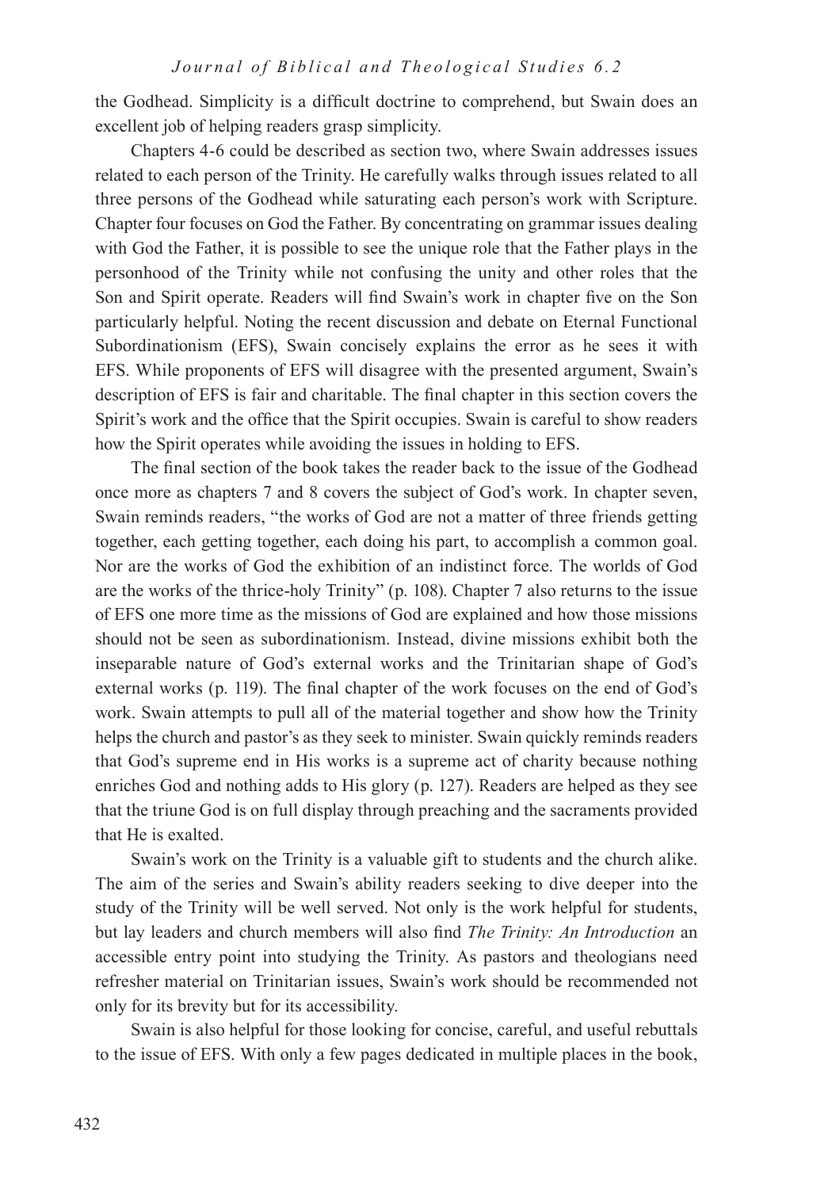the Godhead. Simplicity is a difficult doctrine to comprehend, but Swain does an excellent job of helping readers grasp simplicity.

Chapters 4-6 could be described as section two, where Swain addresses issues related to each person of the Trinity. He carefully walks through issues related to all three persons of the Godhead while saturating each person's work with Scripture. Chapter four focuses on God the Father. By concentrating on grammar issues dealing with God the Father, it is possible to see the unique role that the Father plays in the personhood of the Trinity while not confusing the unity and other roles that the Son and Spirit operate. Readers will find Swain's work in chapter five on the Son particularly helpful. Noting the recent discussion and debate on Eternal Functional Subordinationism (EFS), Swain concisely explains the error as he sees it with EFS. While proponents of EFS will disagree with the presented argument, Swain's description of EFS is fair and charitable. The final chapter in this section covers the Spirit's work and the office that the Spirit occupies. Swain is careful to show readers how the Spirit operates while avoiding the issues in holding to EFS.

The final section of the book takes the reader back to the issue of the Godhead once more as chapters 7 and 8 covers the subject of God's work. In chapter seven, Swain reminds readers, "the works of God are not a matter of three friends getting together, each getting together, each doing his part, to accomplish a common goal. Nor are the works of God the exhibition of an indistinct force. The worlds of God are the works of the thrice-holy Trinity" (p. 108). Chapter 7 also returns to the issue of EFS one more time as the missions of God are explained and how those missions should not be seen as subordinationism. Instead, divine missions exhibit both the inseparable nature of God's external works and the Trinitarian shape of God's external works (p. 119). The final chapter of the work focuses on the end of God's work. Swain attempts to pull all of the material together and show how the Trinity helps the church and pastor's as they seek to minister. Swain quickly reminds readers that God's supreme end in His works is a supreme act of charity because nothing enriches God and nothing adds to His glory (p. 127). Readers are helped as they see that the triune God is on full display through preaching and the sacraments provided that He is exalted.

Swain's work on the Trinity is a valuable gift to students and the church alike. The aim of the series and Swain's ability readers seeking to dive deeper into the study of the Trinity will be well served. Not only is the work helpful for students, but lay leaders and church members will also find *The Trinity: An Introduction* an accessible entry point into studying the Trinity. As pastors and theologians need refresher material on Trinitarian issues, Swain's work should be recommended not only for its brevity but for its accessibility.

Swain is also helpful for those looking for concise, careful, and useful rebuttals to the issue of EFS. With only a few pages dedicated in multiple places in the book,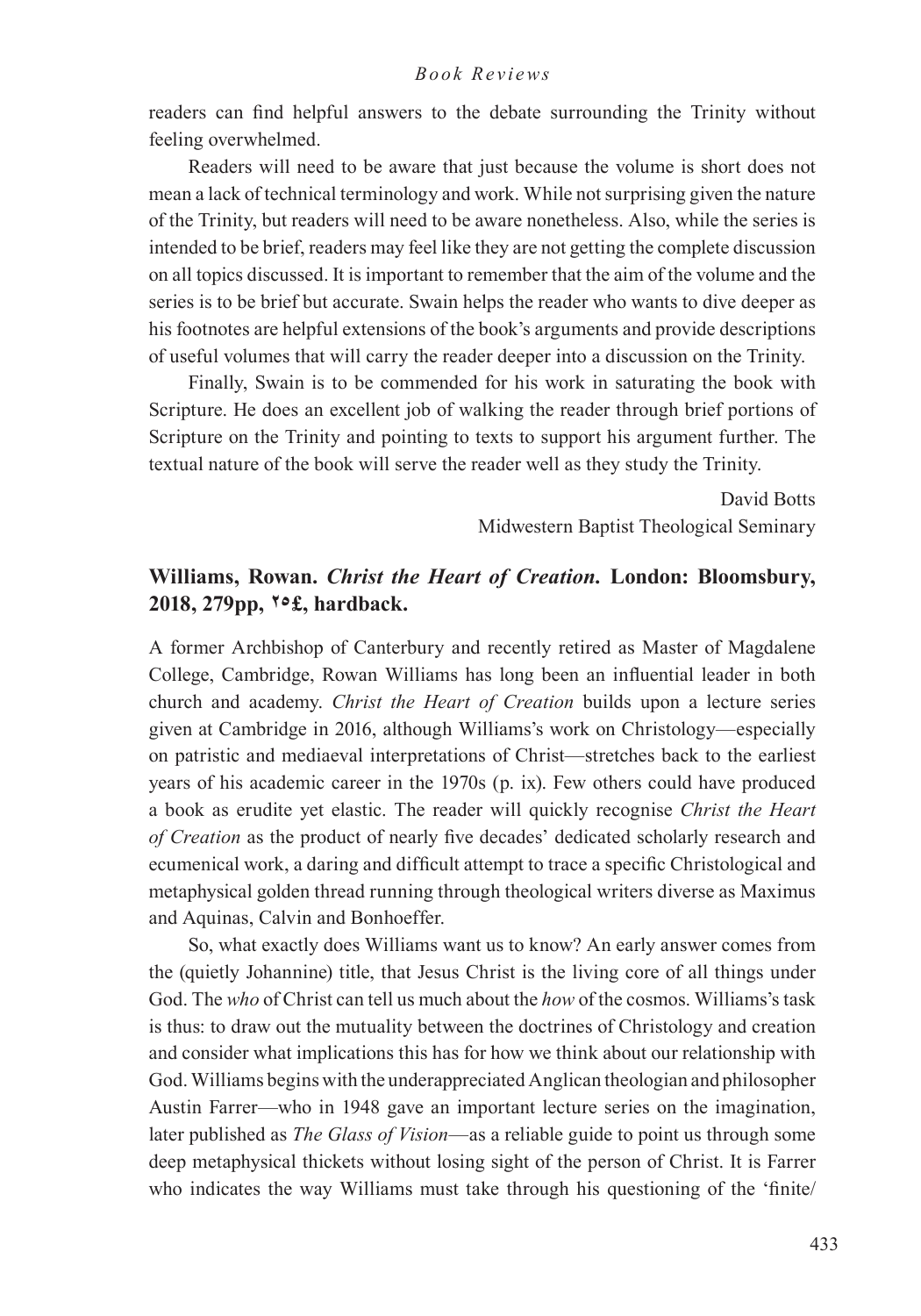readers can find helpful answers to the debate surrounding the Trinity without feeling overwhelmed.

Readers will need to be aware that just because the volume is short does not mean a lack of technical terminology and work. While not surprising given the nature of the Trinity, but readers will need to be aware nonetheless. Also, while the series is intended to be brief, readers may feel like they are not getting the complete discussion on all topics discussed. It is important to remember that the aim of the volume and the series is to be brief but accurate. Swain helps the reader who wants to dive deeper as his footnotes are helpful extensions of the book's arguments and provide descriptions of useful volumes that will carry the reader deeper into a discussion on the Trinity.

Finally, Swain is to be commended for his work in saturating the book with Scripture. He does an excellent job of walking the reader through brief portions of Scripture on the Trinity and pointing to texts to support his argument further. The textual nature of the book will serve the reader well as they study the Trinity.

David Botts
Midwestern Baptist Theological Seminary

### Williams, Rowan. *Christ the Heart of Creation*. London: Bloomsbury, 2018, 279pp, ٢٥£, hardback.

A former Archbishop of Canterbury and recently retired as Master of Magdalene College, Cambridge, Rowan Williams has long been an influential leader in both church and academy. *Christ the Heart of Creation* builds upon a lecture series given at Cambridge in 2016, although Williams's work on Christology—especially on patristic and mediaeval interpretations of Christ—stretches back to the earliest years of his academic career in the 1970s (p. ix). Few others could have produced a book as erudite yet elastic. The reader will quickly recognise *Christ the Heart of Creation* as the product of nearly five decades' dedicated scholarly research and ecumenical work, a daring and difficult attempt to trace a specific Christological and metaphysical golden thread running through theological writers diverse as Maximus and Aquinas, Calvin and Bonhoeffer.

So, what exactly does Williams want us to know? An early answer comes from the (quietly Johannine) title, that Jesus Christ is the living core of all things under God. The *who* of Christ can tell us much about the *how* of the cosmos. Williams's task is thus: to draw out the mutuality between the doctrines of Christology and creation and consider what implications this has for how we think about our relationship with God. Williams begins with the underappreciated Anglican theologian and philosopher Austin Farrer—who in 1948 gave an important lecture series on the imagination, later published as *The Glass of Vision*—as a reliable guide to point us through some deep metaphysical thickets without losing sight of the person of Christ. It is Farrer who indicates the way Williams must take through his questioning of the 'finite/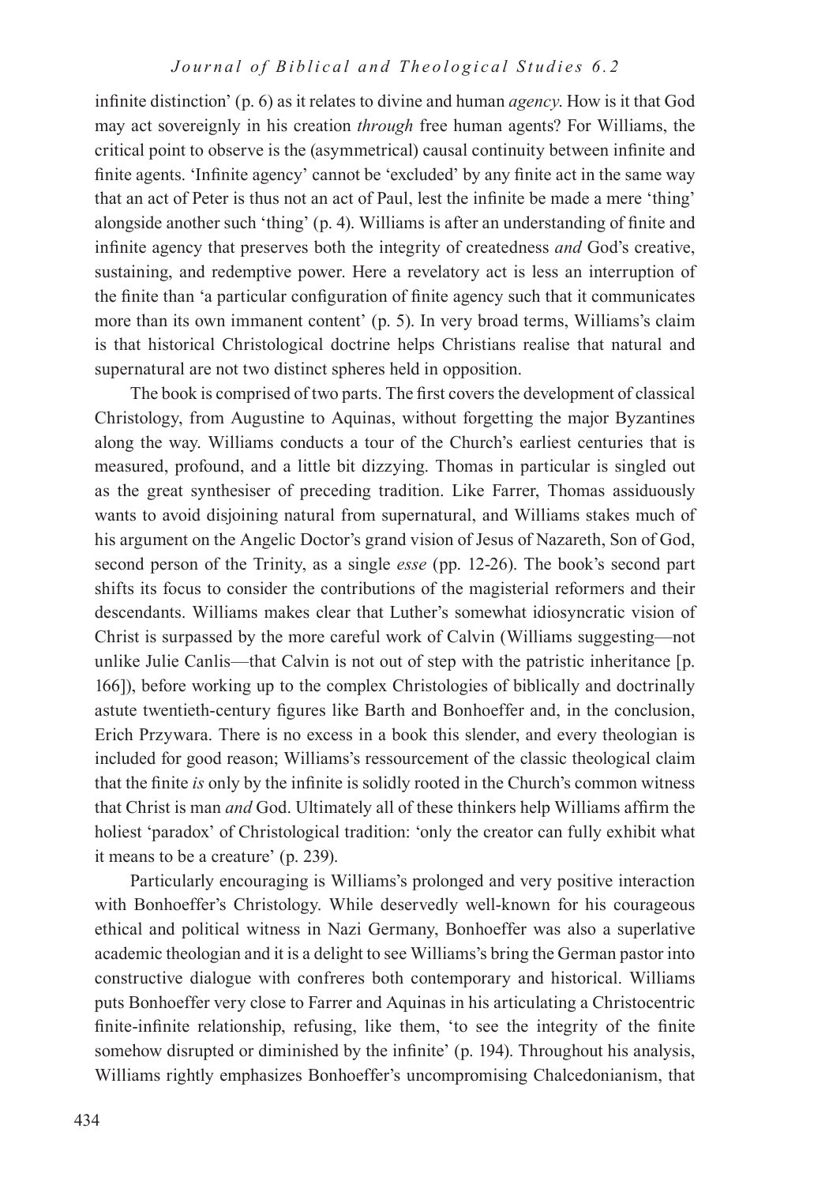infinite distinction' (p. 6) as it relates to divine and human *agency*. How is it that God may act sovereignly in his creation *through* free human agents? For Williams, the critical point to observe is the (asymmetrical) causal continuity between infinite and finite agents. 'Infinite agency' cannot be 'excluded' by any finite act in the same way that an act of Peter is thus not an act of Paul, lest the infinite be made a mere 'thing' alongside another such 'thing' (p. 4). Williams is after an understanding of finite and infinite agency that preserves both the integrity of createdness *and* God's creative, sustaining, and redemptive power. Here a revelatory act is less an interruption of the finite than 'a particular configuration of finite agency such that it communicates more than its own immanent content' (p. 5). In very broad terms, Williams's claim is that historical Christological doctrine helps Christians realise that natural and supernatural are not two distinct spheres held in opposition.

The book is comprised of two parts. The first covers the development of classical Christology, from Augustine to Aquinas, without forgetting the major Byzantines along the way. Williams conducts a tour of the Church's earliest centuries that is measured, profound, and a little bit dizzying. Thomas in particular is singled out as the great synthesiser of preceding tradition. Like Farrer, Thomas assiduously wants to avoid disjoining natural from supernatural, and Williams stakes much of his argument on the Angelic Doctor's grand vision of Jesus of Nazareth, Son of God, second person of the Trinity, as a single *esse* (pp. 12-26). The book's second part shifts its focus to consider the contributions of the magisterial reformers and their descendants. Williams makes clear that Luther's somewhat idiosyncratic vision of Christ is surpassed by the more careful work of Calvin (Williams suggesting—not unlike Julie Canlis—that Calvin is not out of step with the patristic inheritance [p. 166]), before working up to the complex Christologies of biblically and doctrinally astute twentieth-century figures like Barth and Bonhoeffer and, in the conclusion, Erich Przywara. There is no excess in a book this slender, and every theologian is included for good reason; Williams's ressourcement of the classic theological claim that the finite *is* only by the infinite is solidly rooted in the Church's common witness that Christ is man *and* God. Ultimately all of these thinkers help Williams affirm the holiest 'paradox' of Christological tradition: 'only the creator can fully exhibit what it means to be a creature' (p. 239).

Particularly encouraging is Williams's prolonged and very positive interaction with Bonhoeffer's Christology. While deservedly well-known for his courageous ethical and political witness in Nazi Germany, Bonhoeffer was also a superlative academic theologian and it is a delight to see Williams's bring the German pastor into constructive dialogue with confreres both contemporary and historical. Williams puts Bonhoeffer very close to Farrer and Aquinas in his articulating a Christocentric finite-infinite relationship, refusing, like them, 'to see the integrity of the finite somehow disrupted or diminished by the infinite' (p. 194). Throughout his analysis, Williams rightly emphasizes Bonhoeffer's uncompromising Chalcedonianism, that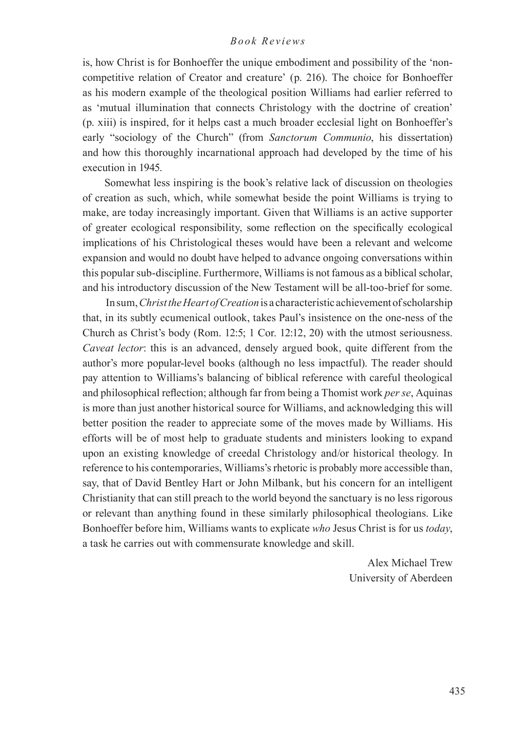is, how Christ is for Bonhoeffer the unique embodiment and possibility of the 'non-competitive relation of Creator and creature' (p. 216). The choice for Bonhoeffer as his modern example of the theological position Williams had earlier referred to as 'mutual illumination that connects Christology with the doctrine of creation' (p. xiii) is inspired, for it helps cast a much broader ecclesial light on Bonhoeffer's early "sociology of the Church" (from *Sanctorum Communio*, his dissertation) and how this thoroughly incarnational approach had developed by the time of his execution in 1945.

Somewhat less inspiring is the book's relative lack of discussion on theologies of creation as such, which, while somewhat beside the point Williams is trying to make, are today increasingly important. Given that Williams is an active supporter of greater ecological responsibility, some reflection on the specifically ecological implications of his Christological theses would have been a relevant and welcome expansion and would no doubt have helped to advance ongoing conversations within this popular sub-discipline. Furthermore, Williams is not famous as a biblical scholar, and his introductory discussion of the New Testament will be all-too-brief for some.

In sum, *Christ the Heart of Creation* is a characteristic achievement of scholarship that, in its subtly ecumenical outlook, takes Paul's insistence on the one-ness of the Church as Christ's body (Rom. 12:5; 1 Cor. 12:12, 20) with the utmost seriousness. *Caveat lector*: this is an advanced, densely argued book, quite different from the author's more popular-level books (although no less impactful). The reader should pay attention to Williams's balancing of biblical reference with careful theological and philosophical reflection; although far from being a Thomist work *per se*, Aquinas is more than just another historical source for Williams, and acknowledging this will better position the reader to appreciate some of the moves made by Williams. His efforts will be of most help to graduate students and ministers looking to expand upon an existing knowledge of creedal Christology and/or historical theology. In reference to his contemporaries, Williams's rhetoric is probably more accessible than, say, that of David Bentley Hart or John Milbank, but his concern for an intelligent Christianity that can still preach to the world beyond the sanctuary is no less rigorous or relevant than anything found in these similarly philosophical theologians. Like Bonhoeffer before him, Williams wants to explicate *who* Jesus Christ is for us *today*, a task he carries out with commensurate knowledge and skill.

Alex Michael Trew  
University of Aberdeen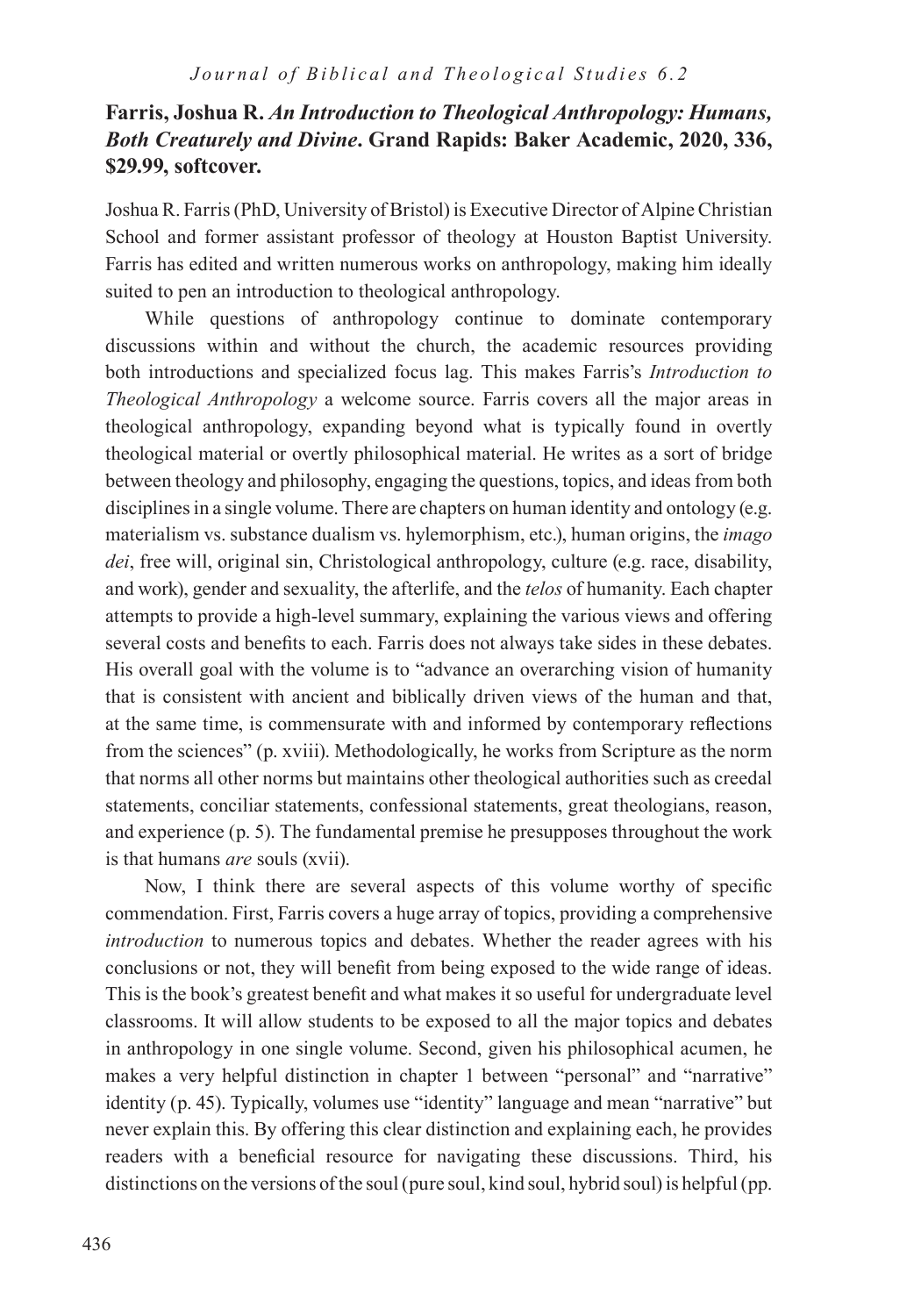**Farris, Joshua R. *An Introduction to Theological Anthropology: Humans, Both Creaturely and Divine*. Grand Rapids: Baker Academic, 2020, 336, $29.99, softcover.**

Joshua R. Farris (PhD, University of Bristol) is Executive Director of Alpine Christian School and former assistant professor of theology at Houston Baptist University. Farris has edited and written numerous works on anthropology, making him ideally suited to pen an introduction to theological anthropology.

While questions of anthropology continue to dominate contemporary discussions within and without the church, the academic resources providing both introductions and specialized focus lag. This makes Farris's *Introduction to Theological Anthropology* a welcome source. Farris covers all the major areas in theological anthropology, expanding beyond what is typically found in overtly theological material or overtly philosophical material. He writes as a sort of bridge between theology and philosophy, engaging the questions, topics, and ideas from both disciplines in a single volume. There are chapters on human identity and ontology (e.g. materialism vs. substance dualism vs. hylemorphism, etc.), human origins, the *imago dei*, free will, original sin, Christological anthropology, culture (e.g. race, disability, and work), gender and sexuality, the afterlife, and the *telos* of humanity. Each chapter attempts to provide a high-level summary, explaining the various views and offering several costs and benefits to each. Farris does not always take sides in these debates. His overall goal with the volume is to "advance an overarching vision of humanity that is consistent with ancient and biblically driven views of the human and that, at the same time, is commensurate with and informed by contemporary reflections from the sciences" (p. xviii). Methodologically, he works from Scripture as the norm that norms all other norms but maintains other theological authorities such as creedal statements, conciliar statements, confessional statements, great theologians, reason, and experience (p. 5). The fundamental premise he presupposes throughout the work is that humans *are* souls (xvii).

Now, I think there are several aspects of this volume worthy of specific commendation. First, Farris covers a huge array of topics, providing a comprehensive *introduction* to numerous topics and debates. Whether the reader agrees with his conclusions or not, they will benefit from being exposed to the wide range of ideas. This is the book's greatest benefit and what makes it so useful for undergraduate level classrooms. It will allow students to be exposed to all the major topics and debates in anthropology in one single volume. Second, given his philosophical acumen, he makes a very helpful distinction in chapter 1 between "personal" and "narrative" identity (p. 45). Typically, volumes use "identity" language and mean "narrative" but never explain this. By offering this clear distinction and explaining each, he provides readers with a beneficial resource for navigating these discussions. Third, his distinctions on the versions of the soul (pure soul, kind soul, hybrid soul) is helpful (pp.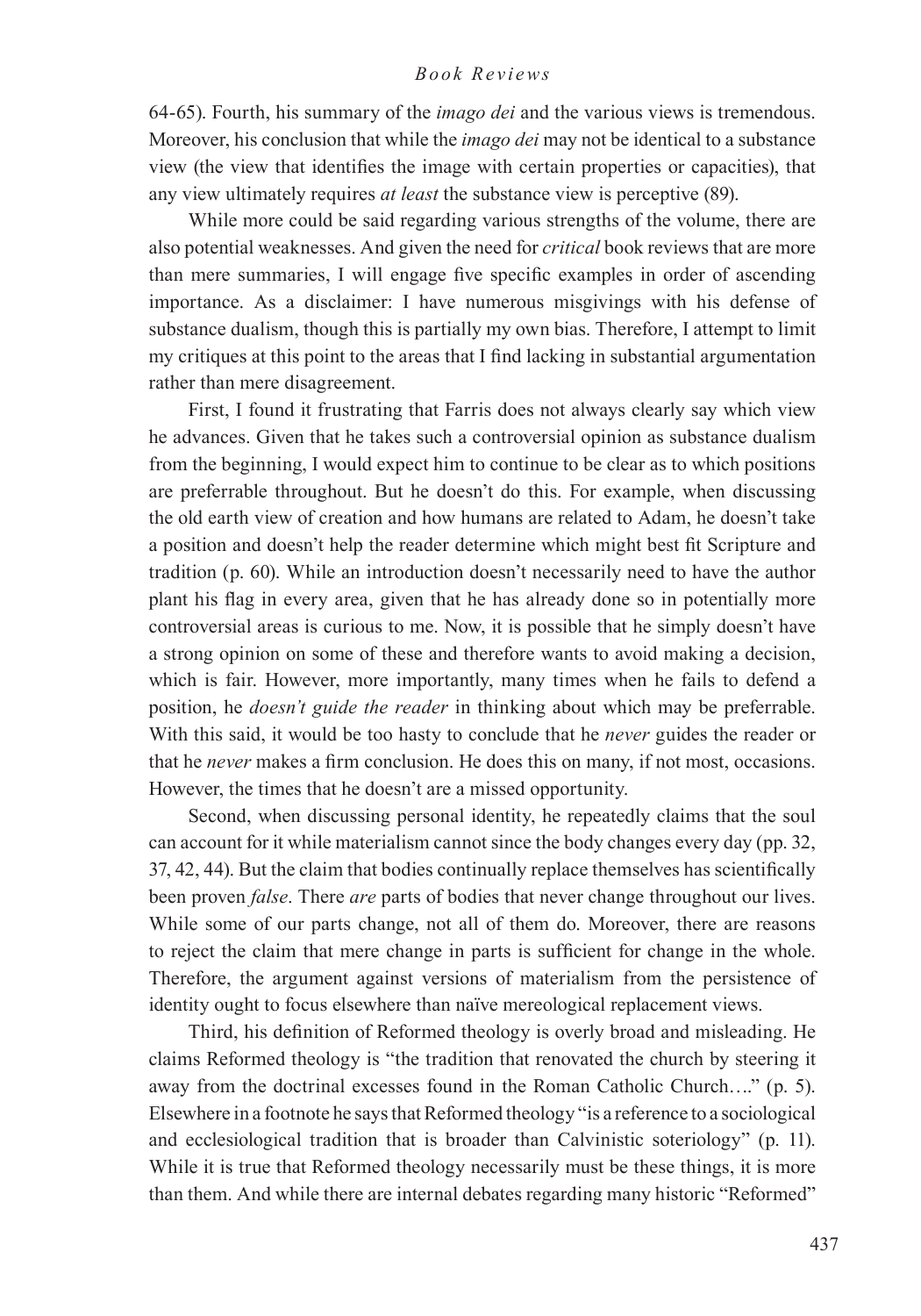64-65). Fourth, his summary of the *imago dei* and the various views is tremendous. Moreover, his conclusion that while the *imago dei* may not be identical to a substance view (the view that identifies the image with certain properties or capacities), that any view ultimately requires *at least* the substance view is perceptive (89).

While more could be said regarding various strengths of the volume, there are also potential weaknesses. And given the need for *critical* book reviews that are more than mere summaries, I will engage five specific examples in order of ascending importance. As a disclaimer: I have numerous misgivings with his defense of substance dualism, though this is partially my own bias. Therefore, I attempt to limit my critiques at this point to the areas that I find lacking in substantial argumentation rather than mere disagreement.

First, I found it frustrating that Farris does not always clearly say which view he advances. Given that he takes such a controversial opinion as substance dualism from the beginning, I would expect him to continue to be clear as to which positions are preferrable throughout. But he doesn't do this. For example, when discussing the old earth view of creation and how humans are related to Adam, he doesn't take a position and doesn't help the reader determine which might best fit Scripture and tradition (p. 60). While an introduction doesn't necessarily need to have the author plant his flag in every area, given that he has already done so in potentially more controversial areas is curious to me. Now, it is possible that he simply doesn't have a strong opinion on some of these and therefore wants to avoid making a decision, which is fair. However, more importantly, many times when he fails to defend a position, he *doesn't guide the reader* in thinking about which may be preferrable. With this said, it would be too hasty to conclude that he *never* guides the reader or that he *never* makes a firm conclusion. He does this on many, if not most, occasions. However, the times that he doesn't are a missed opportunity.

Second, when discussing personal identity, he repeatedly claims that the soul can account for it while materialism cannot since the body changes every day (pp. 32, 37, 42, 44). But the claim that bodies continually replace themselves has scientifically been proven *false*. There *are* parts of bodies that never change throughout our lives. While some of our parts change, not all of them do. Moreover, there are reasons to reject the claim that mere change in parts is sufficient for change in the whole. Therefore, the argument against versions of materialism from the persistence of identity ought to focus elsewhere than naïve mereological replacement views.

Third, his definition of Reformed theology is overly broad and misleading. He claims Reformed theology is "the tradition that renovated the church by steering it away from the doctrinal excesses found in the Roman Catholic Church…." (p. 5). Elsewhere in a footnote he says that Reformed theology "is a reference to a sociological and ecclesiological tradition that is broader than Calvinistic soteriology" (p. 11). While it is true that Reformed theology necessarily must be these things, it is more than them. And while there are internal debates regarding many historic "Reformed"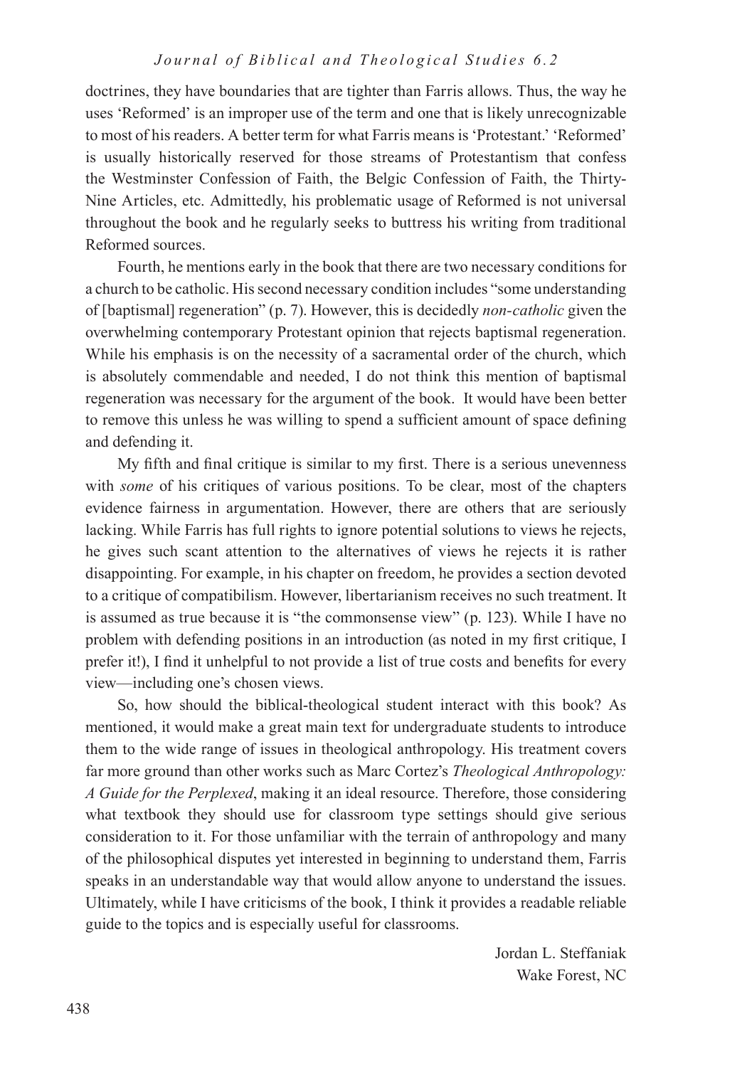doctrines, they have boundaries that are tighter than Farris allows. Thus, the way he uses 'Reformed' is an improper use of the term and one that is likely unrecognizable to most of his readers. A better term for what Farris means is 'Protestant.' 'Reformed' is usually historically reserved for those streams of Protestantism that confess the Westminster Confession of Faith, the Belgic Confession of Faith, the Thirty-Nine Articles, etc. Admittedly, his problematic usage of Reformed is not universal throughout the book and he regularly seeks to buttress his writing from traditional Reformed sources.

Fourth, he mentions early in the book that there are two necessary conditions for a church to be catholic. His second necessary condition includes "some understanding of [baptismal] regeneration" (p. 7). However, this is decidedly *non-catholic* given the overwhelming contemporary Protestant opinion that rejects baptismal regeneration. While his emphasis is on the necessity of a sacramental order of the church, which is absolutely commendable and needed, I do not think this mention of baptismal regeneration was necessary for the argument of the book. It would have been better to remove this unless he was willing to spend a sufficient amount of space defining and defending it.

My fifth and final critique is similar to my first. There is a serious unevenness with *some* of his critiques of various positions. To be clear, most of the chapters evidence fairness in argumentation. However, there are others that are seriously lacking. While Farris has full rights to ignore potential solutions to views he rejects, he gives such scant attention to the alternatives of views he rejects it is rather disappointing. For example, in his chapter on freedom, he provides a section devoted to a critique of compatibilism. However, libertarianism receives no such treatment. It is assumed as true because it is "the commonsense view" (p. 123). While I have no problem with defending positions in an introduction (as noted in my first critique, I prefer it!), I find it unhelpful to not provide a list of true costs and benefits for every view—including one's chosen views.

So, how should the biblical-theological student interact with this book? As mentioned, it would make a great main text for undergraduate students to introduce them to the wide range of issues in theological anthropology. His treatment covers far more ground than other works such as Marc Cortez's *Theological Anthropology: A Guide for the Perplexed*, making it an ideal resource. Therefore, those considering what textbook they should use for classroom type settings should give serious consideration to it. For those unfamiliar with the terrain of anthropology and many of the philosophical disputes yet interested in beginning to understand them, Farris speaks in an understandable way that would allow anyone to understand the issues. Ultimately, while I have criticisms of the book, I think it provides a readable reliable guide to the topics and is especially useful for classrooms.

Jordan L. Steffaniak
Wake Forest, NC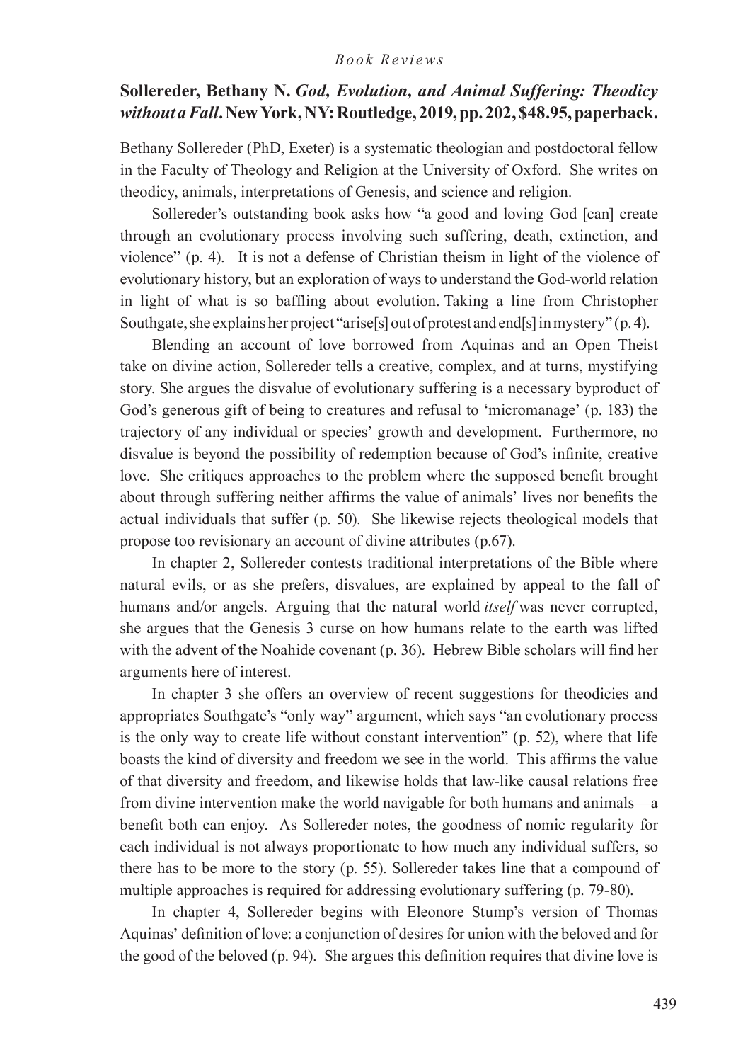**Sollereder, Bethany N. *God, Evolution, and Animal Suffering: Theodicy without a Fall*. New York, NY: Routledge, 2019, pp. 202, $48.95, paperback.**

Bethany Sollereder (PhD, Exeter) is a systematic theologian and postdoctoral fellow in the Faculty of Theology and Religion at the University of Oxford. She writes on theodicy, animals, interpretations of Genesis, and science and religion.

Sollereder's outstanding book asks how "a good and loving God [can] create through an evolutionary process involving such suffering, death, extinction, and violence" (p. 4). It is not a defense of Christian theism in light of the violence of evolutionary history, but an exploration of ways to understand the God-world relation in light of what is so baffling about evolution. Taking a line from Christopher Southgate, she explains her project "arise[s] out of protest and end[s] in mystery" (p. 4).

Blending an account of love borrowed from Aquinas and an Open Theist take on divine action, Sollereder tells a creative, complex, and at turns, mystifying story. She argues the disvalue of evolutionary suffering is a necessary byproduct of God's generous gift of being to creatures and refusal to 'micromanage' (p. 183) the trajectory of any individual or species' growth and development. Furthermore, no disvalue is beyond the possibility of redemption because of God's infinite, creative love. She critiques approaches to the problem where the supposed benefit brought about through suffering neither affirms the value of animals' lives nor benefits the actual individuals that suffer (p. 50). She likewise rejects theological models that propose too revisionary an account of divine attributes (p.67).

In chapter 2, Sollereder contests traditional interpretations of the Bible where natural evils, or as she prefers, disvalues, are explained by appeal to the fall of humans and/or angels. Arguing that the natural world *itself* was never corrupted, she argues that the Genesis 3 curse on how humans relate to the earth was lifted with the advent of the Noahide covenant (p. 36). Hebrew Bible scholars will find her arguments here of interest.

In chapter 3 she offers an overview of recent suggestions for theodicies and appropriates Southgate's "only way" argument, which says "an evolutionary process is the only way to create life without constant intervention" (p. 52), where that life boasts the kind of diversity and freedom we see in the world. This affirms the value of that diversity and freedom, and likewise holds that law-like causal relations free from divine intervention make the world navigable for both humans and animals—a benefit both can enjoy. As Sollereder notes, the goodness of nomic regularity for each individual is not always proportionate to how much any individual suffers, so there has to be more to the story (p. 55). Sollereder takes line that a compound of multiple approaches is required for addressing evolutionary suffering (p. 79-80).

In chapter 4, Sollereder begins with Eleonore Stump's version of Thomas Aquinas' definition of love: a conjunction of desires for union with the beloved and for the good of the beloved (p. 94). She argues this definition requires that divine love is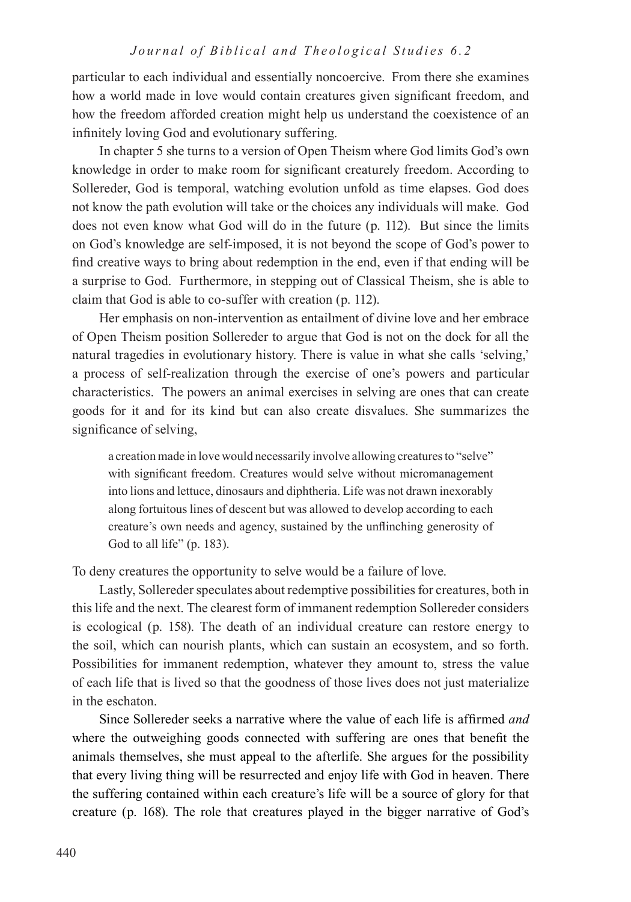particular to each individual and essentially noncoercive. From there she examines how a world made in love would contain creatures given significant freedom, and how the freedom afforded creation might help us understand the coexistence of an infinitely loving God and evolutionary suffering.

In chapter 5 she turns to a version of Open Theism where God limits God's own knowledge in order to make room for significant creaturely freedom. According to Sollereder, God is temporal, watching evolution unfold as time elapses. God does not know the path evolution will take or the choices any individuals will make. God does not even know what God will do in the future (p. 112). But since the limits on God's knowledge are self-imposed, it is not beyond the scope of God's power to find creative ways to bring about redemption in the end, even if that ending will be a surprise to God. Furthermore, in stepping out of Classical Theism, she is able to claim that God is able to co-suffer with creation (p. 112).

Her emphasis on non-intervention as entailment of divine love and her embrace of Open Theism position Sollereder to argue that God is not on the dock for all the natural tragedies in evolutionary history. There is value in what she calls 'selving,' a process of self-realization through the exercise of one's powers and particular characteristics. The powers an animal exercises in selving are ones that can create goods for it and for its kind but can also create disvalues. She summarizes the significance of selving,

> a creation made in love would necessarily involve allowing creatures to "selve" with significant freedom. Creatures would selve without micromanagement into lions and lettuce, dinosaurs and diphtheria. Life was not drawn inexorably along fortuitous lines of descent but was allowed to develop according to each creature's own needs and agency, sustained by the unflinching generosity of God to all life" (p. 183).

To deny creatures the opportunity to selve would be a failure of love.

Lastly, Sollereder speculates about redemptive possibilities for creatures, both in this life and the next. The clearest form of immanent redemption Sollereder considers is ecological (p. 158). The death of an individual creature can restore energy to the soil, which can nourish plants, which can sustain an ecosystem, and so forth. Possibilities for immanent redemption, whatever they amount to, stress the value of each life that is lived so that the goodness of those lives does not just materialize in the eschaton.

Since Sollereder seeks a narrative where the value of each life is affirmed *and* where the outweighing goods connected with suffering are ones that benefit the animals themselves, she must appeal to the afterlife. She argues for the possibility that every living thing will be resurrected and enjoy life with God in heaven. There the suffering contained within each creature's life will be a source of glory for that creature (p. 168). The role that creatures played in the bigger narrative of God's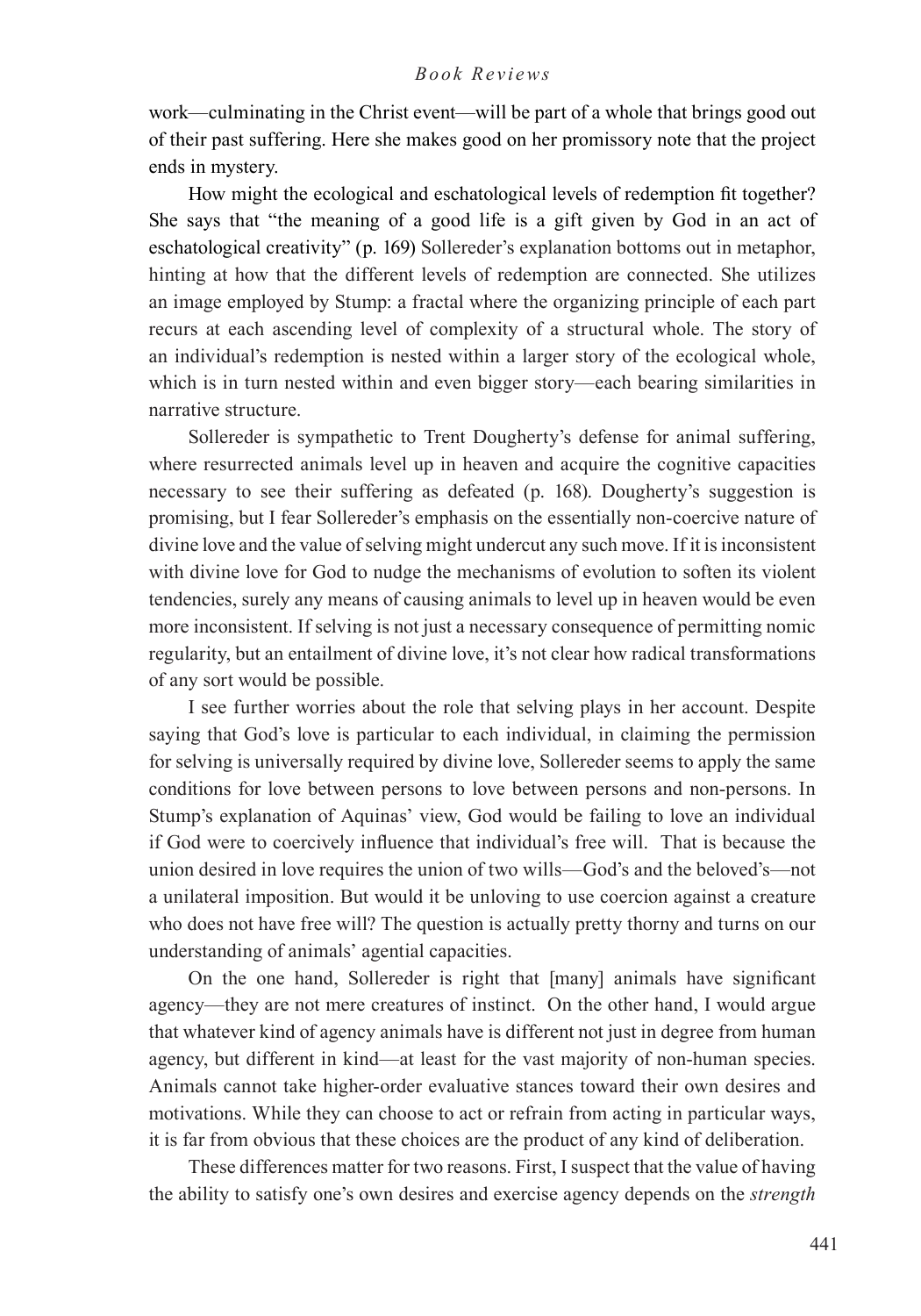work—culminating in the Christ event—will be part of a whole that brings good out of their past suffering. Here she makes good on her promissory note that the project ends in mystery.

How might the ecological and eschatological levels of redemption fit together? She says that "the meaning of a good life is a gift given by God in an act of eschatological creativity" (p. 169) Sollereder's explanation bottoms out in metaphor, hinting at how that the different levels of redemption are connected. She utilizes an image employed by Stump: a fractal where the organizing principle of each part recurs at each ascending level of complexity of a structural whole. The story of an individual's redemption is nested within a larger story of the ecological whole, which is in turn nested within and even bigger story—each bearing similarities in narrative structure.

Sollereder is sympathetic to Trent Dougherty's defense for animal suffering, where resurrected animals level up in heaven and acquire the cognitive capacities necessary to see their suffering as defeated (p. 168). Dougherty's suggestion is promising, but I fear Sollereder's emphasis on the essentially non-coercive nature of divine love and the value of selving might undercut any such move. If it is inconsistent with divine love for God to nudge the mechanisms of evolution to soften its violent tendencies, surely any means of causing animals to level up in heaven would be even more inconsistent. If selving is not just a necessary consequence of permitting nomic regularity, but an entailment of divine love, it's not clear how radical transformations of any sort would be possible.

I see further worries about the role that selving plays in her account. Despite saying that God's love is particular to each individual, in claiming the permission for selving is universally required by divine love, Sollereder seems to apply the same conditions for love between persons to love between persons and non-persons. In Stump's explanation of Aquinas' view, God would be failing to love an individual if God were to coercively influence that individual's free will. That is because the union desired in love requires the union of two wills—God's and the beloved's—not a unilateral imposition. But would it be unloving to use coercion against a creature who does not have free will? The question is actually pretty thorny and turns on our understanding of animals' agential capacities.

On the one hand, Sollereder is right that [many] animals have significant agency—they are not mere creatures of instinct. On the other hand, I would argue that whatever kind of agency animals have is different not just in degree from human agency, but different in kind—at least for the vast majority of non-human species. Animals cannot take higher-order evaluative stances toward their own desires and motivations. While they can choose to act or refrain from acting in particular ways, it is far from obvious that these choices are the product of any kind of deliberation.

These differences matter for two reasons. First, I suspect that the value of having the ability to satisfy one's own desires and exercise agency depends on the *strength*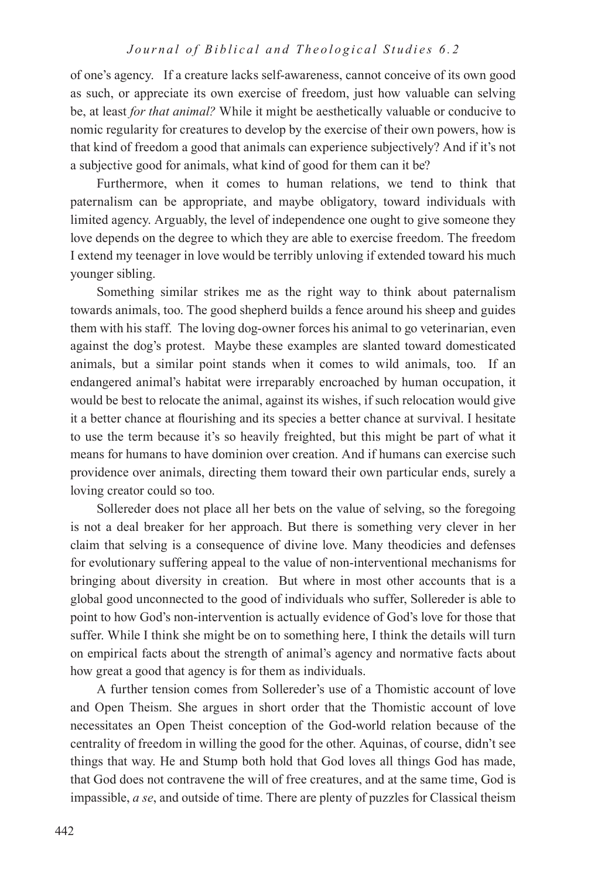of one's agency. If a creature lacks self-awareness, cannot conceive of its own good as such, or appreciate its own exercise of freedom, just how valuable can selving be, at least *for that animal?* While it might be aesthetically valuable or conducive to nomic regularity for creatures to develop by the exercise of their own powers, how is that kind of freedom a good that animals can experience subjectively? And if it's not a subjective good for animals, what kind of good for them can it be?

Furthermore, when it comes to human relations, we tend to think that paternalism can be appropriate, and maybe obligatory, toward individuals with limited agency. Arguably, the level of independence one ought to give someone they love depends on the degree to which they are able to exercise freedom. The freedom I extend my teenager in love would be terribly unloving if extended toward his much younger sibling.

Something similar strikes me as the right way to think about paternalism towards animals, too. The good shepherd builds a fence around his sheep and guides them with his staff. The loving dog-owner forces his animal to go veterinarian, even against the dog's protest. Maybe these examples are slanted toward domesticated animals, but a similar point stands when it comes to wild animals, too. If an endangered animal's habitat were irreparably encroached by human occupation, it would be best to relocate the animal, against its wishes, if such relocation would give it a better chance at flourishing and its species a better chance at survival. I hesitate to use the term because it's so heavily freighted, but this might be part of what it means for humans to have dominion over creation. And if humans can exercise such providence over animals, directing them toward their own particular ends, surely a loving creator could so too.

Sollereder does not place all her bets on the value of selving, so the foregoing is not a deal breaker for her approach. But there is something very clever in her claim that selving is a consequence of divine love. Many theodicies and defenses for evolutionary suffering appeal to the value of non-interventional mechanisms for bringing about diversity in creation. But where in most other accounts that is a global good unconnected to the good of individuals who suffer, Sollereder is able to point to how God's non-intervention is actually evidence of God's love for those that suffer. While I think she might be on to something here, I think the details will turn on empirical facts about the strength of animal's agency and normative facts about how great a good that agency is for them as individuals.

A further tension comes from Sollereder's use of a Thomistic account of love and Open Theism. She argues in short order that the Thomistic account of love necessitates an Open Theist conception of the God-world relation because of the centrality of freedom in willing the good for the other. Aquinas, of course, didn't see things that way. He and Stump both hold that God loves all things God has made, that God does not contravene the will of free creatures, and at the same time, God is impassible, *a se*, and outside of time. There are plenty of puzzles for Classical theism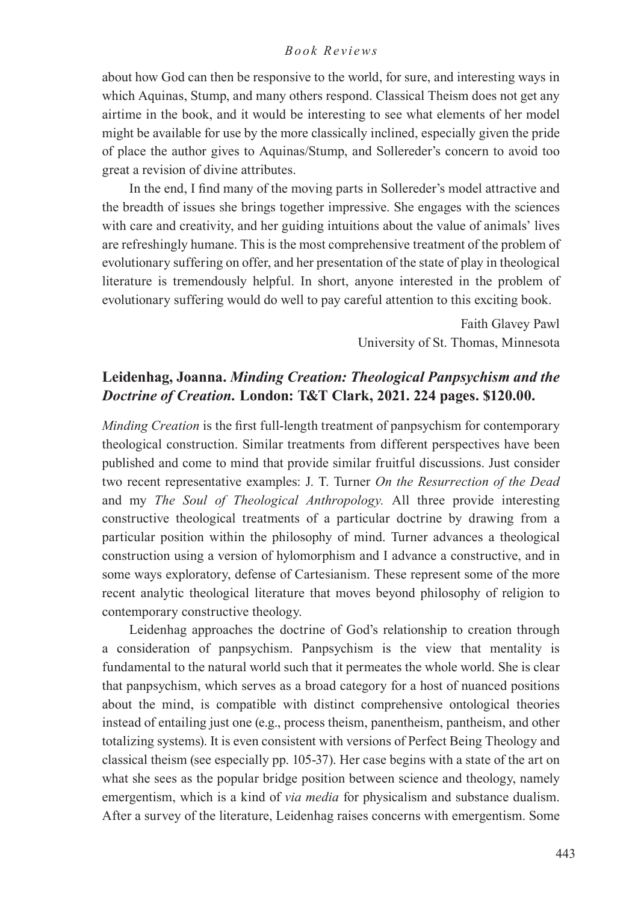about how God can then be responsive to the world, for sure, and interesting ways in which Aquinas, Stump, and many others respond. Classical Theism does not get any airtime in the book, and it would be interesting to see what elements of her model might be available for use by the more classically inclined, especially given the pride of place the author gives to Aquinas/Stump, and Sollereder's concern to avoid too great a revision of divine attributes.

In the end, I find many of the moving parts in Sollereder's model attractive and the breadth of issues she brings together impressive. She engages with the sciences with care and creativity, and her guiding intuitions about the value of animals' lives are refreshingly humane. This is the most comprehensive treatment of the problem of evolutionary suffering on offer, and her presentation of the state of play in theological literature is tremendously helpful. In short, anyone interested in the problem of evolutionary suffering would do well to pay careful attention to this exciting book.

Faith Glavey Pawl
University of St. Thomas, Minnesota

## Leidenhag, Joanna. *Minding Creation: Theological Panpsychism and the Doctrine of Creation.* London: T&T Clark, 2021. 224 pages. $120.00.

*Minding Creation* is the first full-length treatment of panpsychism for contemporary theological construction. Similar treatments from different perspectives have been published and come to mind that provide similar fruitful discussions. Just consider two recent representative examples: J. T. Turner *On the Resurrection of the Dead* and my *The Soul of Theological Anthropology.* All three provide interesting constructive theological treatments of a particular doctrine by drawing from a particular position within the philosophy of mind. Turner advances a theological construction using a version of hylomorphism and I advance a constructive, and in some ways exploratory, defense of Cartesianism. These represent some of the more recent analytic theological literature that moves beyond philosophy of religion to contemporary constructive theology.

Leidenhag approaches the doctrine of God's relationship to creation through a consideration of panpsychism. Panpsychism is the view that mentality is fundamental to the natural world such that it permeates the whole world. She is clear that panpsychism, which serves as a broad category for a host of nuanced positions about the mind, is compatible with distinct comprehensive ontological theories instead of entailing just one (e.g., process theism, panentheism, pantheism, and other totalizing systems). It is even consistent with versions of Perfect Being Theology and classical theism (see especially pp. 105-37). Her case begins with a state of the art on what she sees as the popular bridge position between science and theology, namely emergentism, which is a kind of *via media* for physicalism and substance dualism. After a survey of the literature, Leidenhag raises concerns with emergentism. Some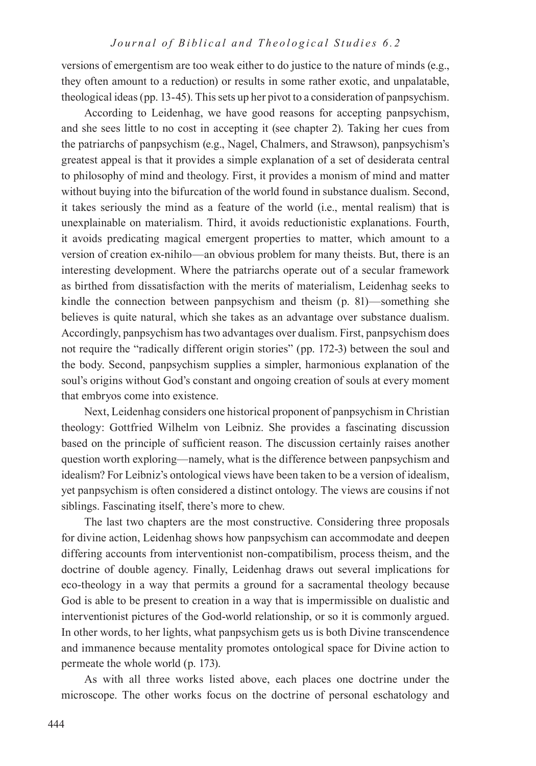versions of emergentism are too weak either to do justice to the nature of minds (e.g., they often amount to a reduction) or results in some rather exotic, and unpalatable, theological ideas (pp. 13-45). This sets up her pivot to a consideration of panpsychism.

According to Leidenhag, we have good reasons for accepting panpsychism, and she sees little to no cost in accepting it (see chapter 2). Taking her cues from the patriarchs of panpsychism (e.g., Nagel, Chalmers, and Strawson), panpsychism's greatest appeal is that it provides a simple explanation of a set of desiderata central to philosophy of mind and theology. First, it provides a monism of mind and matter without buying into the bifurcation of the world found in substance dualism. Second, it takes seriously the mind as a feature of the world (i.e., mental realism) that is unexplainable on materialism. Third, it avoids reductionistic explanations. Fourth, it avoids predicating magical emergent properties to matter, which amount to a version of creation ex-nihilo—an obvious problem for many theists. But, there is an interesting development. Where the patriarchs operate out of a secular framework as birthed from dissatisfaction with the merits of materialism, Leidenhag seeks to kindle the connection between panpsychism and theism (p. 81)—something she believes is quite natural, which she takes as an advantage over substance dualism. Accordingly, panpsychism has two advantages over dualism. First, panpsychism does not require the "radically different origin stories" (pp. 172-3) between the soul and the body. Second, panpsychism supplies a simpler, harmonious explanation of the soul's origins without God's constant and ongoing creation of souls at every moment that embryos come into existence.

Next, Leidenhag considers one historical proponent of panpsychism in Christian theology: Gottfried Wilhelm von Leibniz. She provides a fascinating discussion based on the principle of sufficient reason. The discussion certainly raises another question worth exploring—namely, what is the difference between panpsychism and idealism? For Leibniz's ontological views have been taken to be a version of idealism, yet panpsychism is often considered a distinct ontology. The views are cousins if not siblings. Fascinating itself, there's more to chew.

The last two chapters are the most constructive. Considering three proposals for divine action, Leidenhag shows how panpsychism can accommodate and deepen differing accounts from interventionist non-compatibilism, process theism, and the doctrine of double agency. Finally, Leidenhag draws out several implications for eco-theology in a way that permits a ground for a sacramental theology because God is able to be present to creation in a way that is impermissible on dualistic and interventionist pictures of the God-world relationship, or so it is commonly argued. In other words, to her lights, what panpsychism gets us is both Divine transcendence and immanence because mentality promotes ontological space for Divine action to permeate the whole world (p. 173).

As with all three works listed above, each places one doctrine under the microscope. The other works focus on the doctrine of personal eschatology and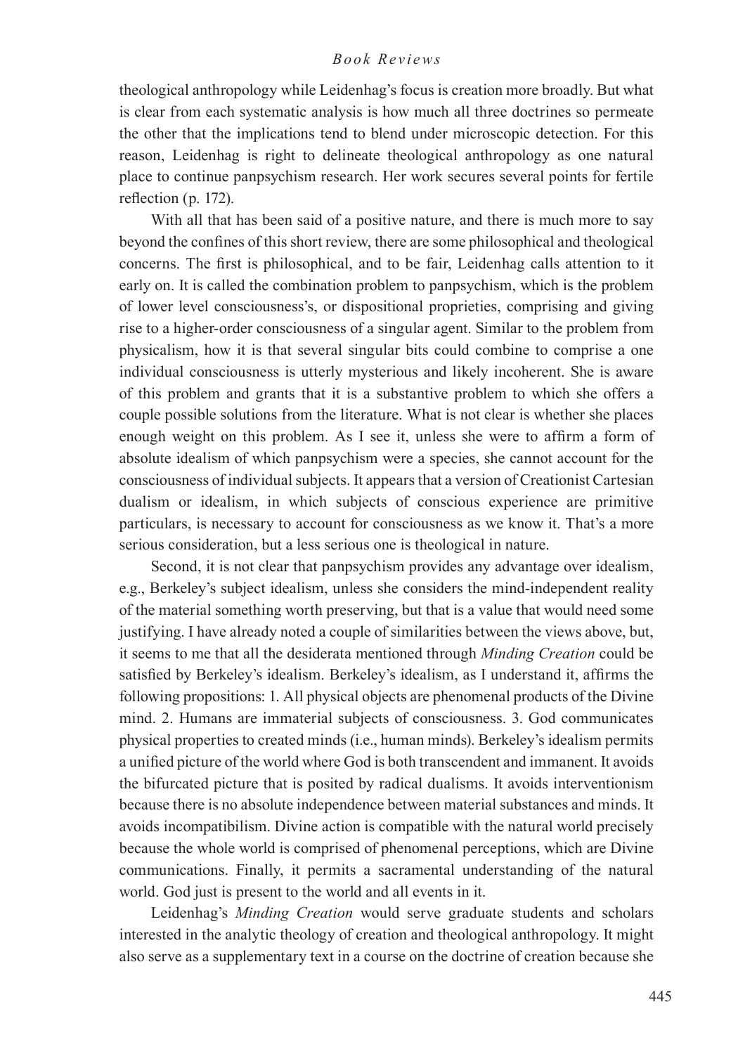theological anthropology while Leidenhag's focus is creation more broadly. But what is clear from each systematic analysis is how much all three doctrines so permeate the other that the implications tend to blend under microscopic detection. For this reason, Leidenhag is right to delineate theological anthropology as one natural place to continue panpsychism research. Her work secures several points for fertile reflection (p. 172).

With all that has been said of a positive nature, and there is much more to say beyond the confines of this short review, there are some philosophical and theological concerns. The first is philosophical, and to be fair, Leidenhag calls attention to it early on. It is called the combination problem to panpsychism, which is the problem of lower level consciousness's, or dispositional proprieties, comprising and giving rise to a higher-order consciousness of a singular agent. Similar to the problem from physicalism, how it is that several singular bits could combine to comprise a one individual consciousness is utterly mysterious and likely incoherent. She is aware of this problem and grants that it is a substantive problem to which she offers a couple possible solutions from the literature. What is not clear is whether she places enough weight on this problem. As I see it, unless she were to affirm a form of absolute idealism of which panpsychism were a species, she cannot account for the consciousness of individual subjects. It appears that a version of Creationist Cartesian dualism or idealism, in which subjects of conscious experience are primitive particulars, is necessary to account for consciousness as we know it. That's a more serious consideration, but a less serious one is theological in nature.

Second, it is not clear that panpsychism provides any advantage over idealism, e.g., Berkeley's subject idealism, unless she considers the mind-independent reality of the material something worth preserving, but that is a value that would need some justifying. I have already noted a couple of similarities between the views above, but, it seems to me that all the desiderata mentioned through *Minding Creation* could be satisfied by Berkeley's idealism. Berkeley's idealism, as I understand it, affirms the following propositions: 1. All physical objects are phenomenal products of the Divine mind. 2. Humans are immaterial subjects of consciousness. 3. God communicates physical properties to created minds (i.e., human minds). Berkeley's idealism permits a unified picture of the world where God is both transcendent and immanent. It avoids the bifurcated picture that is posited by radical dualisms. It avoids interventionism because there is no absolute independence between material substances and minds. It avoids incompatibilism. Divine action is compatible with the natural world precisely because the whole world is comprised of phenomenal perceptions, which are Divine communications. Finally, it permits a sacramental understanding of the natural world. God just is present to the world and all events in it.

Leidenhag's *Minding Creation* would serve graduate students and scholars interested in the analytic theology of creation and theological anthropology. It might also serve as a supplementary text in a course on the doctrine of creation because she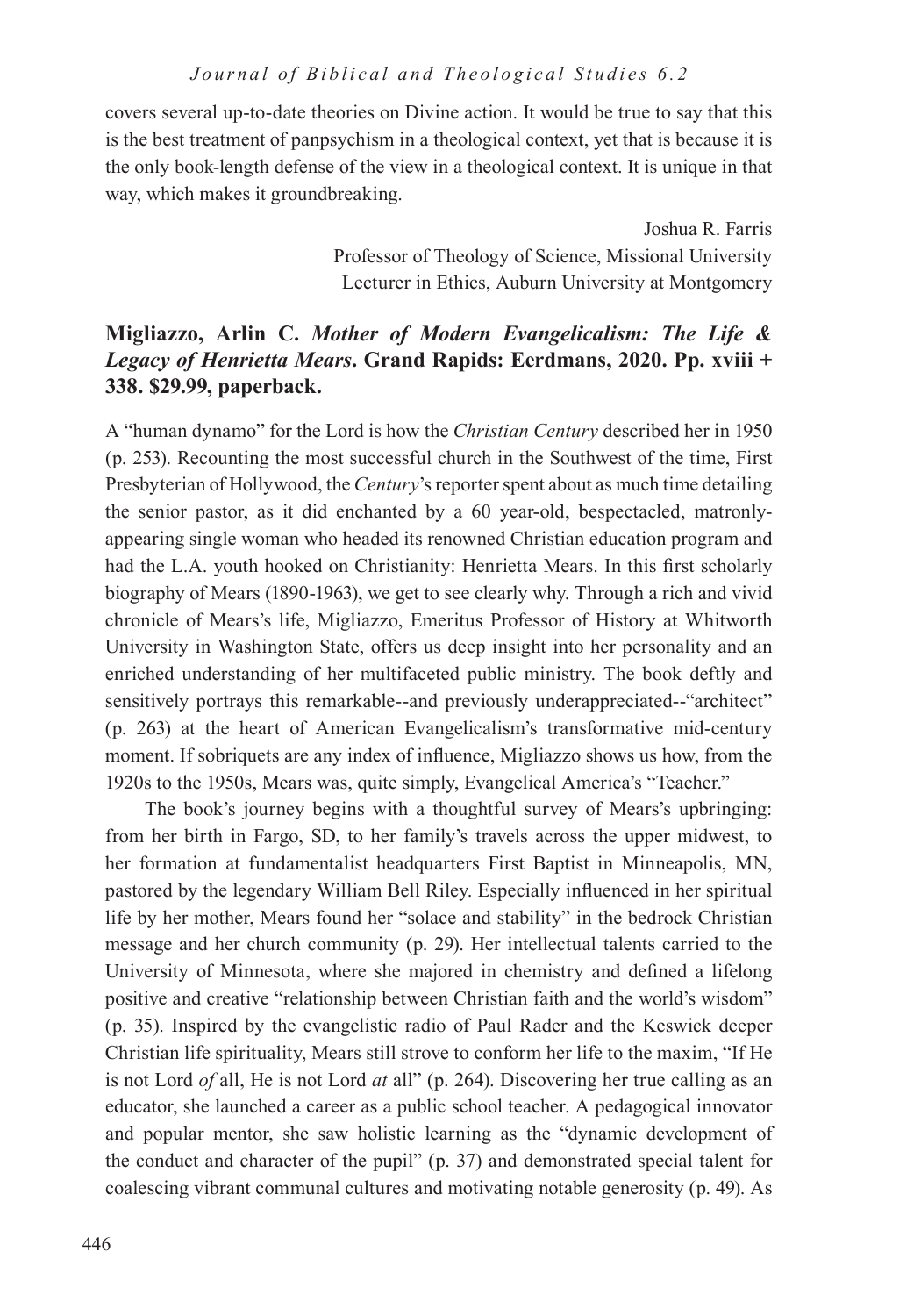covers several up-to-date theories on Divine action. It would be true to say that this is the best treatment of panpsychism in a theological context, yet that is because it is the only book-length defense of the view in a theological context. It is unique in that way, which makes it groundbreaking.

Joshua R. Farris
Professor of Theology of Science, Missional University
Lecturer in Ethics, Auburn University at Montgomery

### Migliazzo, Arlin C. *Mother of Modern Evangelicalism: The Life & Legacy of Henrietta Mears*. Grand Rapids: Eerdmans, 2020. Pp. xviii + 338. $29.99, paperback.

A "human dynamo" for the Lord is how the *Christian Century* described her in 1950 (p. 253). Recounting the most successful church in the Southwest of the time, First Presbyterian of Hollywood, the *Century*'s reporter spent about as much time detailing the senior pastor, as it did enchanted by a 60 year-old, bespectacled, matronly-appearing single woman who headed its renowned Christian education program and had the L.A. youth hooked on Christianity: Henrietta Mears. In this first scholarly biography of Mears (1890-1963), we get to see clearly why. Through a rich and vivid chronicle of Mears's life, Migliazzo, Emeritus Professor of History at Whitworth University in Washington State, offers us deep insight into her personality and an enriched understanding of her multifaceted public ministry. The book deftly and sensitively portrays this remarkable--and previously underappreciated--"architect" (p. 263) at the heart of American Evangelicalism's transformative mid-century moment. If sobriquets are any index of influence, Migliazzo shows us how, from the 1920s to the 1950s, Mears was, quite simply, Evangelical America's "Teacher."

The book's journey begins with a thoughtful survey of Mears's upbringing: from her birth in Fargo, SD, to her family's travels across the upper midwest, to her formation at fundamentalist headquarters First Baptist in Minneapolis, MN, pastored by the legendary William Bell Riley. Especially influenced in her spiritual life by her mother, Mears found her "solace and stability" in the bedrock Christian message and her church community (p. 29). Her intellectual talents carried to the University of Minnesota, where she majored in chemistry and defined a lifelong positive and creative "relationship between Christian faith and the world's wisdom" (p. 35). Inspired by the evangelistic radio of Paul Rader and the Keswick deeper Christian life spirituality, Mears still strove to conform her life to the maxim, "If He is not Lord *of* all, He is not Lord *at* all" (p. 264). Discovering her true calling as an educator, she launched a career as a public school teacher. A pedagogical innovator and popular mentor, she saw holistic learning as the "dynamic development of the conduct and character of the pupil" (p. 37) and demonstrated special talent for coalescing vibrant communal cultures and motivating notable generosity (p. 49). As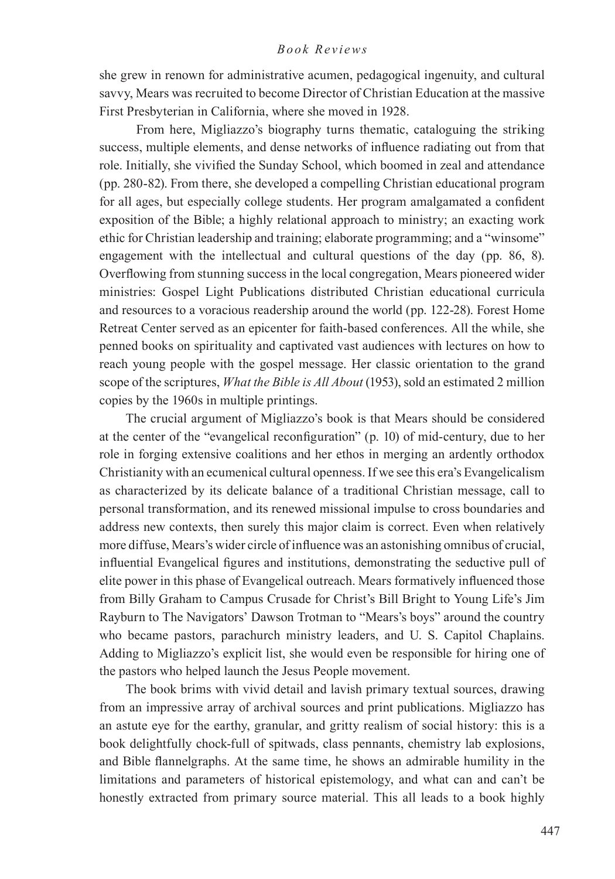she grew in renown for administrative acumen, pedagogical ingenuity, and cultural savvy, Mears was recruited to become Director of Christian Education at the massive First Presbyterian in California, where she moved in 1928.

From here, Migliazzo's biography turns thematic, cataloguing the striking success, multiple elements, and dense networks of influence radiating out from that role. Initially, she vivified the Sunday School, which boomed in zeal and attendance (pp. 280-82). From there, she developed a compelling Christian educational program for all ages, but especially college students. Her program amalgamated a confident exposition of the Bible; a highly relational approach to ministry; an exacting work ethic for Christian leadership and training; elaborate programming; and a "winsome" engagement with the intellectual and cultural questions of the day (pp. 86, 8). Overflowing from stunning success in the local congregation, Mears pioneered wider ministries: Gospel Light Publications distributed Christian educational curricula and resources to a voracious readership around the world (pp. 122-28). Forest Home Retreat Center served as an epicenter for faith-based conferences. All the while, she penned books on spirituality and captivated vast audiences with lectures on how to reach young people with the gospel message. Her classic orientation to the grand scope of the scriptures, *What the Bible is All About* (1953), sold an estimated 2 million copies by the 1960s in multiple printings.

The crucial argument of Migliazzo's book is that Mears should be considered at the center of the "evangelical reconfiguration" (p. 10) of mid-century, due to her role in forging extensive coalitions and her ethos in merging an ardently orthodox Christianity with an ecumenical cultural openness. If we see this era's Evangelicalism as characterized by its delicate balance of a traditional Christian message, call to personal transformation, and its renewed missional impulse to cross boundaries and address new contexts, then surely this major claim is correct. Even when relatively more diffuse, Mears's wider circle of influence was an astonishing omnibus of crucial, influential Evangelical figures and institutions, demonstrating the seductive pull of elite power in this phase of Evangelical outreach. Mears formatively influenced those from Billy Graham to Campus Crusade for Christ's Bill Bright to Young Life's Jim Rayburn to The Navigators' Dawson Trotman to "Mears's boys" around the country who became pastors, parachurch ministry leaders, and U. S. Capitol Chaplains. Adding to Migliazzo's explicit list, she would even be responsible for hiring one of the pastors who helped launch the Jesus People movement.

The book brims with vivid detail and lavish primary textual sources, drawing from an impressive array of archival sources and print publications. Migliazzo has an astute eye for the earthy, granular, and gritty realism of social history: this is a book delightfully chock-full of spitwads, class pennants, chemistry lab explosions, and Bible flannelgraphs. At the same time, he shows an admirable humility in the limitations and parameters of historical epistemology, and what can and can't be honestly extracted from primary source material. This all leads to a book highly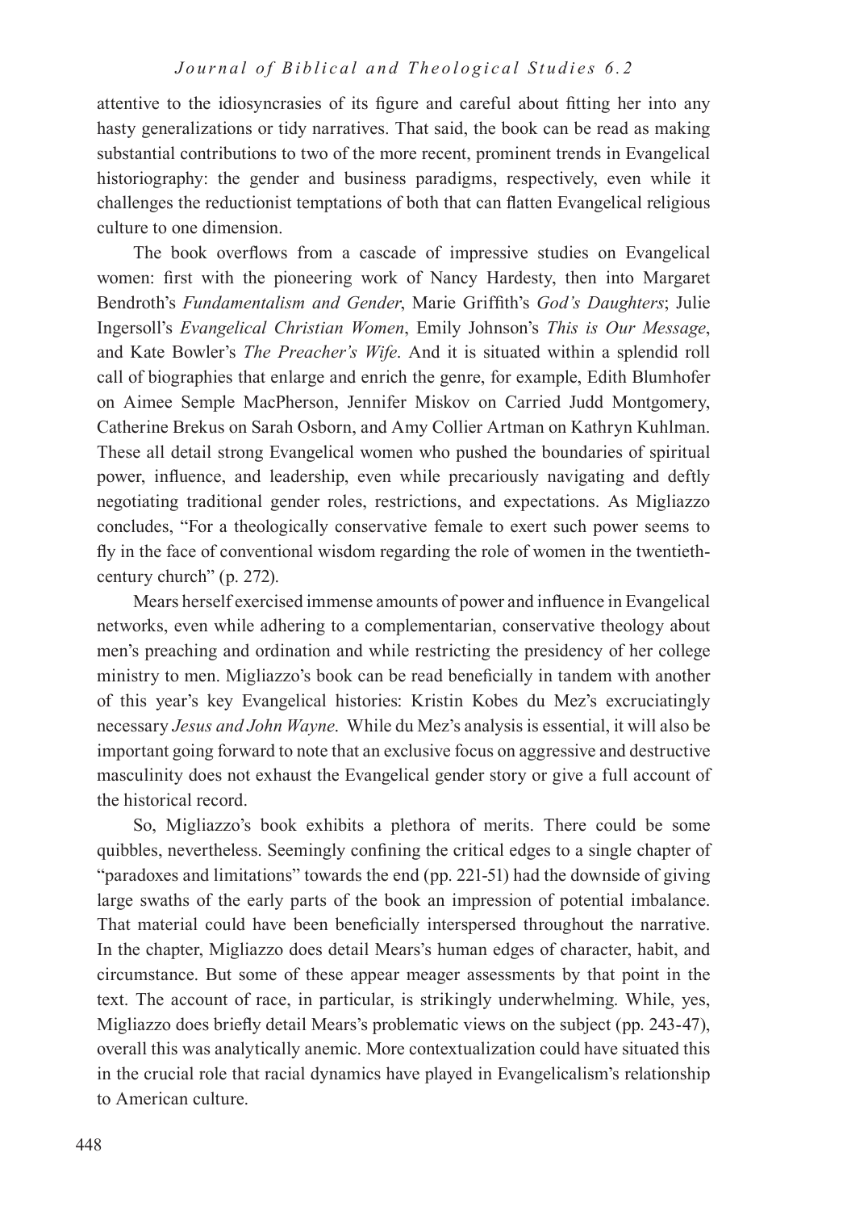attentive to the idiosyncrasies of its figure and careful about fitting her into any hasty generalizations or tidy narratives. That said, the book can be read as making substantial contributions to two of the more recent, prominent trends in Evangelical historiography: the gender and business paradigms, respectively, even while it challenges the reductionist temptations of both that can flatten Evangelical religious culture to one dimension.

The book overflows from a cascade of impressive studies on Evangelical women: first with the pioneering work of Nancy Hardesty, then into Margaret Bendroth's *Fundamentalism and Gender*, Marie Griffith's *God's Daughters*; Julie Ingersoll's *Evangelical Christian Women*, Emily Johnson's *This is Our Message*, and Kate Bowler's *The Preacher's Wife*. And it is situated within a splendid roll call of biographies that enlarge and enrich the genre, for example, Edith Blumhofer on Aimee Semple MacPherson, Jennifer Miskov on Carried Judd Montgomery, Catherine Brekus on Sarah Osborn, and Amy Collier Artman on Kathryn Kuhlman. These all detail strong Evangelical women who pushed the boundaries of spiritual power, influence, and leadership, even while precariously navigating and deftly negotiating traditional gender roles, restrictions, and expectations. As Migliazzo concludes, "For a theologically conservative female to exert such power seems to fly in the face of conventional wisdom regarding the role of women in the twentieth-century church" (p. 272).

Mears herself exercised immense amounts of power and influence in Evangelical networks, even while adhering to a complementarian, conservative theology about men's preaching and ordination and while restricting the presidency of her college ministry to men. Migliazzo's book can be read beneficially in tandem with another of this year's key Evangelical histories: Kristin Kobes du Mez's excruciatingly necessary *Jesus and John Wayne*. While du Mez's analysis is essential, it will also be important going forward to note that an exclusive focus on aggressive and destructive masculinity does not exhaust the Evangelical gender story or give a full account of the historical record.

So, Migliazzo's book exhibits a plethora of merits. There could be some quibbles, nevertheless. Seemingly confining the critical edges to a single chapter of "paradoxes and limitations" towards the end (pp. 221-51) had the downside of giving large swaths of the early parts of the book an impression of potential imbalance. That material could have been beneficially interspersed throughout the narrative. In the chapter, Migliazzo does detail Mears's human edges of character, habit, and circumstance. But some of these appear meager assessments by that point in the text. The account of race, in particular, is strikingly underwhelming. While, yes, Migliazzo does briefly detail Mears's problematic views on the subject (pp. 243-47), overall this was analytically anemic. More contextualization could have situated this in the crucial role that racial dynamics have played in Evangelicalism's relationship to American culture.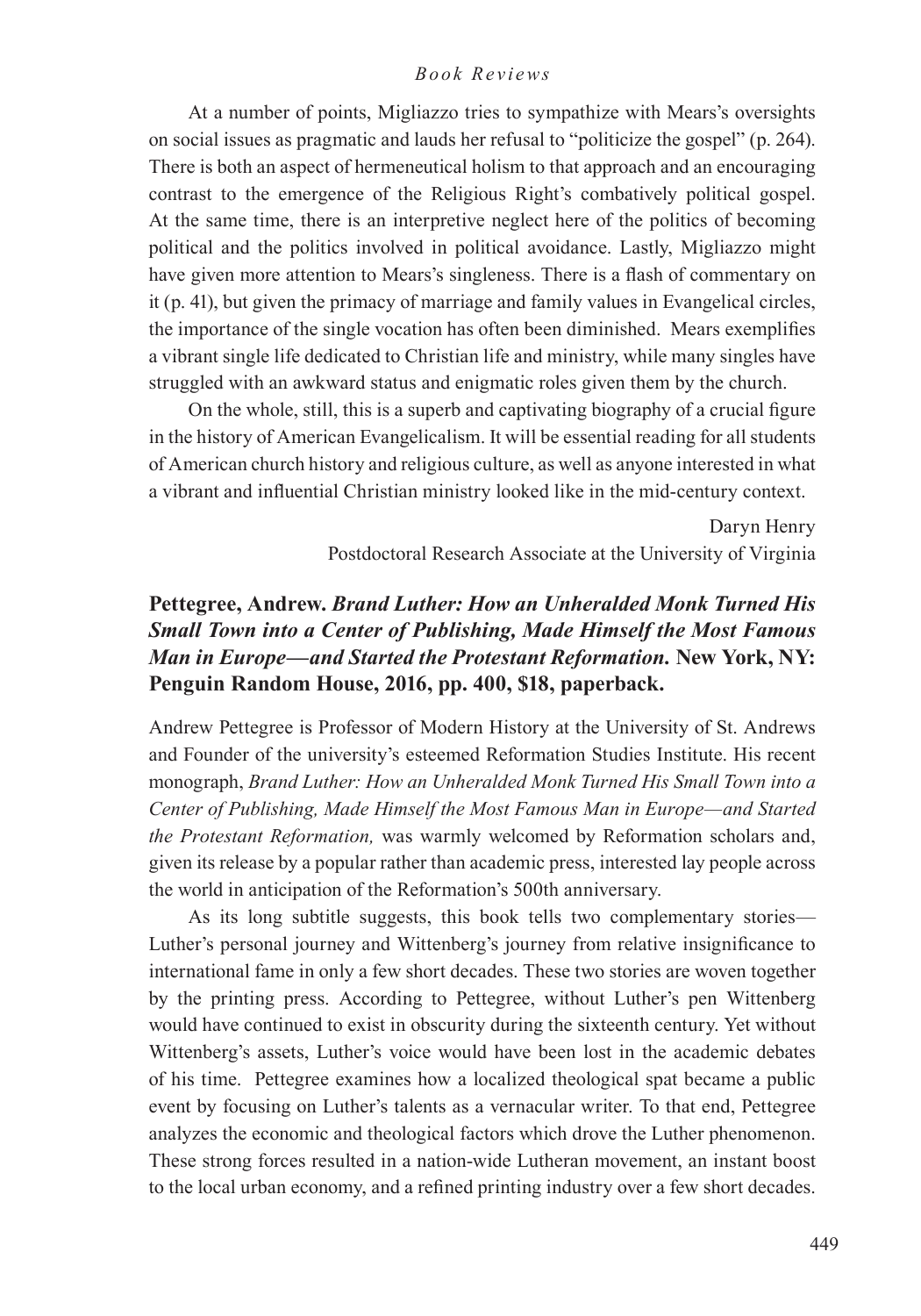At a number of points, Migliazzo tries to sympathize with Mears's oversights on social issues as pragmatic and lauds her refusal to "politicize the gospel" (p. 264). There is both an aspect of hermeneutical holism to that approach and an encouraging contrast to the emergence of the Religious Right's combatively political gospel. At the same time, there is an interpretive neglect here of the politics of becoming political and the politics involved in political avoidance. Lastly, Migliazzo might have given more attention to Mears's singleness. There is a flash of commentary on it (p. 41), but given the primacy of marriage and family values in Evangelical circles, the importance of the single vocation has often been diminished. Mears exemplifies a vibrant single life dedicated to Christian life and ministry, while many singles have struggled with an awkward status and enigmatic roles given them by the church.

On the whole, still, this is a superb and captivating biography of a crucial figure in the history of American Evangelicalism. It will be essential reading for all students of American church history and religious culture, as well as anyone interested in what a vibrant and influential Christian ministry looked like in the mid-century context.

Daryn Henry
Postdoctoral Research Associate at the University of Virginia

### Pettegree, Andrew. *Brand Luther: How an Unheralded Monk Turned His Small Town into a Center of Publishing, Made Himself the Most Famous Man in Europe—and Started the Protestant Reformation.* New York, NY: Penguin Random House, 2016, pp. 400, $18, paperback.

Andrew Pettegree is Professor of Modern History at the University of St. Andrews and Founder of the university's esteemed Reformation Studies Institute. His recent monograph, *Brand Luther: How an Unheralded Monk Turned His Small Town into a Center of Publishing, Made Himself the Most Famous Man in Europe—and Started the Protestant Reformation,* was warmly welcomed by Reformation scholars and, given its release by a popular rather than academic press, interested lay people across the world in anticipation of the Reformation's 500th anniversary.

As its long subtitle suggests, this book tells two complementary stories—Luther's personal journey and Wittenberg's journey from relative insignificance to international fame in only a few short decades. These two stories are woven together by the printing press. According to Pettegree, without Luther's pen Wittenberg would have continued to exist in obscurity during the sixteenth century. Yet without Wittenberg's assets, Luther's voice would have been lost in the academic debates of his time. Pettegree examines how a localized theological spat became a public event by focusing on Luther's talents as a vernacular writer. To that end, Pettegree analyzes the economic and theological factors which drove the Luther phenomenon. These strong forces resulted in a nation-wide Lutheran movement, an instant boost to the local urban economy, and a refined printing industry over a few short decades.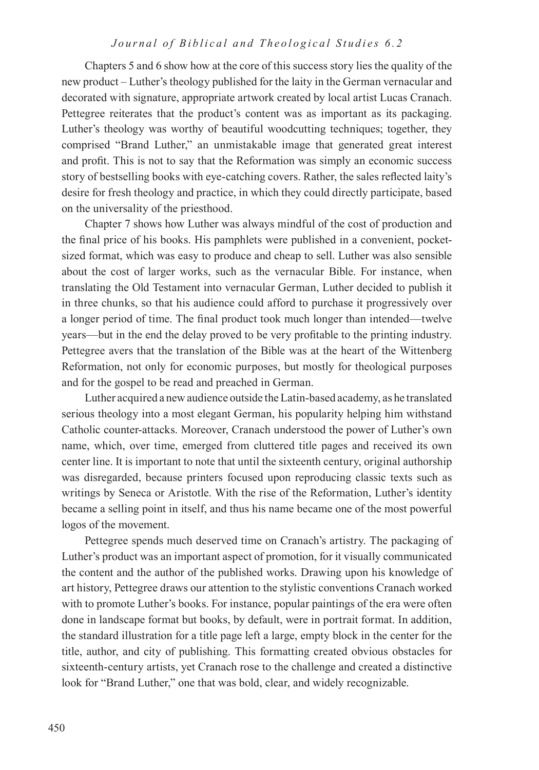Chapters 5 and 6 show how at the core of this success story lies the quality of the new product – Luther's theology published for the laity in the German vernacular and decorated with signature, appropriate artwork created by local artist Lucas Cranach. Pettegree reiterates that the product's content was as important as its packaging. Luther's theology was worthy of beautiful woodcutting techniques; together, they comprised "Brand Luther," an unmistakable image that generated great interest and profit. This is not to say that the Reformation was simply an economic success story of bestselling books with eye-catching covers. Rather, the sales reflected laity's desire for fresh theology and practice, in which they could directly participate, based on the universality of the priesthood.

Chapter 7 shows how Luther was always mindful of the cost of production and the final price of his books. His pamphlets were published in a convenient, pocket-sized format, which was easy to produce and cheap to sell. Luther was also sensible about the cost of larger works, such as the vernacular Bible. For instance, when translating the Old Testament into vernacular German, Luther decided to publish it in three chunks, so that his audience could afford to purchase it progressively over a longer period of time. The final product took much longer than intended—twelve years—but in the end the delay proved to be very profitable to the printing industry. Pettegree avers that the translation of the Bible was at the heart of the Wittenberg Reformation, not only for economic purposes, but mostly for theological purposes and for the gospel to be read and preached in German.

Luther acquired a new audience outside the Latin-based academy, as he translated serious theology into a most elegant German, his popularity helping him withstand Catholic counter-attacks. Moreover, Cranach understood the power of Luther's own name, which, over time, emerged from cluttered title pages and received its own center line. It is important to note that until the sixteenth century, original authorship was disregarded, because printers focused upon reproducing classic texts such as writings by Seneca or Aristotle. With the rise of the Reformation, Luther's identity became a selling point in itself, and thus his name became one of the most powerful logos of the movement.

Pettegree spends much deserved time on Cranach's artistry. The packaging of Luther's product was an important aspect of promotion, for it visually communicated the content and the author of the published works. Drawing upon his knowledge of art history, Pettegree draws our attention to the stylistic conventions Cranach worked with to promote Luther's books. For instance, popular paintings of the era were often done in landscape format but books, by default, were in portrait format. In addition, the standard illustration for a title page left a large, empty block in the center for the title, author, and city of publishing. This formatting created obvious obstacles for sixteenth-century artists, yet Cranach rose to the challenge and created a distinctive look for "Brand Luther," one that was bold, clear, and widely recognizable.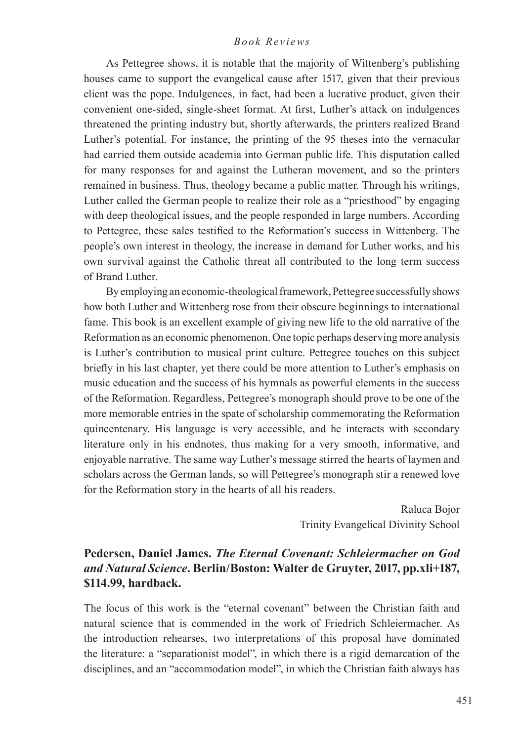As Pettegree shows, it is notable that the majority of Wittenberg's publishing houses came to support the evangelical cause after 1517, given that their previous client was the pope. Indulgences, in fact, had been a lucrative product, given their convenient one-sided, single-sheet format. At first, Luther's attack on indulgences threatened the printing industry but, shortly afterwards, the printers realized Brand Luther's potential. For instance, the printing of the 95 theses into the vernacular had carried them outside academia into German public life. This disputation called for many responses for and against the Lutheran movement, and so the printers remained in business. Thus, theology became a public matter. Through his writings, Luther called the German people to realize their role as a "priesthood" by engaging with deep theological issues, and the people responded in large numbers. According to Pettegree, these sales testified to the Reformation's success in Wittenberg. The people's own interest in theology, the increase in demand for Luther works, and his own survival against the Catholic threat all contributed to the long term success of Brand Luther.

By employing an economic-theological framework, Pettegree successfully shows how both Luther and Wittenberg rose from their obscure beginnings to international fame. This book is an excellent example of giving new life to the old narrative of the Reformation as an economic phenomenon. One topic perhaps deserving more analysis is Luther's contribution to musical print culture. Pettegree touches on this subject briefly in his last chapter, yet there could be more attention to Luther's emphasis on music education and the success of his hymnals as powerful elements in the success of the Reformation. Regardless, Pettegree's monograph should prove to be one of the more memorable entries in the spate of scholarship commemorating the Reformation quincentenary. His language is very accessible, and he interacts with secondary literature only in his endnotes, thus making for a very smooth, informative, and enjoyable narrative. The same way Luther's message stirred the hearts of laymen and scholars across the German lands, so will Pettegree's monograph stir a renewed love for the Reformation story in the hearts of all his readers.

Raluca Bojor
Trinity Evangelical Divinity School

### Pedersen, Daniel James. *The Eternal Covenant: Schleiermacher on God and Natural Science*. Berlin/Boston: Walter de Gruyter, 2017, pp.xli+187, $114.99, hardback.

The focus of this work is the "eternal covenant" between the Christian faith and natural science that is commended in the work of Friedrich Schleiermacher. As the introduction rehearses, two interpretations of this proposal have dominated the literature: a "separationist model", in which there is a rigid demarcation of the disciplines, and an "accommodation model", in which the Christian faith always has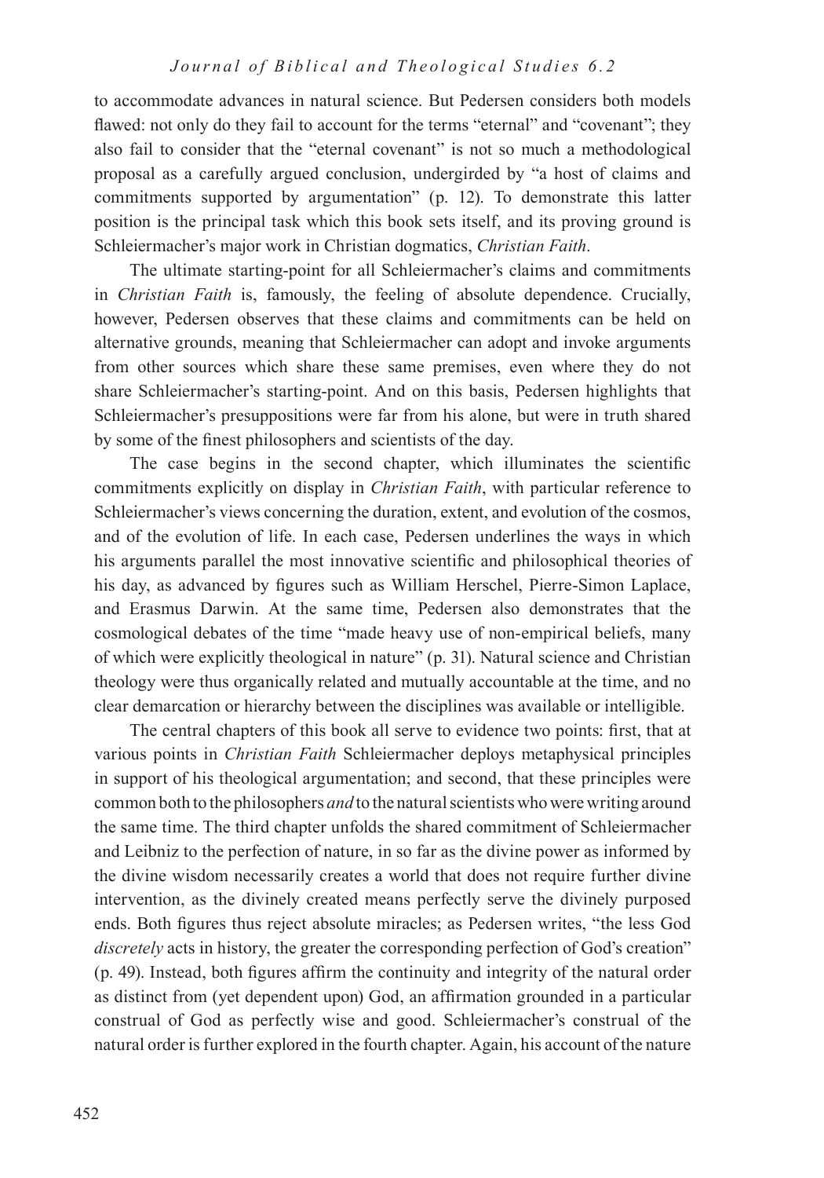to accommodate advances in natural science. But Pedersen considers both models flawed: not only do they fail to account for the terms "eternal" and "covenant"; they also fail to consider that the "eternal covenant" is not so much a methodological proposal as a carefully argued conclusion, undergirded by "a host of claims and commitments supported by argumentation" (p. 12). To demonstrate this latter position is the principal task which this book sets itself, and its proving ground is Schleiermacher's major work in Christian dogmatics, *Christian Faith*.

The ultimate starting-point for all Schleiermacher's claims and commitments in *Christian Faith* is, famously, the feeling of absolute dependence. Crucially, however, Pedersen observes that these claims and commitments can be held on alternative grounds, meaning that Schleiermacher can adopt and invoke arguments from other sources which share these same premises, even where they do not share Schleiermacher's starting-point. And on this basis, Pedersen highlights that Schleiermacher's presuppositions were far from his alone, but were in truth shared by some of the finest philosophers and scientists of the day.

The case begins in the second chapter, which illuminates the scientific commitments explicitly on display in *Christian Faith*, with particular reference to Schleiermacher's views concerning the duration, extent, and evolution of the cosmos, and of the evolution of life. In each case, Pedersen underlines the ways in which his arguments parallel the most innovative scientific and philosophical theories of his day, as advanced by figures such as William Herschel, Pierre-Simon Laplace, and Erasmus Darwin. At the same time, Pedersen also demonstrates that the cosmological debates of the time "made heavy use of non-empirical beliefs, many of which were explicitly theological in nature" (p. 31). Natural science and Christian theology were thus organically related and mutually accountable at the time, and no clear demarcation or hierarchy between the disciplines was available or intelligible.

The central chapters of this book all serve to evidence two points: first, that at various points in *Christian Faith* Schleiermacher deploys metaphysical principles in support of his theological argumentation; and second, that these principles were common both to the philosophers *and* to the natural scientists who were writing around the same time. The third chapter unfolds the shared commitment of Schleiermacher and Leibniz to the perfection of nature, in so far as the divine power as informed by the divine wisdom necessarily creates a world that does not require further divine intervention, as the divinely created means perfectly serve the divinely purposed ends. Both figures thus reject absolute miracles; as Pedersen writes, "the less God *discretely* acts in history, the greater the corresponding perfection of God's creation" (p. 49). Instead, both figures affirm the continuity and integrity of the natural order as distinct from (yet dependent upon) God, an affirmation grounded in a particular construal of God as perfectly wise and good. Schleiermacher's construal of the natural order is further explored in the fourth chapter. Again, his account of the nature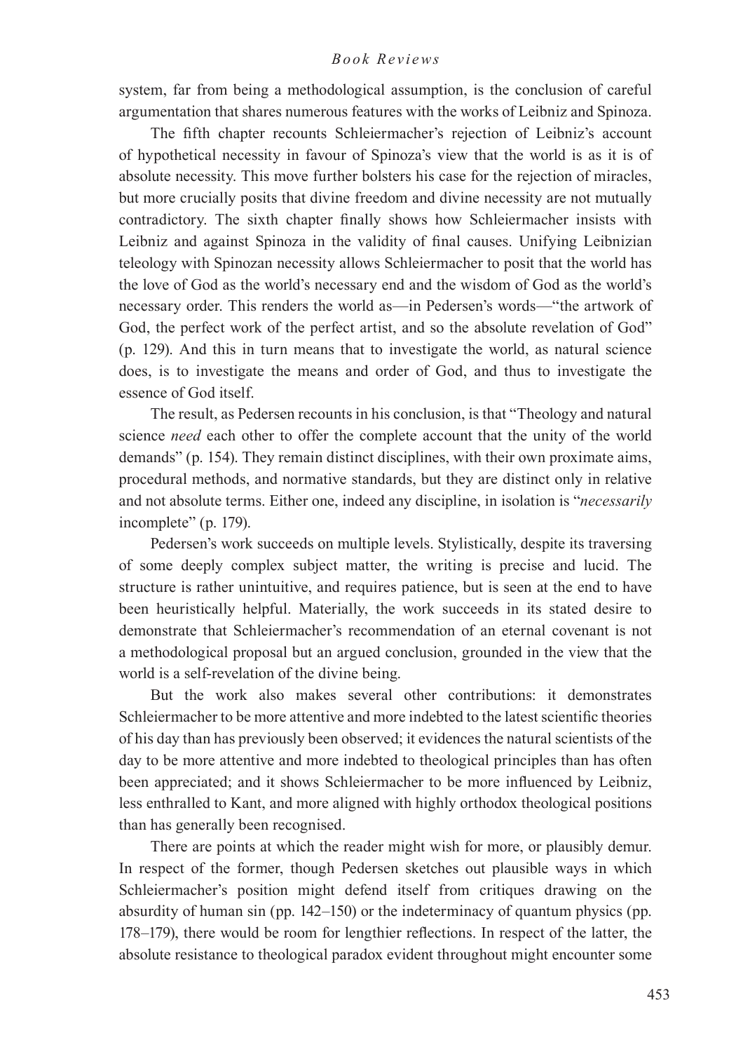system, far from being a methodological assumption, is the conclusion of careful argumentation that shares numerous features with the works of Leibniz and Spinoza.

The fifth chapter recounts Schleiermacher's rejection of Leibniz's account of hypothetical necessity in favour of Spinoza's view that the world is as it is of absolute necessity. This move further bolsters his case for the rejection of miracles, but more crucially posits that divine freedom and divine necessity are not mutually contradictory. The sixth chapter finally shows how Schleiermacher insists with Leibniz and against Spinoza in the validity of final causes. Unifying Leibnizian teleology with Spinozan necessity allows Schleiermacher to posit that the world has the love of God as the world's necessary end and the wisdom of God as the world's necessary order. This renders the world as—in Pedersen's words—"the artwork of God, the perfect work of the perfect artist, and so the absolute revelation of God" (p. 129). And this in turn means that to investigate the world, as natural science does, is to investigate the means and order of God, and thus to investigate the essence of God itself.

The result, as Pedersen recounts in his conclusion, is that "Theology and natural science *need* each other to offer the complete account that the unity of the world demands" (p. 154). They remain distinct disciplines, with their own proximate aims, procedural methods, and normative standards, but they are distinct only in relative and not absolute terms. Either one, indeed any discipline, in isolation is "*necessarily* incomplete" (p. 179).

Pedersen's work succeeds on multiple levels. Stylistically, despite its traversing of some deeply complex subject matter, the writing is precise and lucid. The structure is rather unintuitive, and requires patience, but is seen at the end to have been heuristically helpful. Materially, the work succeeds in its stated desire to demonstrate that Schleiermacher's recommendation of an eternal covenant is not a methodological proposal but an argued conclusion, grounded in the view that the world is a self-revelation of the divine being.

But the work also makes several other contributions: it demonstrates Schleiermacher to be more attentive and more indebted to the latest scientific theories of his day than has previously been observed; it evidences the natural scientists of the day to be more attentive and more indebted to theological principles than has often been appreciated; and it shows Schleiermacher to be more influenced by Leibniz, less enthralled to Kant, and more aligned with highly orthodox theological positions than has generally been recognised.

There are points at which the reader might wish for more, or plausibly demur. In respect of the former, though Pedersen sketches out plausible ways in which Schleiermacher's position might defend itself from critiques drawing on the absurdity of human sin (pp. 142–150) or the indeterminacy of quantum physics (pp. 178–179), there would be room for lengthier reflections. In respect of the latter, the absolute resistance to theological paradox evident throughout might encounter some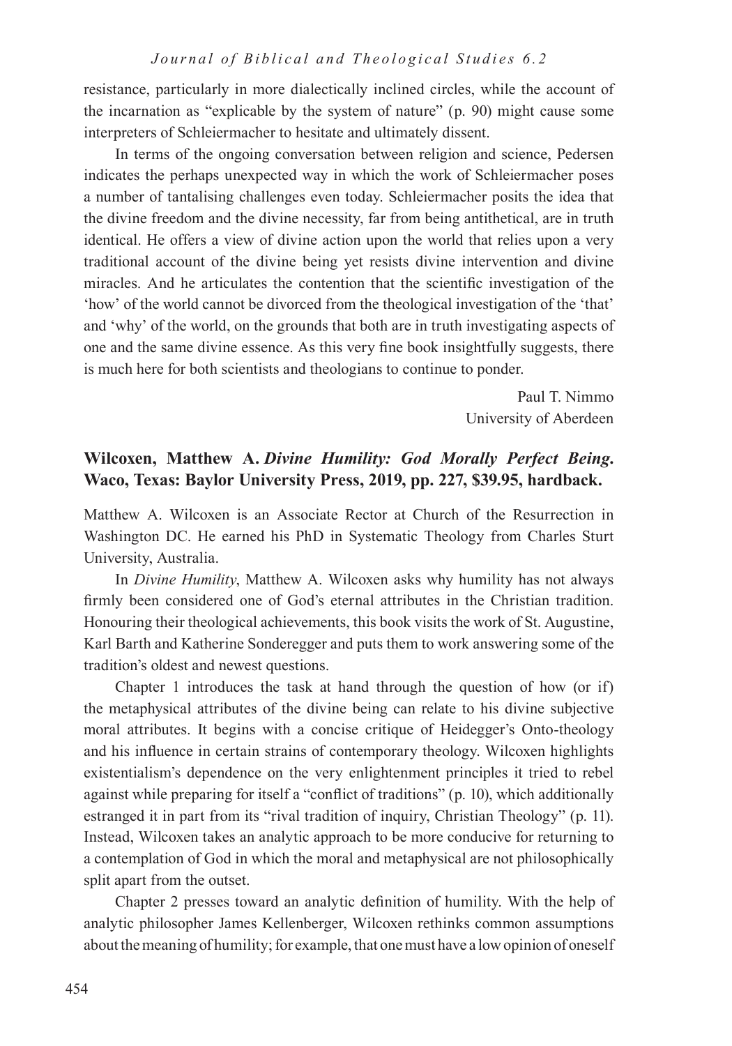resistance, particularly in more dialectically inclined circles, while the account of the incarnation as "explicable by the system of nature" (p. 90) might cause some interpreters of Schleiermacher to hesitate and ultimately dissent.

In terms of the ongoing conversation between religion and science, Pedersen indicates the perhaps unexpected way in which the work of Schleiermacher poses a number of tantalising challenges even today. Schleiermacher posits the idea that the divine freedom and the divine necessity, far from being antithetical, are in truth identical. He offers a view of divine action upon the world that relies upon a very traditional account of the divine being yet resists divine intervention and divine miracles. And he articulates the contention that the scientific investigation of the 'how' of the world cannot be divorced from the theological investigation of the 'that' and 'why' of the world, on the grounds that both are in truth investigating aspects of one and the same divine essence. As this very fine book insightfully suggests, there is much here for both scientists and theologians to continue to ponder.

Paul T. Nimmo  
University of Aberdeen

### Wilcoxen, Matthew A. *Divine Humility: God Morally Perfect Being*. Waco, Texas: Baylor University Press, 2019, pp. 227, $39.95, hardback.

Matthew A. Wilcoxen is an Associate Rector at Church of the Resurrection in Washington DC. He earned his PhD in Systematic Theology from Charles Sturt University, Australia.

In *Divine Humility*, Matthew A. Wilcoxen asks why humility has not always firmly been considered one of God's eternal attributes in the Christian tradition. Honouring their theological achievements, this book visits the work of St. Augustine, Karl Barth and Katherine Sonderegger and puts them to work answering some of the tradition's oldest and newest questions.

Chapter 1 introduces the task at hand through the question of how (or if) the metaphysical attributes of the divine being can relate to his divine subjective moral attributes. It begins with a concise critique of Heidegger's Onto-theology and his influence in certain strains of contemporary theology. Wilcoxen highlights existentialism's dependence on the very enlightenment principles it tried to rebel against while preparing for itself a "conflict of traditions" (p. 10), which additionally estranged it in part from its "rival tradition of inquiry, Christian Theology" (p. 11). Instead, Wilcoxen takes an analytic approach to be more conducive for returning to a contemplation of God in which the moral and metaphysical are not philosophically split apart from the outset.

Chapter 2 presses toward an analytic definition of humility. With the help of analytic philosopher James Kellenberger, Wilcoxen rethinks common assumptions about the meaning of humility; for example, that one must have a low opinion of oneself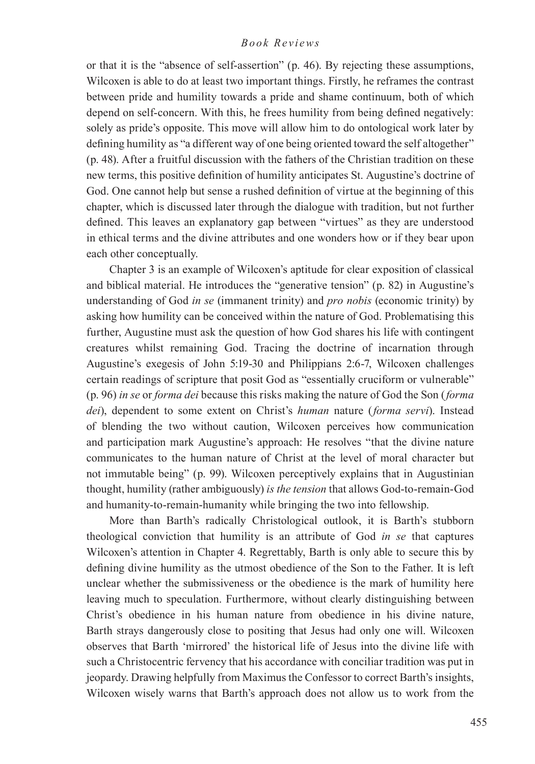or that it is the "absence of self-assertion" (p. 46). By rejecting these assumptions, Wilcoxen is able to do at least two important things. Firstly, he reframes the contrast between pride and humility towards a pride and shame continuum, both of which depend on self-concern. With this, he frees humility from being defined negatively: solely as pride's opposite. This move will allow him to do ontological work later by defining humility as "a different way of one being oriented toward the self altogether" (p. 48). After a fruitful discussion with the fathers of the Christian tradition on these new terms, this positive definition of humility anticipates St. Augustine's doctrine of God. One cannot help but sense a rushed definition of virtue at the beginning of this chapter, which is discussed later through the dialogue with tradition, but not further defined. This leaves an explanatory gap between "virtues" as they are understood in ethical terms and the divine attributes and one wonders how or if they bear upon each other conceptually.

Chapter 3 is an example of Wilcoxen's aptitude for clear exposition of classical and biblical material. He introduces the "generative tension" (p. 82) in Augustine's understanding of God *in se* (immanent trinity) and *pro nobis* (economic trinity) by asking how humility can be conceived within the nature of God. Problematising this further, Augustine must ask the question of how God shares his life with contingent creatures whilst remaining God. Tracing the doctrine of incarnation through Augustine's exegesis of John 5:19-30 and Philippians 2:6-7, Wilcoxen challenges certain readings of scripture that posit God as "essentially cruciform or vulnerable" (p. 96) *in se* or *forma dei* because this risks making the nature of God the Son (*forma dei*), dependent to some extent on Christ's *human* nature (*forma servi*). Instead of blending the two without caution, Wilcoxen perceives how communication and participation mark Augustine's approach: He resolves "that the divine nature communicates to the human nature of Christ at the level of moral character but not immutable being" (p. 99). Wilcoxen perceptively explains that in Augustinian thought, humility (rather ambiguously) *is the tension* that allows God-to-remain-God and humanity-to-remain-humanity while bringing the two into fellowship.

More than Barth's radically Christological outlook, it is Barth's stubborn theological conviction that humility is an attribute of God *in se* that captures Wilcoxen's attention in Chapter 4. Regrettably, Barth is only able to secure this by defining divine humility as the utmost obedience of the Son to the Father. It is left unclear whether the submissiveness or the obedience is the mark of humility here leaving much to speculation. Furthermore, without clearly distinguishing between Christ's obedience in his human nature from obedience in his divine nature, Barth strays dangerously close to positing that Jesus had only one will. Wilcoxen observes that Barth 'mirrored' the historical life of Jesus into the divine life with such a Christocentric fervency that his accordance with conciliar tradition was put in jeopardy. Drawing helpfully from Maximus the Confessor to correct Barth's insights, Wilcoxen wisely warns that Barth's approach does not allow us to work from the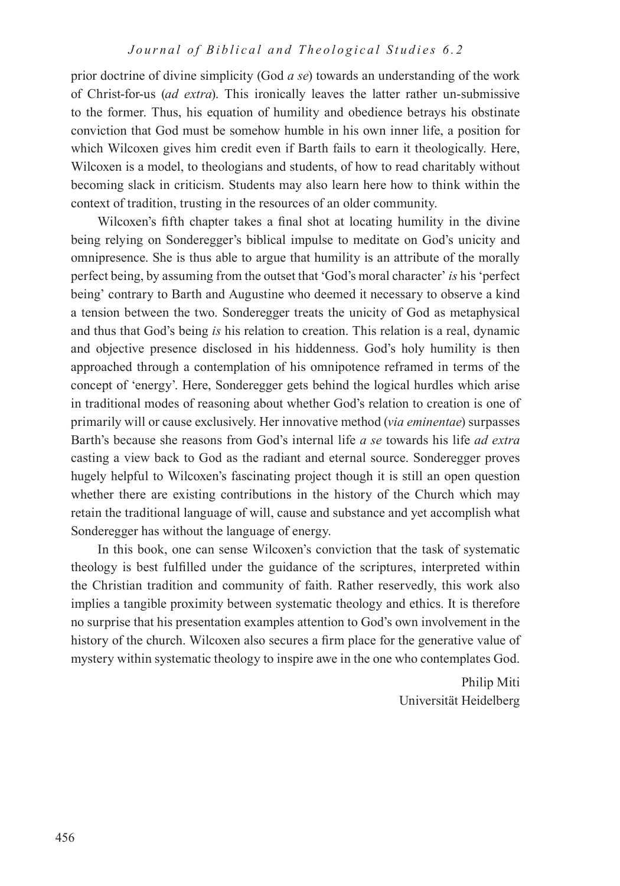prior doctrine of divine simplicity (God *a se*) towards an understanding of the work of Christ-for-us (*ad extra*). This ironically leaves the latter rather un-submissive to the former. Thus, his equation of humility and obedience betrays his obstinate conviction that God must be somehow humble in his own inner life, a position for which Wilcoxen gives him credit even if Barth fails to earn it theologically. Here, Wilcoxen is a model, to theologians and students, of how to read charitably without becoming slack in criticism. Students may also learn here how to think within the context of tradition, trusting in the resources of an older community.

Wilcoxen's fifth chapter takes a final shot at locating humility in the divine being relying on Sonderegger's biblical impulse to meditate on God's unicity and omnipresence. She is thus able to argue that humility is an attribute of the morally perfect being, by assuming from the outset that 'God's moral character' *is* his 'perfect being' contrary to Barth and Augustine who deemed it necessary to observe a kind a tension between the two. Sonderegger treats the unicity of God as metaphysical and thus that God's being *is* his relation to creation. This relation is a real, dynamic and objective presence disclosed in his hiddenness. God's holy humility is then approached through a contemplation of his omnipotence reframed in terms of the concept of 'energy'. Here, Sonderegger gets behind the logical hurdles which arise in traditional modes of reasoning about whether God's relation to creation is one of primarily will or cause exclusively. Her innovative method (*via eminentae*) surpasses Barth's because she reasons from God's internal life *a se* towards his life *ad extra* casting a view back to God as the radiant and eternal source. Sonderegger proves hugely helpful to Wilcoxen's fascinating project though it is still an open question whether there are existing contributions in the history of the Church which may retain the traditional language of will, cause and substance and yet accomplish what Sonderegger has without the language of energy.

In this book, one can sense Wilcoxen's conviction that the task of systematic theology is best fulfilled under the guidance of the scriptures, interpreted within the Christian tradition and community of faith. Rather reservedly, this work also implies a tangible proximity between systematic theology and ethics. It is therefore no surprise that his presentation examples attention to God's own involvement in the history of the church. Wilcoxen also secures a firm place for the generative value of mystery within systematic theology to inspire awe in the one who contemplates God.

Philip Miti
Universität Heidelberg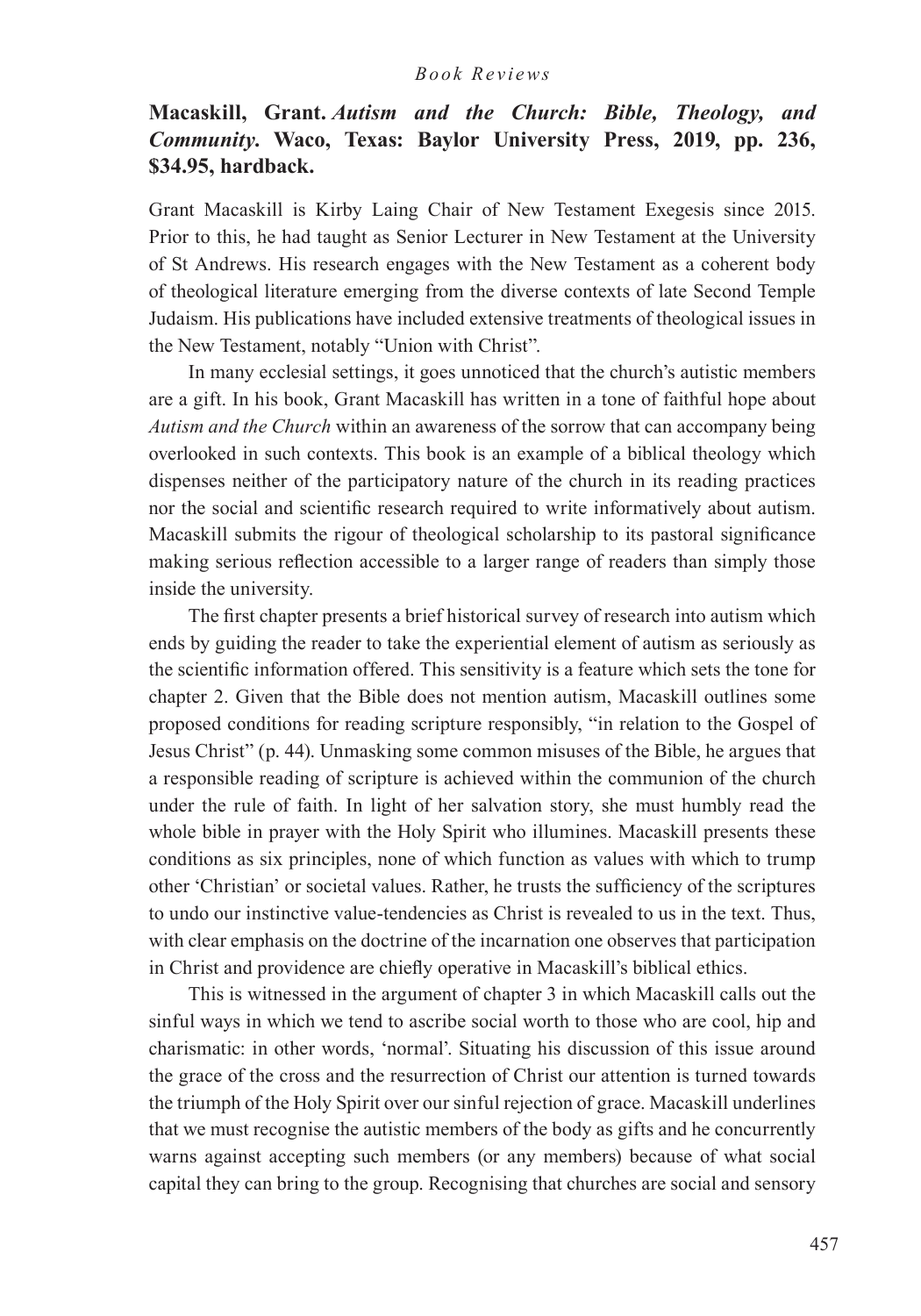**Macaskill, Grant. *Autism and the Church: Bible, Theology, and Community*. Waco, Texas: Baylor University Press, 2019, pp. 236, $34.95, hardback.**

Grant Macaskill is Kirby Laing Chair of New Testament Exegesis since 2015. Prior to this, he had taught as Senior Lecturer in New Testament at the University of St Andrews. His research engages with the New Testament as a coherent body of theological literature emerging from the diverse contexts of late Second Temple Judaism. His publications have included extensive treatments of theological issues in the New Testament, notably "Union with Christ".

In many ecclesial settings, it goes unnoticed that the church's autistic members are a gift. In his book, Grant Macaskill has written in a tone of faithful hope about *Autism and the Church* within an awareness of the sorrow that can accompany being overlooked in such contexts. This book is an example of a biblical theology which dispenses neither of the participatory nature of the church in its reading practices nor the social and scientific research required to write informatively about autism. Macaskill submits the rigour of theological scholarship to its pastoral significance making serious reflection accessible to a larger range of readers than simply those inside the university.

The first chapter presents a brief historical survey of research into autism which ends by guiding the reader to take the experiential element of autism as seriously as the scientific information offered. This sensitivity is a feature which sets the tone for chapter 2. Given that the Bible does not mention autism, Macaskill outlines some proposed conditions for reading scripture responsibly, "in relation to the Gospel of Jesus Christ" (p. 44). Unmasking some common misuses of the Bible, he argues that a responsible reading of scripture is achieved within the communion of the church under the rule of faith. In light of her salvation story, she must humbly read the whole bible in prayer with the Holy Spirit who illumines. Macaskill presents these conditions as six principles, none of which function as values with which to trump other 'Christian' or societal values. Rather, he trusts the sufficiency of the scriptures to undo our instinctive value-tendencies as Christ is revealed to us in the text. Thus, with clear emphasis on the doctrine of the incarnation one observes that participation in Christ and providence are chiefly operative in Macaskill's biblical ethics.

This is witnessed in the argument of chapter 3 in which Macaskill calls out the sinful ways in which we tend to ascribe social worth to those who are cool, hip and charismatic: in other words, 'normal'. Situating his discussion of this issue around the grace of the cross and the resurrection of Christ our attention is turned towards the triumph of the Holy Spirit over our sinful rejection of grace. Macaskill underlines that we must recognise the autistic members of the body as gifts and he concurrently warns against accepting such members (or any members) because of what social capital they can bring to the group. Recognising that churches are social and sensory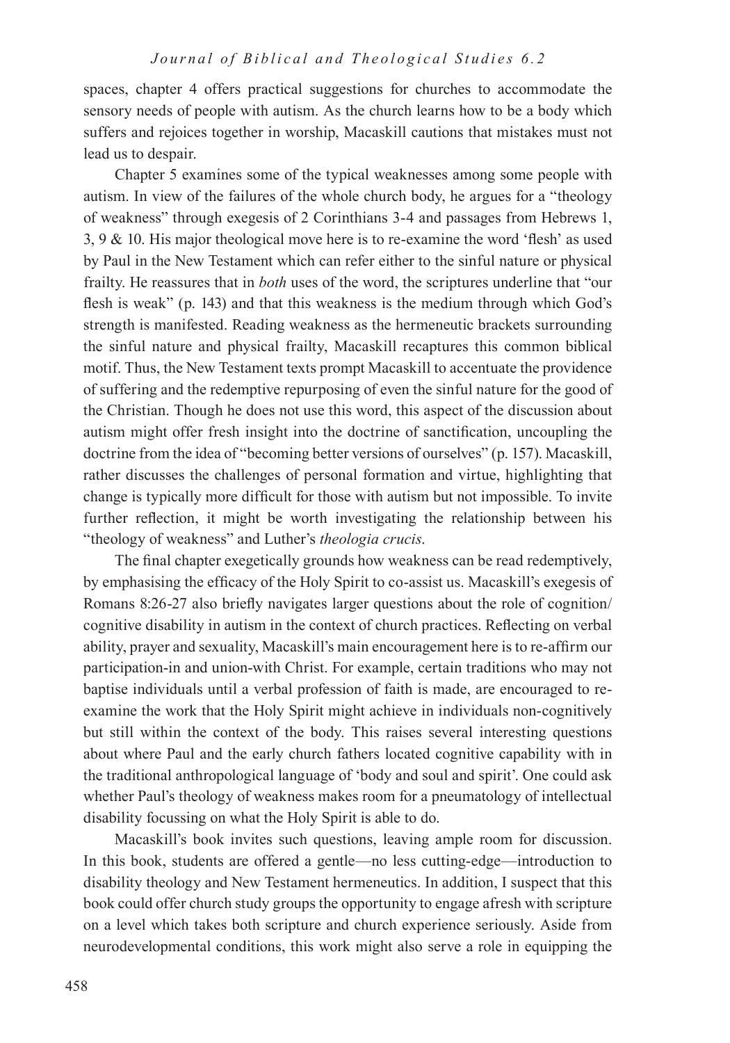spaces, chapter 4 offers practical suggestions for churches to accommodate the sensory needs of people with autism. As the church learns how to be a body which suffers and rejoices together in worship, Macaskill cautions that mistakes must not lead us to despair.

Chapter 5 examines some of the typical weaknesses among some people with autism. In view of the failures of the whole church body, he argues for a "theology of weakness" through exegesis of 2 Corinthians 3-4 and passages from Hebrews 1, 3, 9 & 10. His major theological move here is to re-examine the word 'flesh' as used by Paul in the New Testament which can refer either to the sinful nature or physical frailty. He reassures that in *both* uses of the word, the scriptures underline that "our flesh is weak" (p. 143) and that this weakness is the medium through which God's strength is manifested. Reading weakness as the hermeneutic brackets surrounding the sinful nature and physical frailty, Macaskill recaptures this common biblical motif. Thus, the New Testament texts prompt Macaskill to accentuate the providence of suffering and the redemptive repurposing of even the sinful nature for the good of the Christian. Though he does not use this word, this aspect of the discussion about autism might offer fresh insight into the doctrine of sanctification, uncoupling the doctrine from the idea of "becoming better versions of ourselves" (p. 157). Macaskill, rather discusses the challenges of personal formation and virtue, highlighting that change is typically more difficult for those with autism but not impossible. To invite further reflection, it might be worth investigating the relationship between his "theology of weakness" and Luther's *theologia crucis*.

The final chapter exegetically grounds how weakness can be read redemptively, by emphasising the efficacy of the Holy Spirit to co-assist us. Macaskill's exegesis of Romans 8:26-27 also briefly navigates larger questions about the role of cognition/ cognitive disability in autism in the context of church practices. Reflecting on verbal ability, prayer and sexuality, Macaskill's main encouragement here is to re-affirm our participation-in and union-with Christ. For example, certain traditions who may not baptise individuals until a verbal profession of faith is made, are encouraged to re-examine the work that the Holy Spirit might achieve in individuals non-cognitively but still within the context of the body. This raises several interesting questions about where Paul and the early church fathers located cognitive capability with in the traditional anthropological language of 'body and soul and spirit'. One could ask whether Paul's theology of weakness makes room for a pneumatology of intellectual disability focussing on what the Holy Spirit is able to do.

Macaskill's book invites such questions, leaving ample room for discussion. In this book, students are offered a gentle—no less cutting-edge—introduction to disability theology and New Testament hermeneutics. In addition, I suspect that this book could offer church study groups the opportunity to engage afresh with scripture on a level which takes both scripture and church experience seriously. Aside from neurodevelopmental conditions, this work might also serve a role in equipping the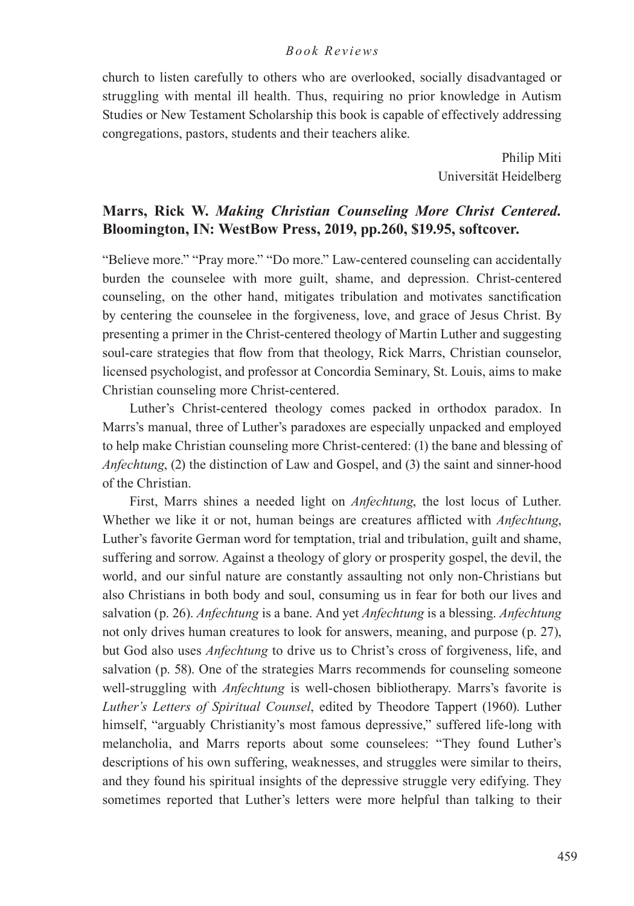church to listen carefully to others who are overlooked, socially disadvantaged or struggling with mental ill health. Thus, requiring no prior knowledge in Autism Studies or New Testament Scholarship this book is capable of effectively addressing congregations, pastors, students and their teachers alike.

Philip Miti
Universität Heidelberg

### Marrs, Rick W. *Making Christian Counseling More Christ Centered.* Bloomington, IN: WestBow Press, 2019, pp.260, $19.95, softcover.

"Believe more." "Pray more." "Do more." Law-centered counseling can accidentally burden the counselee with more guilt, shame, and depression. Christ-centered counseling, on the other hand, mitigates tribulation and motivates sanctification by centering the counselee in the forgiveness, love, and grace of Jesus Christ. By presenting a primer in the Christ-centered theology of Martin Luther and suggesting soul-care strategies that flow from that theology, Rick Marrs, Christian counselor, licensed psychologist, and professor at Concordia Seminary, St. Louis, aims to make Christian counseling more Christ-centered.

Luther's Christ-centered theology comes packed in orthodox paradox. In Marrs's manual, three of Luther's paradoxes are especially unpacked and employed to help make Christian counseling more Christ-centered: (1) the bane and blessing of *Anfechtung*, (2) the distinction of Law and Gospel, and (3) the saint and sinner-hood of the Christian.

First, Marrs shines a needed light on *Anfechtung*, the lost locus of Luther. Whether we like it or not, human beings are creatures afflicted with *Anfechtung*, Luther's favorite German word for temptation, trial and tribulation, guilt and shame, suffering and sorrow. Against a theology of glory or prosperity gospel, the devil, the world, and our sinful nature are constantly assaulting not only non-Christians but also Christians in both body and soul, consuming us in fear for both our lives and salvation (p. 26). *Anfechtung* is a bane. And yet *Anfechtung* is a blessing. *Anfechtung* not only drives human creatures to look for answers, meaning, and purpose (p. 27), but God also uses *Anfechtung* to drive us to Christ's cross of forgiveness, life, and salvation (p. 58). One of the strategies Marrs recommends for counseling someone well-struggling with *Anfechtung* is well-chosen bibliotherapy. Marrs's favorite is *Luther's Letters of Spiritual Counsel*, edited by Theodore Tappert (1960). Luther himself, "arguably Christianity's most famous depressive," suffered life-long with melancholia, and Marrs reports about some counselees: "They found Luther's descriptions of his own suffering, weaknesses, and struggles were similar to theirs, and they found his spiritual insights of the depressive struggle very edifying. They sometimes reported that Luther's letters were more helpful than talking to their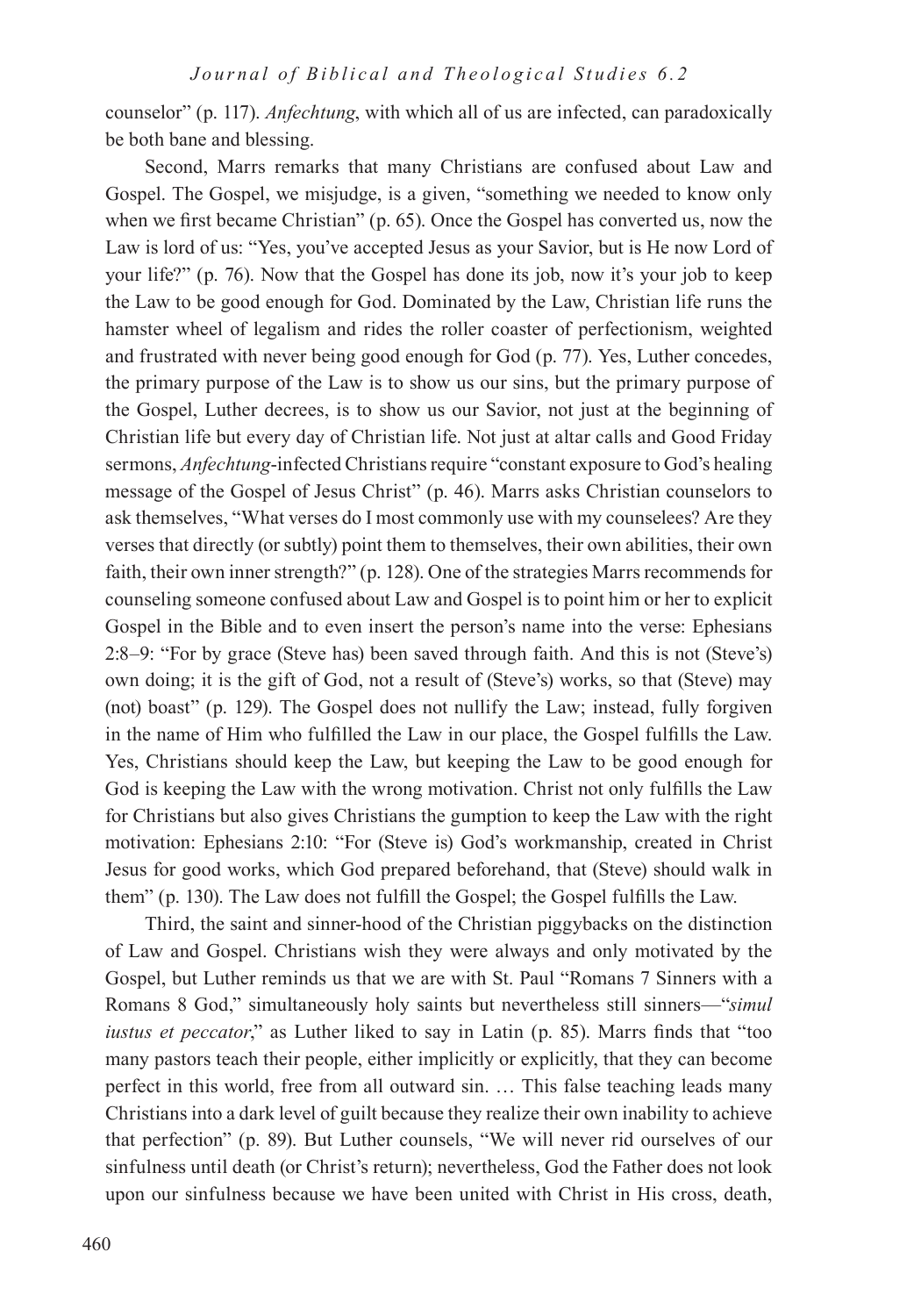counselor" (p. 117). *Anfechtung*, with which all of us are infected, can paradoxically be both bane and blessing.

Second, Marrs remarks that many Christians are confused about Law and Gospel. The Gospel, we misjudge, is a given, "something we needed to know only when we first became Christian" (p. 65). Once the Gospel has converted us, now the Law is lord of us: "Yes, you've accepted Jesus as your Savior, but is He now Lord of your life?" (p. 76). Now that the Gospel has done its job, now it's your job to keep the Law to be good enough for God. Dominated by the Law, Christian life runs the hamster wheel of legalism and rides the roller coaster of perfectionism, weighted and frustrated with never being good enough for God (p. 77). Yes, Luther concedes, the primary purpose of the Law is to show us our sins, but the primary purpose of the Gospel, Luther decrees, is to show us our Savior, not just at the beginning of Christian life but every day of Christian life. Not just at altar calls and Good Friday sermons, *Anfechtung*-infected Christians require "constant exposure to God's healing message of the Gospel of Jesus Christ" (p. 46). Marrs asks Christian counselors to ask themselves, "What verses do I most commonly use with my counselees? Are they verses that directly (or subtly) point them to themselves, their own abilities, their own faith, their own inner strength?" (p. 128). One of the strategies Marrs recommends for counseling someone confused about Law and Gospel is to point him or her to explicit Gospel in the Bible and to even insert the person's name into the verse: Ephesians 2:8–9: "For by grace (Steve has) been saved through faith. And this is not (Steve's) own doing; it is the gift of God, not a result of (Steve's) works, so that (Steve) may (not) boast" (p. 129). The Gospel does not nullify the Law; instead, fully forgiven in the name of Him who fulfilled the Law in our place, the Gospel fulfills the Law. Yes, Christians should keep the Law, but keeping the Law to be good enough for God is keeping the Law with the wrong motivation. Christ not only fulfills the Law for Christians but also gives Christians the gumption to keep the Law with the right motivation: Ephesians 2:10: "For (Steve is) God's workmanship, created in Christ Jesus for good works, which God prepared beforehand, that (Steve) should walk in them" (p. 130). The Law does not fulfill the Gospel; the Gospel fulfills the Law.

Third, the saint and sinner-hood of the Christian piggybacks on the distinction of Law and Gospel. Christians wish they were always and only motivated by the Gospel, but Luther reminds us that we are with St. Paul "Romans 7 Sinners with a Romans 8 God," simultaneously holy saints but nevertheless still sinners—"*simul iustus et peccator*," as Luther liked to say in Latin (p. 85). Marrs finds that "too many pastors teach their people, either implicitly or explicitly, that they can become perfect in this world, free from all outward sin. … This false teaching leads many Christians into a dark level of guilt because they realize their own inability to achieve that perfection" (p. 89). But Luther counsels, "We will never rid ourselves of our sinfulness until death (or Christ's return); nevertheless, God the Father does not look upon our sinfulness because we have been united with Christ in His cross, death,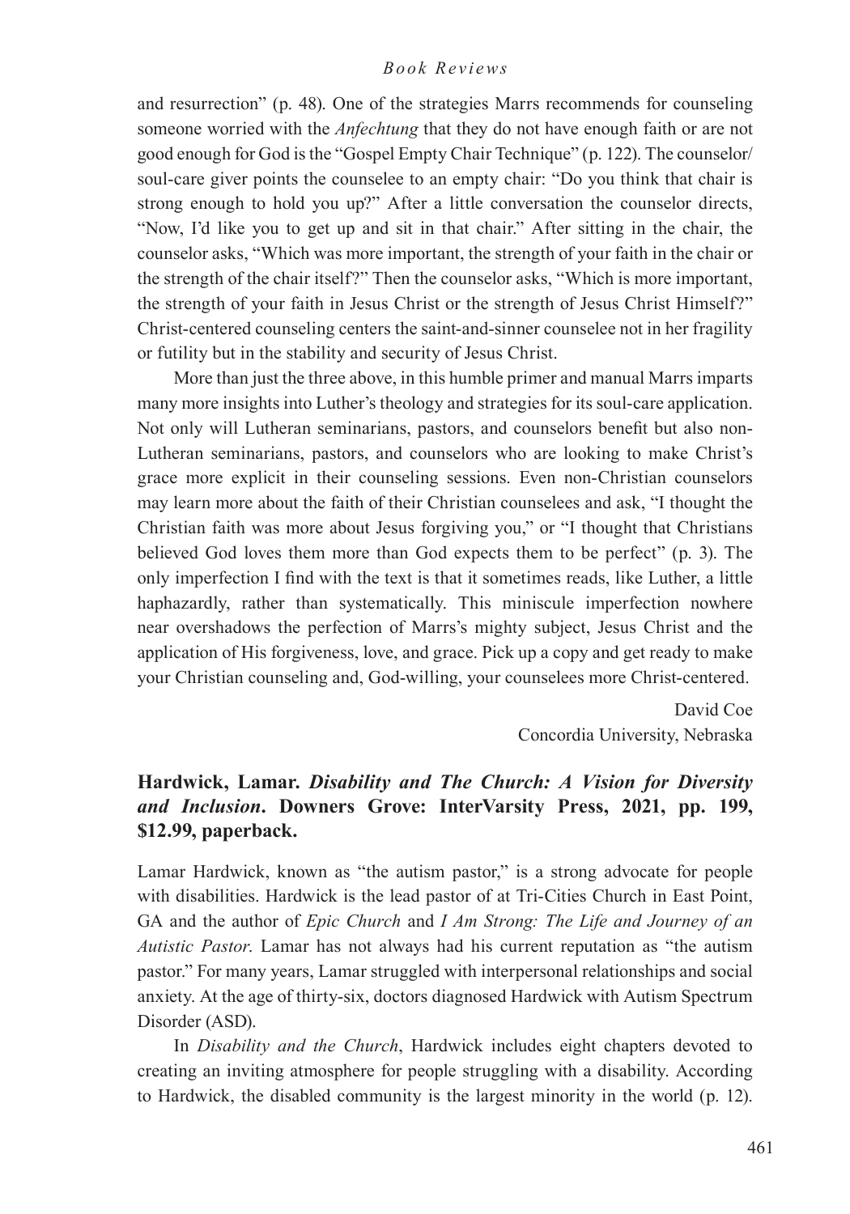and resurrection" (p. 48). One of the strategies Marrs recommends for counseling someone worried with the *Anfechtung* that they do not have enough faith or are not good enough for God is the "Gospel Empty Chair Technique" (p. 122). The counselor/soul-care giver points the counselee to an empty chair: "Do you think that chair is strong enough to hold you up?" After a little conversation the counselor directs, "Now, I'd like you to get up and sit in that chair." After sitting in the chair, the counselor asks, "Which was more important, the strength of your faith in the chair or the strength of the chair itself?" Then the counselor asks, "Which is more important, the strength of your faith in Jesus Christ or the strength of Jesus Christ Himself?" Christ-centered counseling centers the saint-and-sinner counselee not in her fragility or futility but in the stability and security of Jesus Christ.

More than just the three above, in this humble primer and manual Marrs imparts many more insights into Luther's theology and strategies for its soul-care application. Not only will Lutheran seminarians, pastors, and counselors benefit but also non-Lutheran seminarians, pastors, and counselors who are looking to make Christ's grace more explicit in their counseling sessions. Even non-Christian counselors may learn more about the faith of their Christian counselees and ask, "I thought the Christian faith was more about Jesus forgiving you," or "I thought that Christians believed God loves them more than God expects them to be perfect" (p. 3). The only imperfection I find with the text is that it sometimes reads, like Luther, a little haphazardly, rather than systematically. This miniscule imperfection nowhere near overshadows the perfection of Marrs's mighty subject, Jesus Christ and the application of His forgiveness, love, and grace. Pick up a copy and get ready to make your Christian counseling and, God-willing, your counselees more Christ-centered.

David Coe
Concordia University, Nebraska

## Hardwick, Lamar. *Disability and The Church: A Vision for Diversity and Inclusion*. Downers Grove: InterVarsity Press, 2021, pp. 199, $12.99, paperback.

Lamar Hardwick, known as "the autism pastor," is a strong advocate for people with disabilities. Hardwick is the lead pastor of at Tri-Cities Church in East Point, GA and the author of *Epic Church* and *I Am Strong: The Life and Journey of an Autistic Pastor*. Lamar has not always had his current reputation as "the autism pastor." For many years, Lamar struggled with interpersonal relationships and social anxiety. At the age of thirty-six, doctors diagnosed Hardwick with Autism Spectrum Disorder (ASD).

In *Disability and the Church*, Hardwick includes eight chapters devoted to creating an inviting atmosphere for people struggling with a disability. According to Hardwick, the disabled community is the largest minority in the world (p. 12).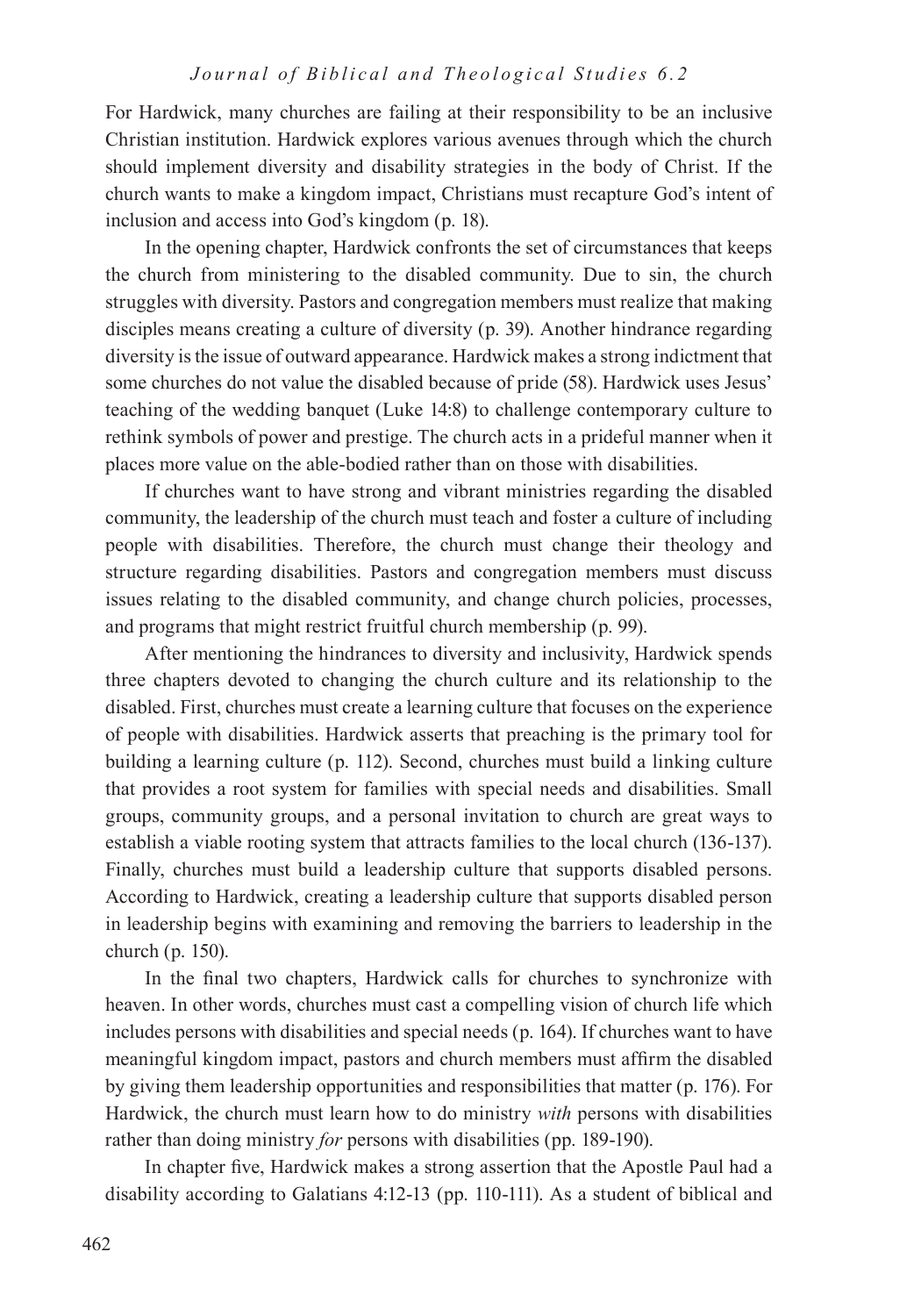For Hardwick, many churches are failing at their responsibility to be an inclusive Christian institution. Hardwick explores various avenues through which the church should implement diversity and disability strategies in the body of Christ. If the church wants to make a kingdom impact, Christians must recapture God's intent of inclusion and access into God's kingdom (p. 18).

In the opening chapter, Hardwick confronts the set of circumstances that keeps the church from ministering to the disabled community. Due to sin, the church struggles with diversity. Pastors and congregation members must realize that making disciples means creating a culture of diversity (p. 39). Another hindrance regarding diversity is the issue of outward appearance. Hardwick makes a strong indictment that some churches do not value the disabled because of pride (58). Hardwick uses Jesus' teaching of the wedding banquet (Luke 14:8) to challenge contemporary culture to rethink symbols of power and prestige. The church acts in a prideful manner when it places more value on the able-bodied rather than on those with disabilities.

If churches want to have strong and vibrant ministries regarding the disabled community, the leadership of the church must teach and foster a culture of including people with disabilities. Therefore, the church must change their theology and structure regarding disabilities. Pastors and congregation members must discuss issues relating to the disabled community, and change church policies, processes, and programs that might restrict fruitful church membership (p. 99).

After mentioning the hindrances to diversity and inclusivity, Hardwick spends three chapters devoted to changing the church culture and its relationship to the disabled. First, churches must create a learning culture that focuses on the experience of people with disabilities. Hardwick asserts that preaching is the primary tool for building a learning culture (p. 112). Second, churches must build a linking culture that provides a root system for families with special needs and disabilities. Small groups, community groups, and a personal invitation to church are great ways to establish a viable rooting system that attracts families to the local church (136-137). Finally, churches must build a leadership culture that supports disabled persons. According to Hardwick, creating a leadership culture that supports disabled person in leadership begins with examining and removing the barriers to leadership in the church (p. 150).

In the final two chapters, Hardwick calls for churches to synchronize with heaven. In other words, churches must cast a compelling vision of church life which includes persons with disabilities and special needs (p. 164). If churches want to have meaningful kingdom impact, pastors and church members must affirm the disabled by giving them leadership opportunities and responsibilities that matter (p. 176). For Hardwick, the church must learn how to do ministry *with* persons with disabilities rather than doing ministry *for* persons with disabilities (pp. 189-190).

In chapter five, Hardwick makes a strong assertion that the Apostle Paul had a disability according to Galatians 4:12-13 (pp. 110-111). As a student of biblical and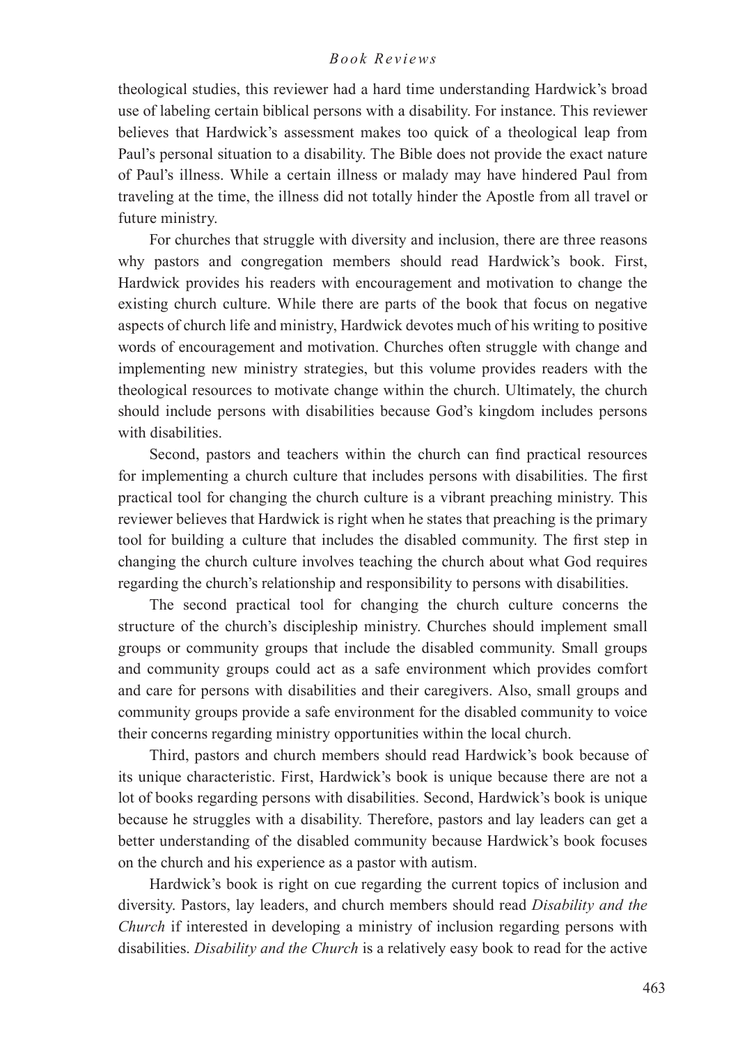theological studies, this reviewer had a hard time understanding Hardwick's broad use of labeling certain biblical persons with a disability. For instance. This reviewer believes that Hardwick's assessment makes too quick of a theological leap from Paul's personal situation to a disability. The Bible does not provide the exact nature of Paul's illness. While a certain illness or malady may have hindered Paul from traveling at the time, the illness did not totally hinder the Apostle from all travel or future ministry.

For churches that struggle with diversity and inclusion, there are three reasons why pastors and congregation members should read Hardwick's book. First, Hardwick provides his readers with encouragement and motivation to change the existing church culture. While there are parts of the book that focus on negative aspects of church life and ministry, Hardwick devotes much of his writing to positive words of encouragement and motivation. Churches often struggle with change and implementing new ministry strategies, but this volume provides readers with the theological resources to motivate change within the church. Ultimately, the church should include persons with disabilities because God's kingdom includes persons with disabilities.

Second, pastors and teachers within the church can find practical resources for implementing a church culture that includes persons with disabilities. The first practical tool for changing the church culture is a vibrant preaching ministry. This reviewer believes that Hardwick is right when he states that preaching is the primary tool for building a culture that includes the disabled community. The first step in changing the church culture involves teaching the church about what God requires regarding the church's relationship and responsibility to persons with disabilities.

The second practical tool for changing the church culture concerns the structure of the church's discipleship ministry. Churches should implement small groups or community groups that include the disabled community. Small groups and community groups could act as a safe environment which provides comfort and care for persons with disabilities and their caregivers. Also, small groups and community groups provide a safe environment for the disabled community to voice their concerns regarding ministry opportunities within the local church.

Third, pastors and church members should read Hardwick's book because of its unique characteristic. First, Hardwick's book is unique because there are not a lot of books regarding persons with disabilities. Second, Hardwick's book is unique because he struggles with a disability. Therefore, pastors and lay leaders can get a better understanding of the disabled community because Hardwick's book focuses on the church and his experience as a pastor with autism.

Hardwick's book is right on cue regarding the current topics of inclusion and diversity. Pastors, lay leaders, and church members should read *Disability and the Church* if interested in developing a ministry of inclusion regarding persons with disabilities. *Disability and the Church* is a relatively easy book to read for the active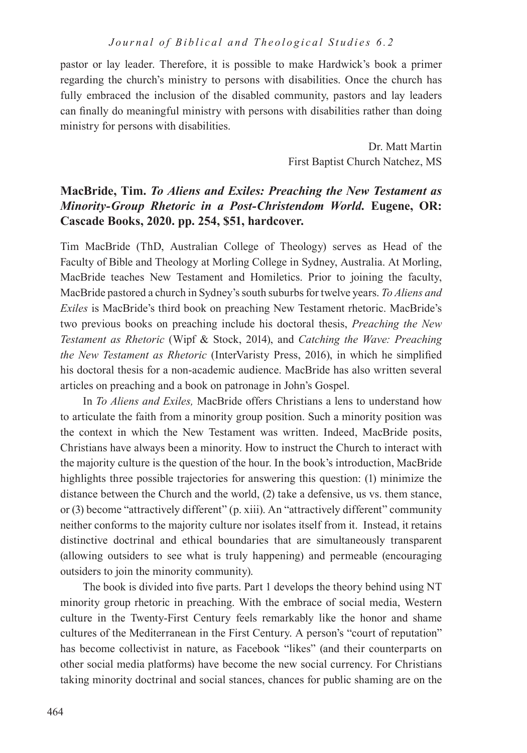pastor or lay leader. Therefore, it is possible to make Hardwick's book a primer regarding the church's ministry to persons with disabilities. Once the church has fully embraced the inclusion of the disabled community, pastors and lay leaders can finally do meaningful ministry with persons with disabilities rather than doing ministry for persons with disabilities.

Dr. Matt Martin
First Baptist Church Natchez, MS

**MacBride, Tim.** ***To Aliens and Exiles: Preaching the New Testament as Minority-Group Rhetoric in a Post-Christendom World.*** **Eugene, OR: Cascade Books, 2020. pp. 254, $51, hardcover.**

Tim MacBride (ThD, Australian College of Theology) serves as Head of the Faculty of Bible and Theology at Morling College in Sydney, Australia. At Morling, MacBride teaches New Testament and Homiletics. Prior to joining the faculty, MacBride pastored a church in Sydney's south suburbs for twelve years. *To Aliens and Exiles* is MacBride's third book on preaching New Testament rhetoric. MacBride's two previous books on preaching include his doctoral thesis, *Preaching the New Testament as Rhetoric* (Wipf & Stock, 2014), and *Catching the Wave: Preaching the New Testament as Rhetoric* (InterVaristy Press, 2016), in which he simplified his doctoral thesis for a non-academic audience. MacBride has also written several articles on preaching and a book on patronage in John's Gospel.

In *To Aliens and Exiles,* MacBride offers Christians a lens to understand how to articulate the faith from a minority group position. Such a minority position was the context in which the New Testament was written. Indeed, MacBride posits, Christians have always been a minority. How to instruct the Church to interact with the majority culture is the question of the hour. In the book's introduction, MacBride highlights three possible trajectories for answering this question: (1) minimize the distance between the Church and the world, (2) take a defensive, us vs. them stance, or (3) become "attractively different" (p. xiii). An "attractively different" community neither conforms to the majority culture nor isolates itself from it. Instead, it retains distinctive doctrinal and ethical boundaries that are simultaneously transparent (allowing outsiders to see what is truly happening) and permeable (encouraging outsiders to join the minority community).

The book is divided into five parts. Part 1 develops the theory behind using NT minority group rhetoric in preaching. With the embrace of social media, Western culture in the Twenty-First Century feels remarkably like the honor and shame cultures of the Mediterranean in the First Century. A person's "court of reputation" has become collectivist in nature, as Facebook "likes" (and their counterparts on other social media platforms) have become the new social currency. For Christians taking minority doctrinal and social stances, chances for public shaming are on the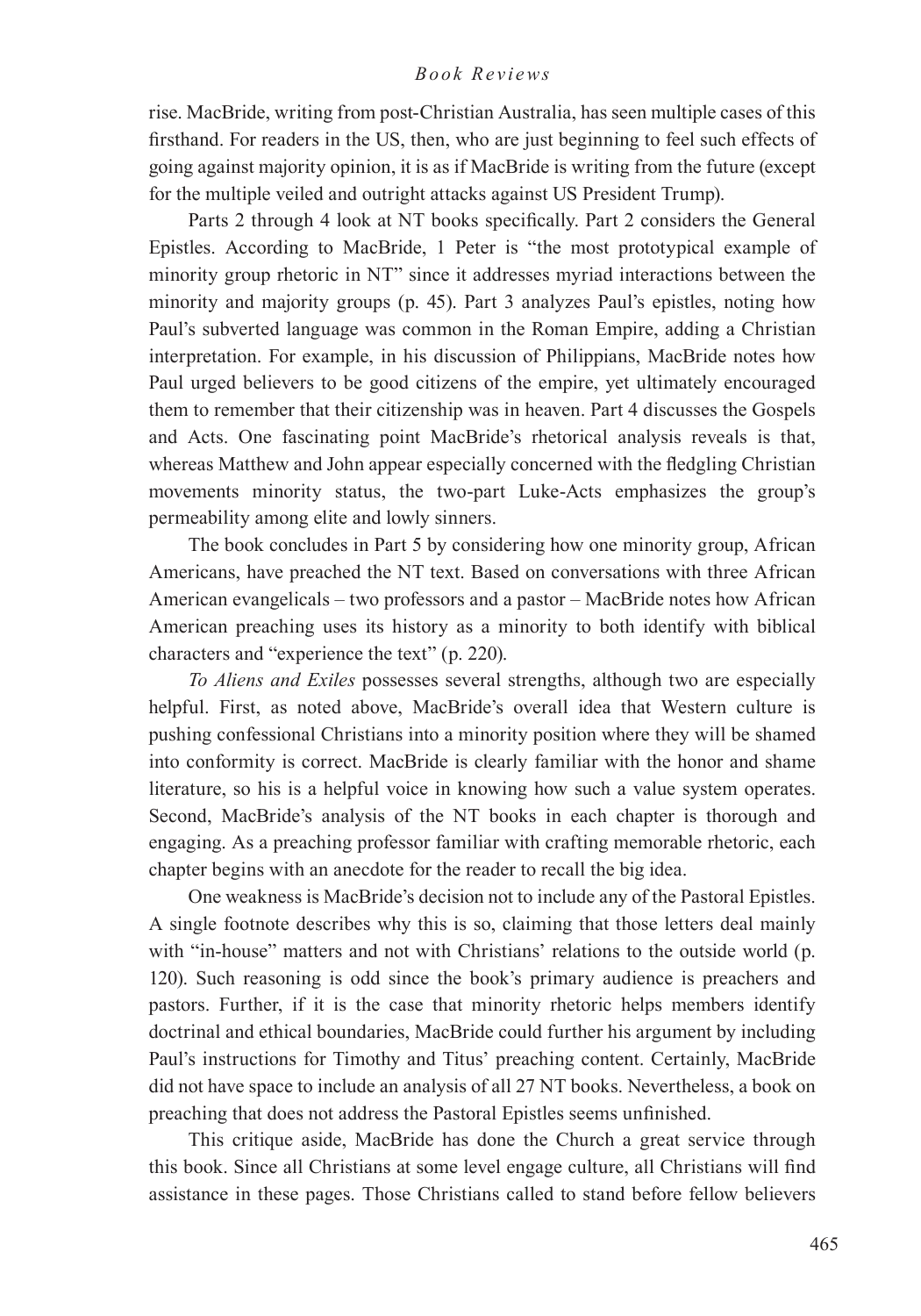rise. MacBride, writing from post-Christian Australia, has seen multiple cases of this firsthand. For readers in the US, then, who are just beginning to feel such effects of going against majority opinion, it is as if MacBride is writing from the future (except for the multiple veiled and outright attacks against US President Trump).

Parts 2 through 4 look at NT books specifically. Part 2 considers the General Epistles. According to MacBride, 1 Peter is "the most prototypical example of minority group rhetoric in NT" since it addresses myriad interactions between the minority and majority groups (p. 45). Part 3 analyzes Paul's epistles, noting how Paul's subverted language was common in the Roman Empire, adding a Christian interpretation. For example, in his discussion of Philippians, MacBride notes how Paul urged believers to be good citizens of the empire, yet ultimately encouraged them to remember that their citizenship was in heaven. Part 4 discusses the Gospels and Acts. One fascinating point MacBride's rhetorical analysis reveals is that, whereas Matthew and John appear especially concerned with the fledgling Christian movements minority status, the two-part Luke-Acts emphasizes the group's permeability among elite and lowly sinners.

The book concludes in Part 5 by considering how one minority group, African Americans, have preached the NT text. Based on conversations with three African American evangelicals – two professors and a pastor – MacBride notes how African American preaching uses its history as a minority to both identify with biblical characters and "experience the text" (p. 220).

*To Aliens and Exiles* possesses several strengths, although two are especially helpful. First, as noted above, MacBride's overall idea that Western culture is pushing confessional Christians into a minority position where they will be shamed into conformity is correct. MacBride is clearly familiar with the honor and shame literature, so his is a helpful voice in knowing how such a value system operates. Second, MacBride's analysis of the NT books in each chapter is thorough and engaging. As a preaching professor familiar with crafting memorable rhetoric, each chapter begins with an anecdote for the reader to recall the big idea.

One weakness is MacBride's decision not to include any of the Pastoral Epistles. A single footnote describes why this is so, claiming that those letters deal mainly with "in-house" matters and not with Christians' relations to the outside world (p. 120). Such reasoning is odd since the book's primary audience is preachers and pastors. Further, if it is the case that minority rhetoric helps members identify doctrinal and ethical boundaries, MacBride could further his argument by including Paul's instructions for Timothy and Titus' preaching content. Certainly, MacBride did not have space to include an analysis of all 27 NT books. Nevertheless, a book on preaching that does not address the Pastoral Epistles seems unfinished.

This critique aside, MacBride has done the Church a great service through this book. Since all Christians at some level engage culture, all Christians will find assistance in these pages. Those Christians called to stand before fellow believers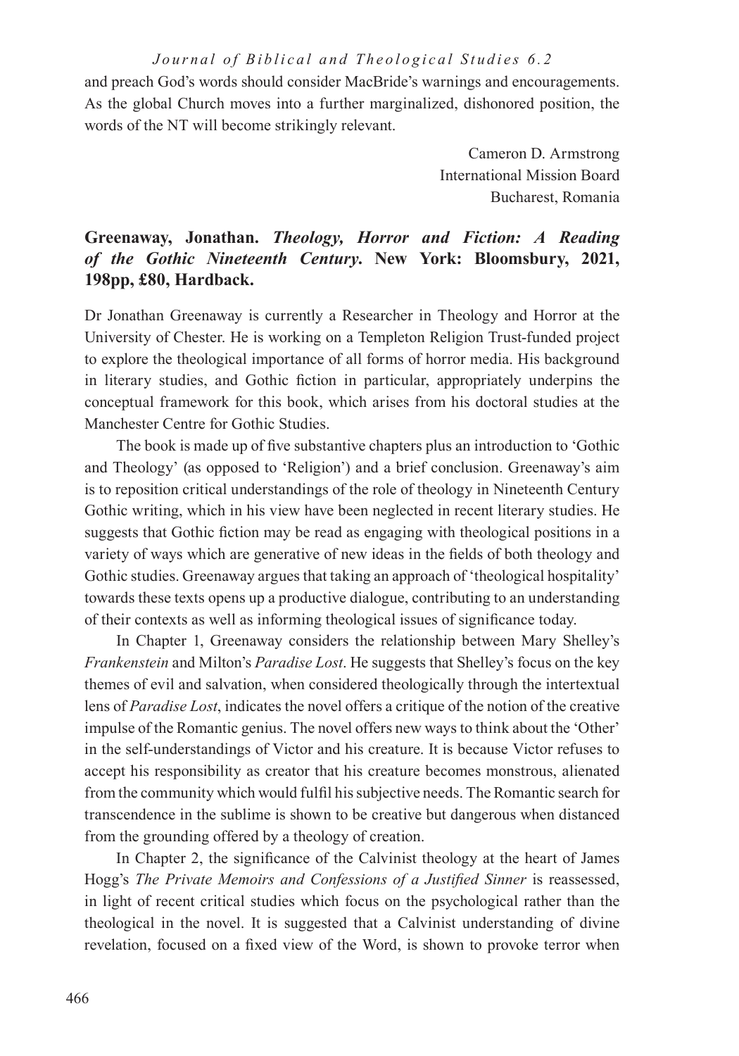and preach God's words should consider MacBride's warnings and encouragements. As the global Church moves into a further marginalized, dishonored position, the words of the NT will become strikingly relevant.

Cameron D. Armstrong
International Mission Board
Bucharest, Romania

**Greenaway, Jonathan. *Theology, Horror and Fiction: A Reading of the Gothic Nineteenth Century*. New York: Bloomsbury, 2021, 198pp, £80, Hardback.**

Dr Jonathan Greenaway is currently a Researcher in Theology and Horror at the University of Chester. He is working on a Templeton Religion Trust-funded project to explore the theological importance of all forms of horror media. His background in literary studies, and Gothic fiction in particular, appropriately underpins the conceptual framework for this book, which arises from his doctoral studies at the Manchester Centre for Gothic Studies.

The book is made up of five substantive chapters plus an introduction to 'Gothic and Theology' (as opposed to 'Religion') and a brief conclusion. Greenaway's aim is to reposition critical understandings of the role of theology in Nineteenth Century Gothic writing, which in his view have been neglected in recent literary studies. He suggests that Gothic fiction may be read as engaging with theological positions in a variety of ways which are generative of new ideas in the fields of both theology and Gothic studies. Greenaway argues that taking an approach of 'theological hospitality' towards these texts opens up a productive dialogue, contributing to an understanding of their contexts as well as informing theological issues of significance today.

In Chapter 1, Greenaway considers the relationship between Mary Shelley's *Frankenstein* and Milton's *Paradise Lost*. He suggests that Shelley's focus on the key themes of evil and salvation, when considered theologically through the intertextual lens of *Paradise Lost*, indicates the novel offers a critique of the notion of the creative impulse of the Romantic genius. The novel offers new ways to think about the 'Other' in the self-understandings of Victor and his creature. It is because Victor refuses to accept his responsibility as creator that his creature becomes monstrous, alienated from the community which would fulfil his subjective needs. The Romantic search for transcendence in the sublime is shown to be creative but dangerous when distanced from the grounding offered by a theology of creation.

In Chapter 2, the significance of the Calvinist theology at the heart of James Hogg's *The Private Memoirs and Confessions of a Justified Sinner* is reassessed, in light of recent critical studies which focus on the psychological rather than the theological in the novel. It is suggested that a Calvinist understanding of divine revelation, focused on a fixed view of the Word, is shown to provoke terror when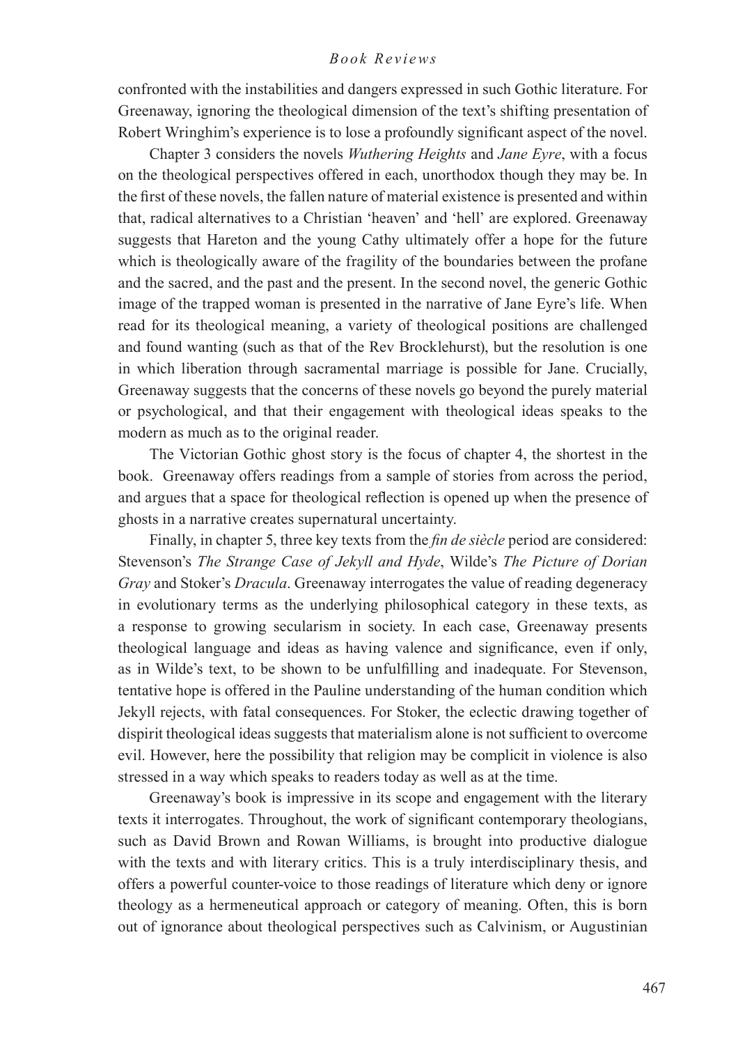confronted with the instabilities and dangers expressed in such Gothic literature. For Greenaway, ignoring the theological dimension of the text's shifting presentation of Robert Wringhim's experience is to lose a profoundly significant aspect of the novel.

Chapter 3 considers the novels *Wuthering Heights* and *Jane Eyre*, with a focus on the theological perspectives offered in each, unorthodox though they may be. In the first of these novels, the fallen nature of material existence is presented and within that, radical alternatives to a Christian 'heaven' and 'hell' are explored. Greenaway suggests that Hareton and the young Cathy ultimately offer a hope for the future which is theologically aware of the fragility of the boundaries between the profane and the sacred, and the past and the present. In the second novel, the generic Gothic image of the trapped woman is presented in the narrative of Jane Eyre's life. When read for its theological meaning, a variety of theological positions are challenged and found wanting (such as that of the Rev Brocklehurst), but the resolution is one in which liberation through sacramental marriage is possible for Jane. Crucially, Greenaway suggests that the concerns of these novels go beyond the purely material or psychological, and that their engagement with theological ideas speaks to the modern as much as to the original reader.

The Victorian Gothic ghost story is the focus of chapter 4, the shortest in the book. Greenaway offers readings from a sample of stories from across the period, and argues that a space for theological reflection is opened up when the presence of ghosts in a narrative creates supernatural uncertainty.

Finally, in chapter 5, three key texts from the *fin de siècle* period are considered: Stevenson's *The Strange Case of Jekyll and Hyde*, Wilde's *The Picture of Dorian Gray* and Stoker's *Dracula*. Greenaway interrogates the value of reading degeneracy in evolutionary terms as the underlying philosophical category in these texts, as a response to growing secularism in society. In each case, Greenaway presents theological language and ideas as having valence and significance, even if only, as in Wilde's text, to be shown to be unfulfilling and inadequate. For Stevenson, tentative hope is offered in the Pauline understanding of the human condition which Jekyll rejects, with fatal consequences. For Stoker, the eclectic drawing together of dispirit theological ideas suggests that materialism alone is not sufficient to overcome evil. However, here the possibility that religion may be complicit in violence is also stressed in a way which speaks to readers today as well as at the time.

Greenaway's book is impressive in its scope and engagement with the literary texts it interrogates. Throughout, the work of significant contemporary theologians, such as David Brown and Rowan Williams, is brought into productive dialogue with the texts and with literary critics. This is a truly interdisciplinary thesis, and offers a powerful counter-voice to those readings of literature which deny or ignore theology as a hermeneutical approach or category of meaning. Often, this is born out of ignorance about theological perspectives such as Calvinism, or Augustinian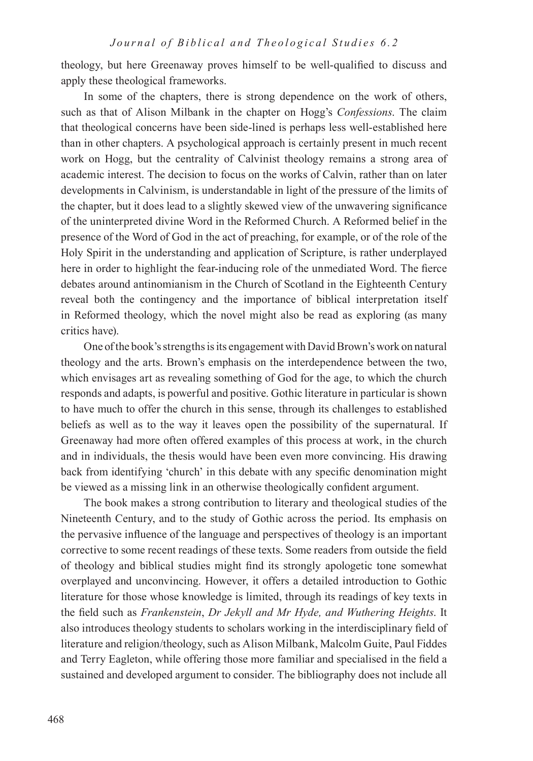theology, but here Greenaway proves himself to be well-qualified to discuss and apply these theological frameworks.

In some of the chapters, there is strong dependence on the work of others, such as that of Alison Milbank in the chapter on Hogg's *Confessions*. The claim that theological concerns have been side-lined is perhaps less well-established here than in other chapters. A psychological approach is certainly present in much recent work on Hogg, but the centrality of Calvinist theology remains a strong area of academic interest. The decision to focus on the works of Calvin, rather than on later developments in Calvinism, is understandable in light of the pressure of the limits of the chapter, but it does lead to a slightly skewed view of the unwavering significance of the uninterpreted divine Word in the Reformed Church. A Reformed belief in the presence of the Word of God in the act of preaching, for example, or of the role of the Holy Spirit in the understanding and application of Scripture, is rather underplayed here in order to highlight the fear-inducing role of the unmediated Word. The fierce debates around antinomianism in the Church of Scotland in the Eighteenth Century reveal both the contingency and the importance of biblical interpretation itself in Reformed theology, which the novel might also be read as exploring (as many critics have).

One of the book's strengths is its engagement with David Brown's work on natural theology and the arts. Brown's emphasis on the interdependence between the two, which envisages art as revealing something of God for the age, to which the church responds and adapts, is powerful and positive. Gothic literature in particular is shown to have much to offer the church in this sense, through its challenges to established beliefs as well as to the way it leaves open the possibility of the supernatural. If Greenaway had more often offered examples of this process at work, in the church and in individuals, the thesis would have been even more convincing. His drawing back from identifying 'church' in this debate with any specific denomination might be viewed as a missing link in an otherwise theologically confident argument.

The book makes a strong contribution to literary and theological studies of the Nineteenth Century, and to the study of Gothic across the period. Its emphasis on the pervasive influence of the language and perspectives of theology is an important corrective to some recent readings of these texts. Some readers from outside the field of theology and biblical studies might find its strongly apologetic tone somewhat overplayed and unconvincing. However, it offers a detailed introduction to Gothic literature for those whose knowledge is limited, through its readings of key texts in the field such as *Frankenstein*, *Dr Jekyll and Mr Hyde, and Wuthering Heights*. It also introduces theology students to scholars working in the interdisciplinary field of literature and religion/theology, such as Alison Milbank, Malcolm Guite, Paul Fiddes and Terry Eagleton, while offering those more familiar and specialised in the field a sustained and developed argument to consider. The bibliography does not include all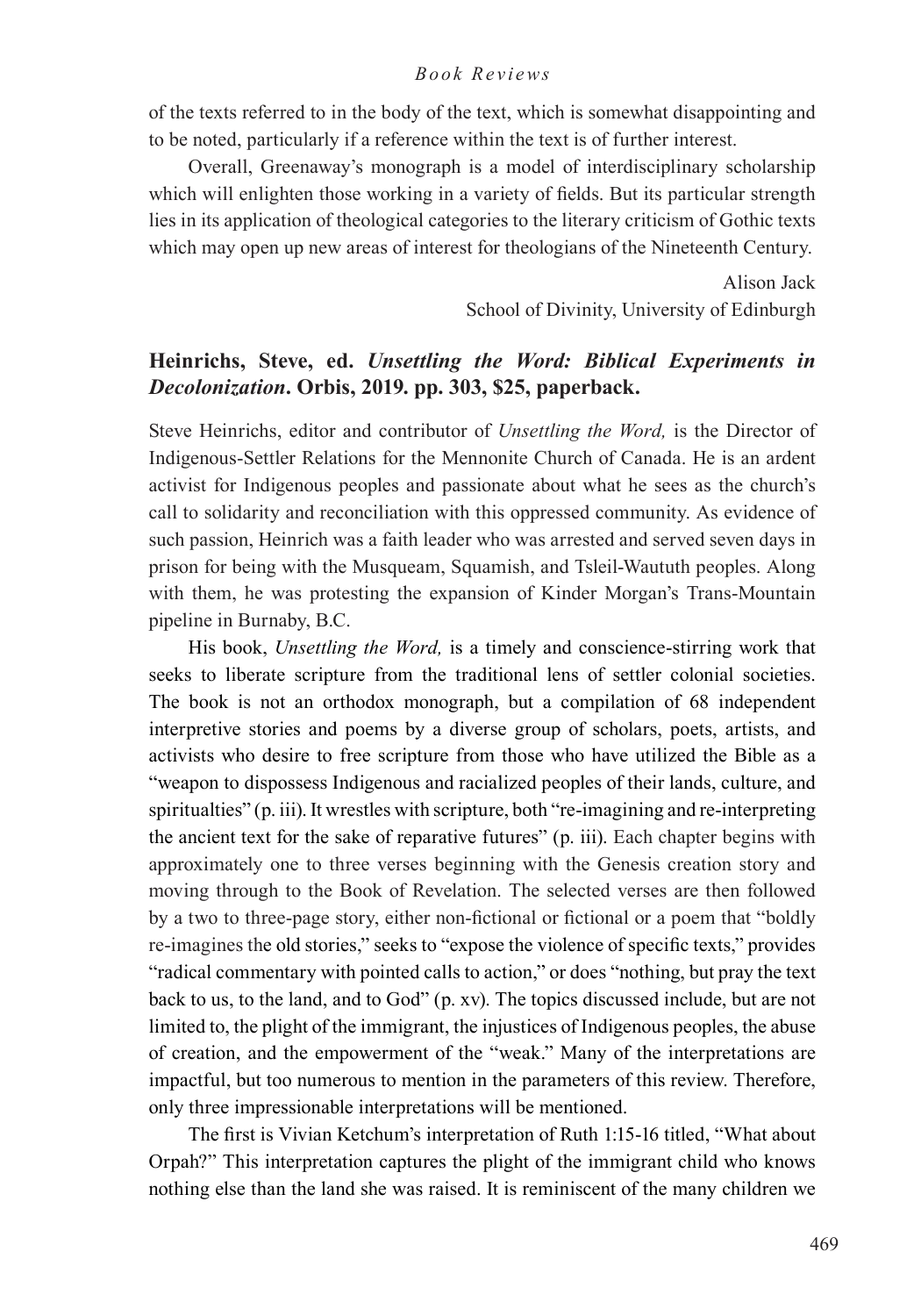of the texts referred to in the body of the text, which is somewhat disappointing and to be noted, particularly if a reference within the text is of further interest.

Overall, Greenaway's monograph is a model of interdisciplinary scholarship which will enlighten those working in a variety of fields. But its particular strength lies in its application of theological categories to the literary criticism of Gothic texts which may open up new areas of interest for theologians of the Nineteenth Century.

Alison Jack
School of Divinity, University of Edinburgh

## Heinrichs, Steve, ed. *Unsettling the Word: Biblical Experiments in Decolonization*. Orbis, 2019. pp. 303, $25, paperback.

Steve Heinrichs, editor and contributor of *Unsettling the Word,* is the Director of Indigenous-Settler Relations for the Mennonite Church of Canada. He is an ardent activist for Indigenous peoples and passionate about what he sees as the church's call to solidarity and reconciliation with this oppressed community. As evidence of such passion, Heinrich was a faith leader who was arrested and served seven days in prison for being with the Musqueam, Squamish, and Tsleil-Waututh peoples. Along with them, he was protesting the expansion of Kinder Morgan's Trans-Mountain pipeline in Burnaby, B.C.

His book, *Unsettling the Word,* is a timely and conscience-stirring work that seeks to liberate scripture from the traditional lens of settler colonial societies. The book is not an orthodox monograph, but a compilation of 68 independent interpretive stories and poems by a diverse group of scholars, poets, artists, and activists who desire to free scripture from those who have utilized the Bible as a "weapon to dispossess Indigenous and racialized peoples of their lands, culture, and spiritualties" (p. iii). It wrestles with scripture, both "re-imagining and re-interpreting the ancient text for the sake of reparative futures" (p. iii). Each chapter begins with approximately one to three verses beginning with the Genesis creation story and moving through to the Book of Revelation. The selected verses are then followed by a two to three-page story, either non-fictional or fictional or a poem that "boldly re-imagines the old stories," seeks to "expose the violence of specific texts," provides "radical commentary with pointed calls to action," or does "nothing, but pray the text back to us, to the land, and to God" (p. xv). The topics discussed include, but are not limited to, the plight of the immigrant, the injustices of Indigenous peoples, the abuse of creation, and the empowerment of the "weak." Many of the interpretations are impactful, but too numerous to mention in the parameters of this review. Therefore, only three impressionable interpretations will be mentioned.

The first is Vivian Ketchum's interpretation of Ruth 1:15-16 titled, "What about Orpah?" This interpretation captures the plight of the immigrant child who knows nothing else than the land she was raised. It is reminiscent of the many children we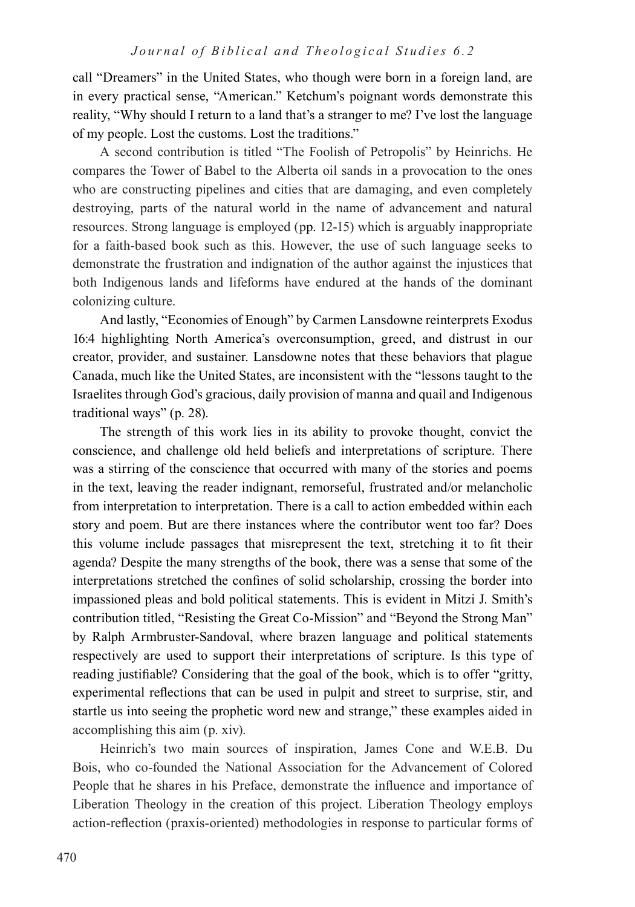call "Dreamers" in the United States, who though were born in a foreign land, are in every practical sense, "American." Ketchum's poignant words demonstrate this reality, "Why should I return to a land that's a stranger to me? I've lost the language of my people. Lost the customs. Lost the traditions."

A second contribution is titled "The Foolish of Petropolis" by Heinrichs. He compares the Tower of Babel to the Alberta oil sands in a provocation to the ones who are constructing pipelines and cities that are damaging, and even completely destroying, parts of the natural world in the name of advancement and natural resources. Strong language is employed (pp. 12-15) which is arguably inappropriate for a faith-based book such as this. However, the use of such language seeks to demonstrate the frustration and indignation of the author against the injustices that both Indigenous lands and lifeforms have endured at the hands of the dominant colonizing culture.

And lastly, "Economies of Enough" by Carmen Lansdowne reinterprets Exodus 16:4 highlighting North America's overconsumption, greed, and distrust in our creator, provider, and sustainer. Lansdowne notes that these behaviors that plague Canada, much like the United States, are inconsistent with the "lessons taught to the Israelites through God's gracious, daily provision of manna and quail and Indigenous traditional ways" (p. 28).

The strength of this work lies in its ability to provoke thought, convict the conscience, and challenge old held beliefs and interpretations of scripture. There was a stirring of the conscience that occurred with many of the stories and poems in the text, leaving the reader indignant, remorseful, frustrated and/or melancholic from interpretation to interpretation. There is a call to action embedded within each story and poem. But are there instances where the contributor went too far? Does this volume include passages that misrepresent the text, stretching it to fit their agenda? Despite the many strengths of the book, there was a sense that some of the interpretations stretched the confines of solid scholarship, crossing the border into impassioned pleas and bold political statements. This is evident in Mitzi J. Smith's contribution titled, "Resisting the Great Co-Mission" and "Beyond the Strong Man" by Ralph Armbruster-Sandoval, where brazen language and political statements respectively are used to support their interpretations of scripture. Is this type of reading justifiable? Considering that the goal of the book, which is to offer "gritty, experimental reflections that can be used in pulpit and street to surprise, stir, and startle us into seeing the prophetic word new and strange," these examples aided in accomplishing this aim (p. xiv).

Heinrich's two main sources of inspiration, James Cone and W.E.B. Du Bois, who co-founded the National Association for the Advancement of Colored People that he shares in his Preface, demonstrate the influence and importance of Liberation Theology in the creation of this project. Liberation Theology employs action-reflection (praxis-oriented) methodologies in response to particular forms of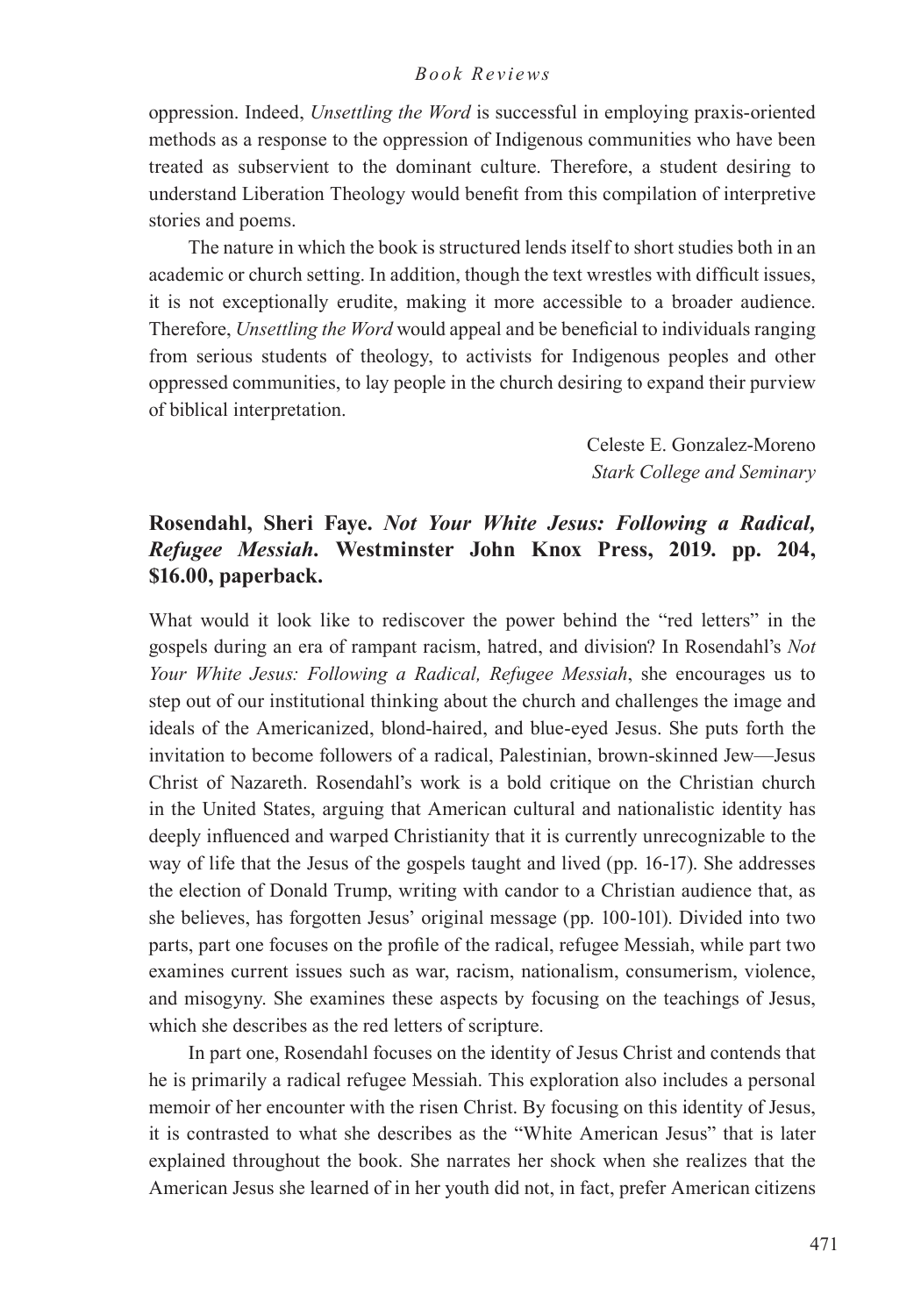oppression. Indeed, *Unsettling the Word* is successful in employing praxis-oriented methods as a response to the oppression of Indigenous communities who have been treated as subservient to the dominant culture. Therefore, a student desiring to understand Liberation Theology would benefit from this compilation of interpretive stories and poems.

The nature in which the book is structured lends itself to short studies both in an academic or church setting. In addition, though the text wrestles with difficult issues, it is not exceptionally erudite, making it more accessible to a broader audience. Therefore, *Unsettling the Word* would appeal and be beneficial to individuals ranging from serious students of theology, to activists for Indigenous peoples and other oppressed communities, to lay people in the church desiring to expand their purview of biblical interpretation.

Celeste E. Gonzalez-Moreno
*Stark College and Seminary*

**Rosendahl, Sheri Faye. *Not Your White Jesus: Following a Radical, Refugee Messiah*. Westminster John Knox Press, 2019. pp. 204, \$16.00, paperback.**

What would it look like to rediscover the power behind the "red letters" in the gospels during an era of rampant racism, hatred, and division? In Rosendahl's *Not Your White Jesus: Following a Radical, Refugee Messiah*, she encourages us to step out of our institutional thinking about the church and challenges the image and ideals of the Americanized, blond-haired, and blue-eyed Jesus. She puts forth the invitation to become followers of a radical, Palestinian, brown-skinned Jew—Jesus Christ of Nazareth. Rosendahl's work is a bold critique on the Christian church in the United States, arguing that American cultural and nationalistic identity has deeply influenced and warped Christianity that it is currently unrecognizable to the way of life that the Jesus of the gospels taught and lived (pp. 16-17). She addresses the election of Donald Trump, writing with candor to a Christian audience that, as she believes, has forgotten Jesus' original message (pp. 100-101). Divided into two parts, part one focuses on the profile of the radical, refugee Messiah, while part two examines current issues such as war, racism, nationalism, consumerism, violence, and misogyny. She examines these aspects by focusing on the teachings of Jesus, which she describes as the red letters of scripture.

In part one, Rosendahl focuses on the identity of Jesus Christ and contends that he is primarily a radical refugee Messiah. This exploration also includes a personal memoir of her encounter with the risen Christ. By focusing on this identity of Jesus, it is contrasted to what she describes as the "White American Jesus" that is later explained throughout the book. She narrates her shock when she realizes that the American Jesus she learned of in her youth did not, in fact, prefer American citizens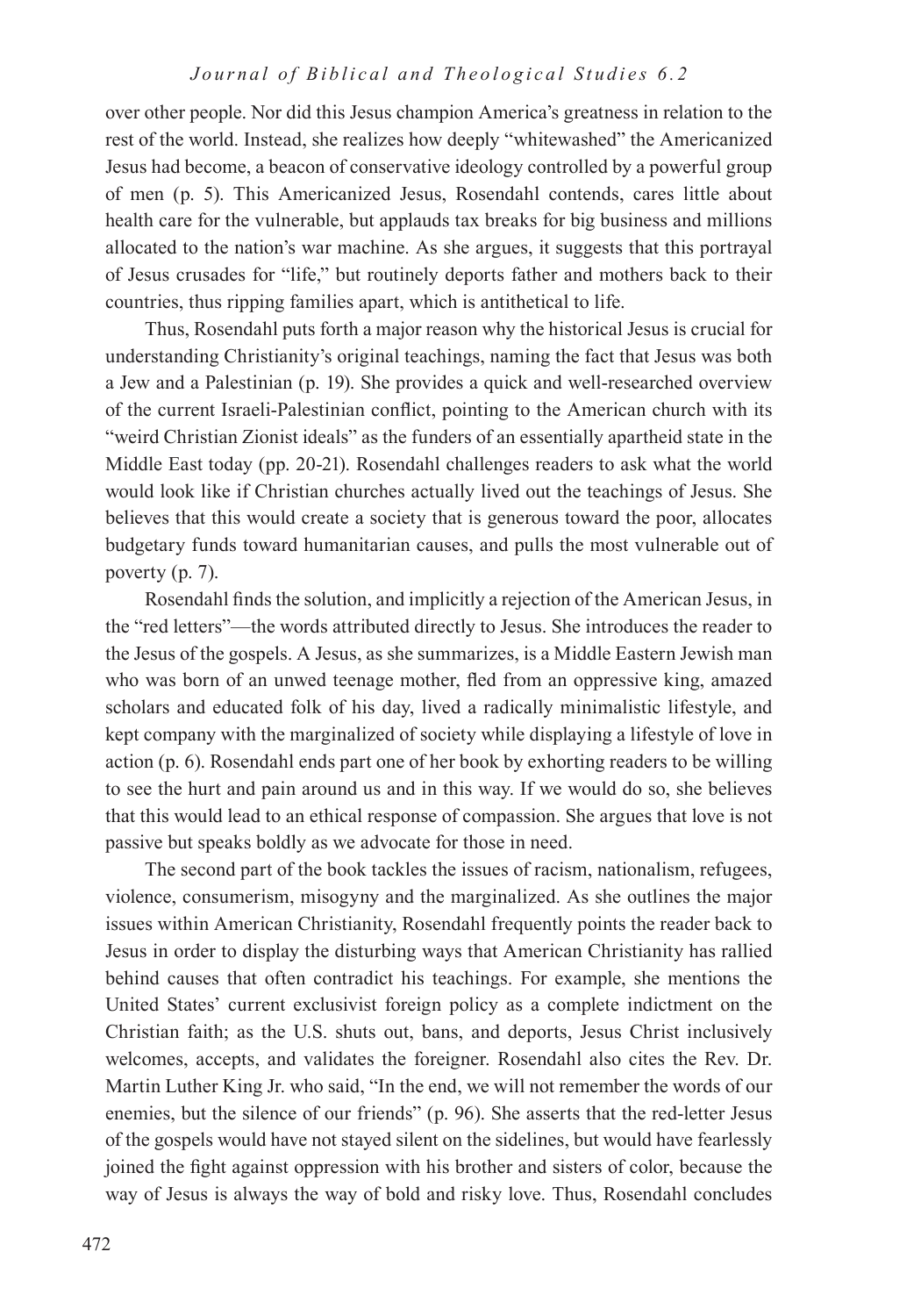over other people. Nor did this Jesus champion America's greatness in relation to the rest of the world. Instead, she realizes how deeply "whitewashed" the Americanized Jesus had become, a beacon of conservative ideology controlled by a powerful group of men (p. 5). This Americanized Jesus, Rosendahl contends, cares little about health care for the vulnerable, but applauds tax breaks for big business and millions allocated to the nation's war machine. As she argues, it suggests that this portrayal of Jesus crusades for "life," but routinely deports father and mothers back to their countries, thus ripping families apart, which is antithetical to life.

Thus, Rosendahl puts forth a major reason why the historical Jesus is crucial for understanding Christianity's original teachings, naming the fact that Jesus was both a Jew and a Palestinian (p. 19). She provides a quick and well-researched overview of the current Israeli-Palestinian conflict, pointing to the American church with its "weird Christian Zionist ideals" as the funders of an essentially apartheid state in the Middle East today (pp. 20-21). Rosendahl challenges readers to ask what the world would look like if Christian churches actually lived out the teachings of Jesus. She believes that this would create a society that is generous toward the poor, allocates budgetary funds toward humanitarian causes, and pulls the most vulnerable out of poverty (p. 7).

Rosendahl finds the solution, and implicitly a rejection of the American Jesus, in the "red letters"—the words attributed directly to Jesus. She introduces the reader to the Jesus of the gospels. A Jesus, as she summarizes, is a Middle Eastern Jewish man who was born of an unwed teenage mother, fled from an oppressive king, amazed scholars and educated folk of his day, lived a radically minimalistic lifestyle, and kept company with the marginalized of society while displaying a lifestyle of love in action (p. 6). Rosendahl ends part one of her book by exhorting readers to be willing to see the hurt and pain around us and in this way. If we would do so, she believes that this would lead to an ethical response of compassion. She argues that love is not passive but speaks boldly as we advocate for those in need.

The second part of the book tackles the issues of racism, nationalism, refugees, violence, consumerism, misogyny and the marginalized. As she outlines the major issues within American Christianity, Rosendahl frequently points the reader back to Jesus in order to display the disturbing ways that American Christianity has rallied behind causes that often contradict his teachings. For example, she mentions the United States' current exclusivist foreign policy as a complete indictment on the Christian faith; as the U.S. shuts out, bans, and deports, Jesus Christ inclusively welcomes, accepts, and validates the foreigner. Rosendahl also cites the Rev. Dr. Martin Luther King Jr. who said, "In the end, we will not remember the words of our enemies, but the silence of our friends" (p. 96). She asserts that the red-letter Jesus of the gospels would have not stayed silent on the sidelines, but would have fearlessly joined the fight against oppression with his brother and sisters of color, because the way of Jesus is always the way of bold and risky love. Thus, Rosendahl concludes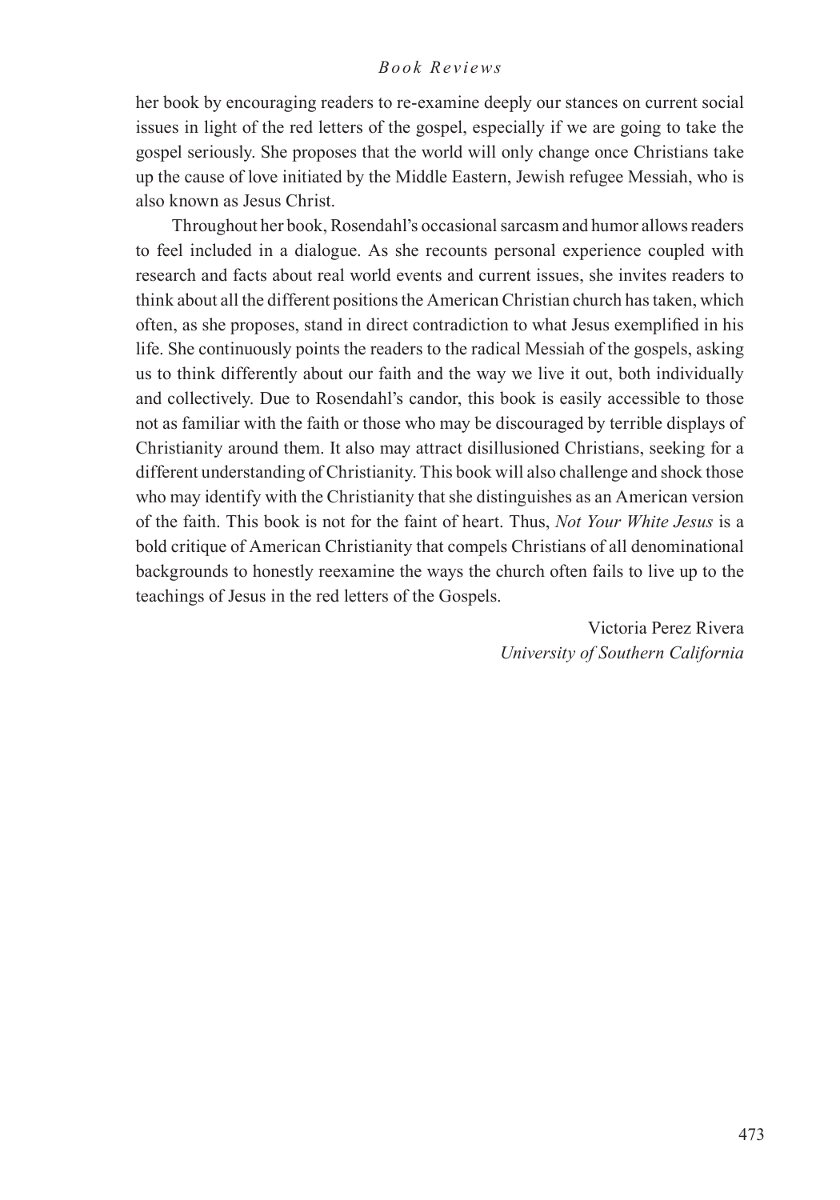her book by encouraging readers to re-examine deeply our stances on current social issues in light of the red letters of the gospel, especially if we are going to take the gospel seriously. She proposes that the world will only change once Christians take up the cause of love initiated by the Middle Eastern, Jewish refugee Messiah, who is also known as Jesus Christ.

Throughout her book, Rosendahl's occasional sarcasm and humor allows readers to feel included in a dialogue. As she recounts personal experience coupled with research and facts about real world events and current issues, she invites readers to think about all the different positions the American Christian church has taken, which often, as she proposes, stand in direct contradiction to what Jesus exemplified in his life. She continuously points the readers to the radical Messiah of the gospels, asking us to think differently about our faith and the way we live it out, both individually and collectively. Due to Rosendahl's candor, this book is easily accessible to those not as familiar with the faith or those who may be discouraged by terrible displays of Christianity around them. It also may attract disillusioned Christians, seeking for a different understanding of Christianity. This book will also challenge and shock those who may identify with the Christianity that she distinguishes as an American version of the faith. This book is not for the faint of heart. Thus, *Not Your White Jesus* is a bold critique of American Christianity that compels Christians of all denominational backgrounds to honestly reexamine the ways the church often fails to live up to the teachings of Jesus in the red letters of the Gospels.

Victoria Perez Rivera
*University of Southern California*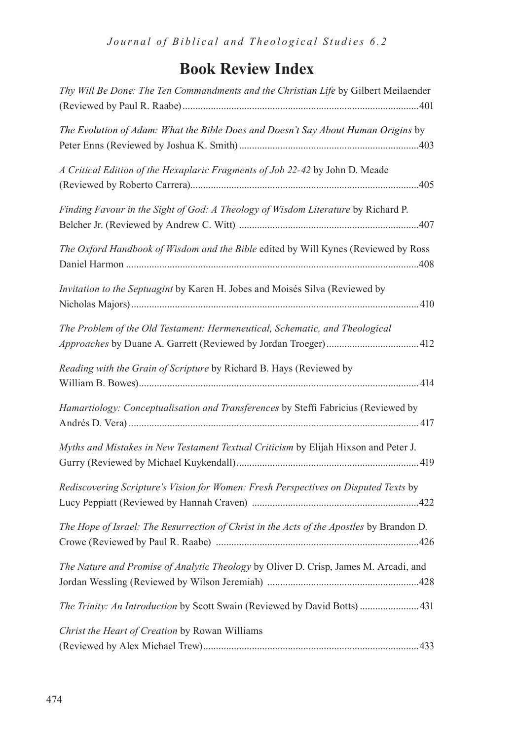# Book Review Index

*Thy Will Be Done: The Ten Commandments and the Christian Life* by Gilbert Meilaender (Reviewed by Paul R. Raabe)....401

*The Evolution of Adam: What the Bible Does and Doesn't Say About Human Origins* by Peter Enns (Reviewed by Joshua K. Smith)....403

*A Critical Edition of the Hexaplaric Fragments of Job 22-42* by John D. Meade (Reviewed by Roberto Carrera)....405

*Finding Favour in the Sight of God: A Theology of Wisdom Literature* by Richard P. Belcher Jr. (Reviewed by Andrew C. Witt)....407

*The Oxford Handbook of Wisdom and the Bible* edited by Will Kynes (Reviewed by Ross Daniel Harmon....408

*Invitation to the Septuagint* by Karen H. Jobes and Moisés Silva (Reviewed by Nicholas Majors)....410

*The Problem of the Old Testament: Hermeneutical, Schematic, and Theological Approaches* by Duane A. Garrett (Reviewed by Jordan Troeger)....412

*Reading with the Grain of Scripture* by Richard B. Hays (Reviewed by William B. Bowes)....414

*Hamartiology: Conceptualisation and Transferences* by Steffi Fabricius (Reviewed by Andrés D. Vera)....417

*Myths and Mistakes in New Testament Textual Criticism* by Elijah Hixson and Peter J. Gurry (Reviewed by Michael Kuykendall)....419

*Rediscovering Scripture's Vision for Women: Fresh Perspectives on Disputed Texts* by Lucy Peppiatt (Reviewed by Hannah Craven)....422

*The Hope of Israel: The Resurrection of Christ in the Acts of the Apostles* by Brandon D. Crowe (Reviewed by Paul R. Raabe)....426

*The Nature and Promise of Analytic Theology* by Oliver D. Crisp, James M. Arcadi, and Jordan Wessling (Reviewed by Wilson Jeremiah)....428

*The Trinity: An Introduction* by Scott Swain (Reviewed by David Botts)....431

*Christ the Heart of Creation* by Rowan Williams (Reviewed by Alex Michael Trew)....433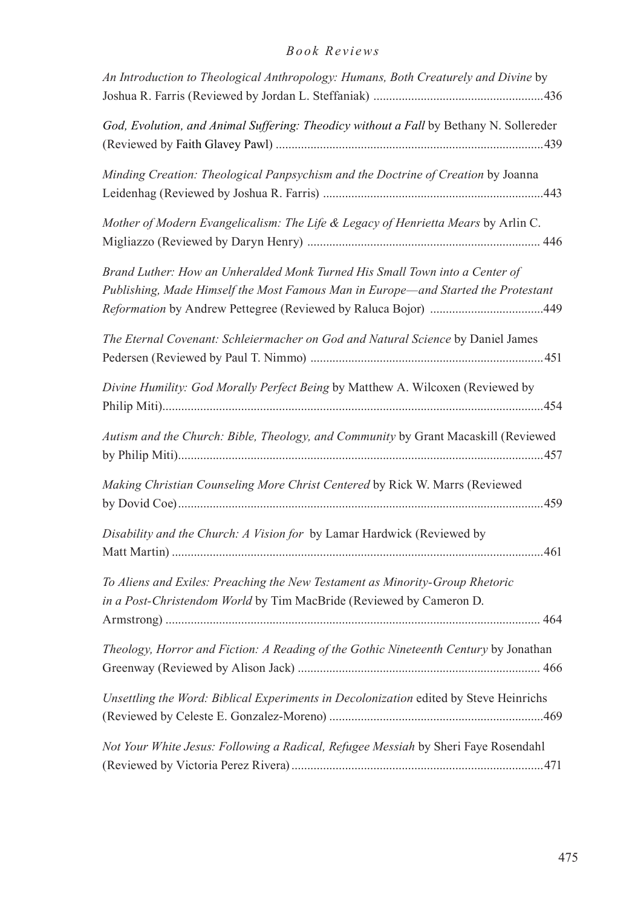## *Book Reviews*

*An Introduction to Theological Anthropology: Humans, Both Creaturely and Divine* by Joshua R. Farris (Reviewed by Jordan L. Steffaniak) ....................................................436

*God, Evolution, and Animal Suffering: Theodicy without a Fall* by Bethany N. Sollereder (Reviewed by Faith Glavey Pawl) ....................................................................................439

*Minding Creation: Theological Panpsychism and the Doctrine of Creation* by Joanna Leidenhag (Reviewed by Joshua R. Farris) ....................................................................443

*Mother of Modern Evangelicalism: The Life & Legacy of Henrietta Mears* by Arlin C. Migliazzo (Reviewed by Daryn Henry) ........................................................................ 446

*Brand Luther: How an Unheralded Monk Turned His Small Town into a Center of Publishing, Made Himself the Most Famous Man in Europe—and Started the Protestant Reformation* by Andrew Pettegree (Reviewed by Raluca Bojor) ...................................449

*The Eternal Covenant: Schleiermacher on God and Natural Science* by Daniel James Pedersen (Reviewed by Paul T. Nimmo) .........................................................................451

*Divine Humility: God Morally Perfect Being* by Matthew A. Wilcoxen (Reviewed by Philip Miti).......................................................................................................................454

*Autism and the Church: Bible, Theology, and Community* by Grant Macaskill (Reviewed by Philip Miti)..................................................................................................................457

*Making Christian Counseling More Christ Centered* by Rick W. Marrs (Reviewed by Dovid Coe)..................................................................................................................459

*Disability and the Church: A Vision for* by Lamar Hardwick (Reviewed by Matt Martin) ....................................................................................................................461

*To Aliens and Exiles: Preaching the New Testament as Minority-Group Rhetoric in a Post-Christendom World* by Tim MacBride (Reviewed by Cameron D. Armstrong) ..................................................................................................................... 464

*Theology, Horror and Fiction: A Reading of the Gothic Nineteenth Century* by Jonathan Greenway (Reviewed by Alison Jack) ........................................................................... 466

*Unsettling the Word: Biblical Experiments in Decolonization* edited by Steve Heinrichs (Reviewed by Celeste E. Gonzalez-Moreno) ...................................................................469

*Not Your White Jesus: Following a Radical, Refugee Messiah* by Sheri Faye Rosendahl (Reviewed by Victoria Perez Rivera)...............................................................................471